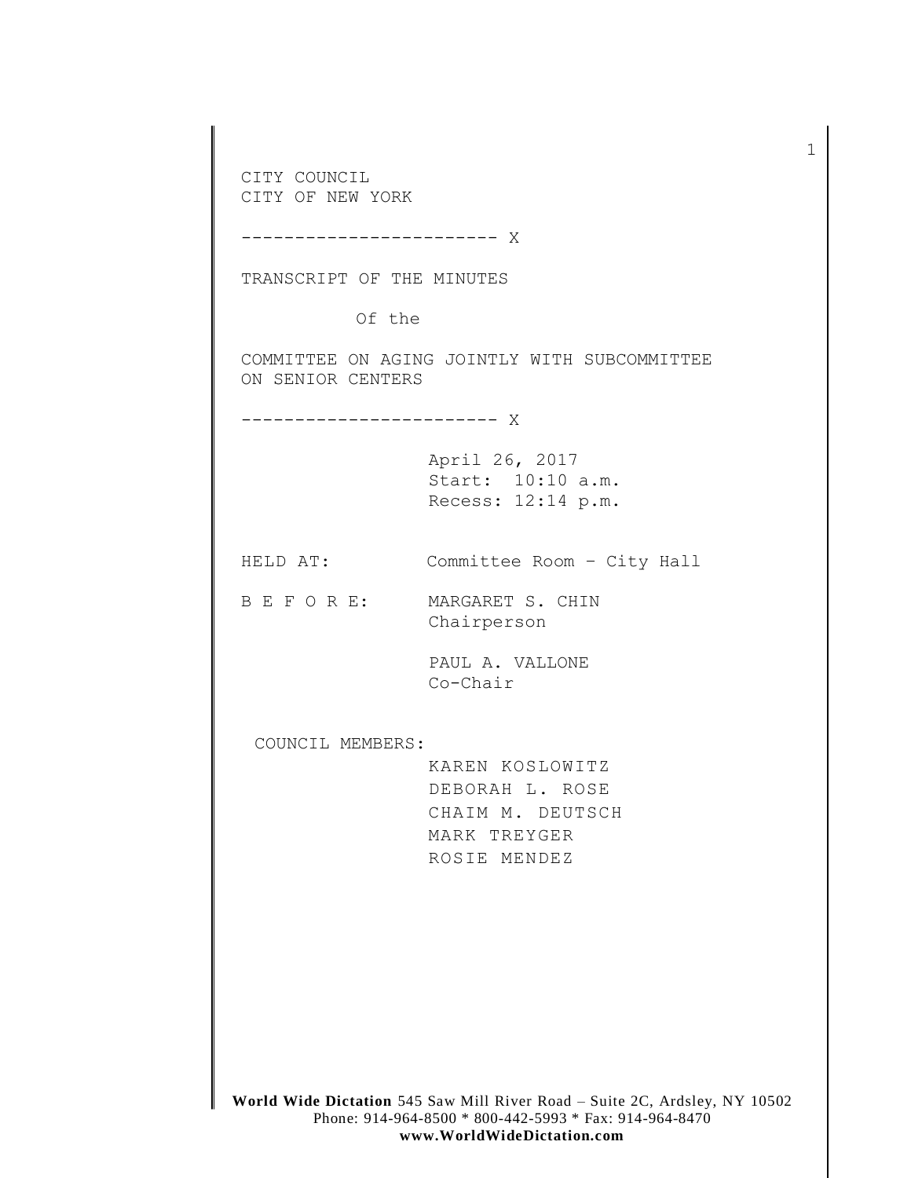CITY COUNCIL
CITY OF NEW YORK

------------------------ X

TRANSCRIPT OF THE MINUTES

Of the

COMMITTEE ON AGING JOINTLY WITH SUBCOMMITTEE ON SENIOR CENTERS

------------------------ X

April 26, 2017
Start: 10:10 a.m.
Recess: 12:14 p.m.

HELD AT: Committee Room – City Hall

B E F O R E: MARGARET S. CHIN
Chairperson

PAUL A. VALLONE
Co-Chair

COUNCIL MEMBERS:
KAREN KOSLOWITZ
DEBORAH L. ROSE
CHAIM M. DEUTSCH
MARK TREYGER
ROSIE MENDEZ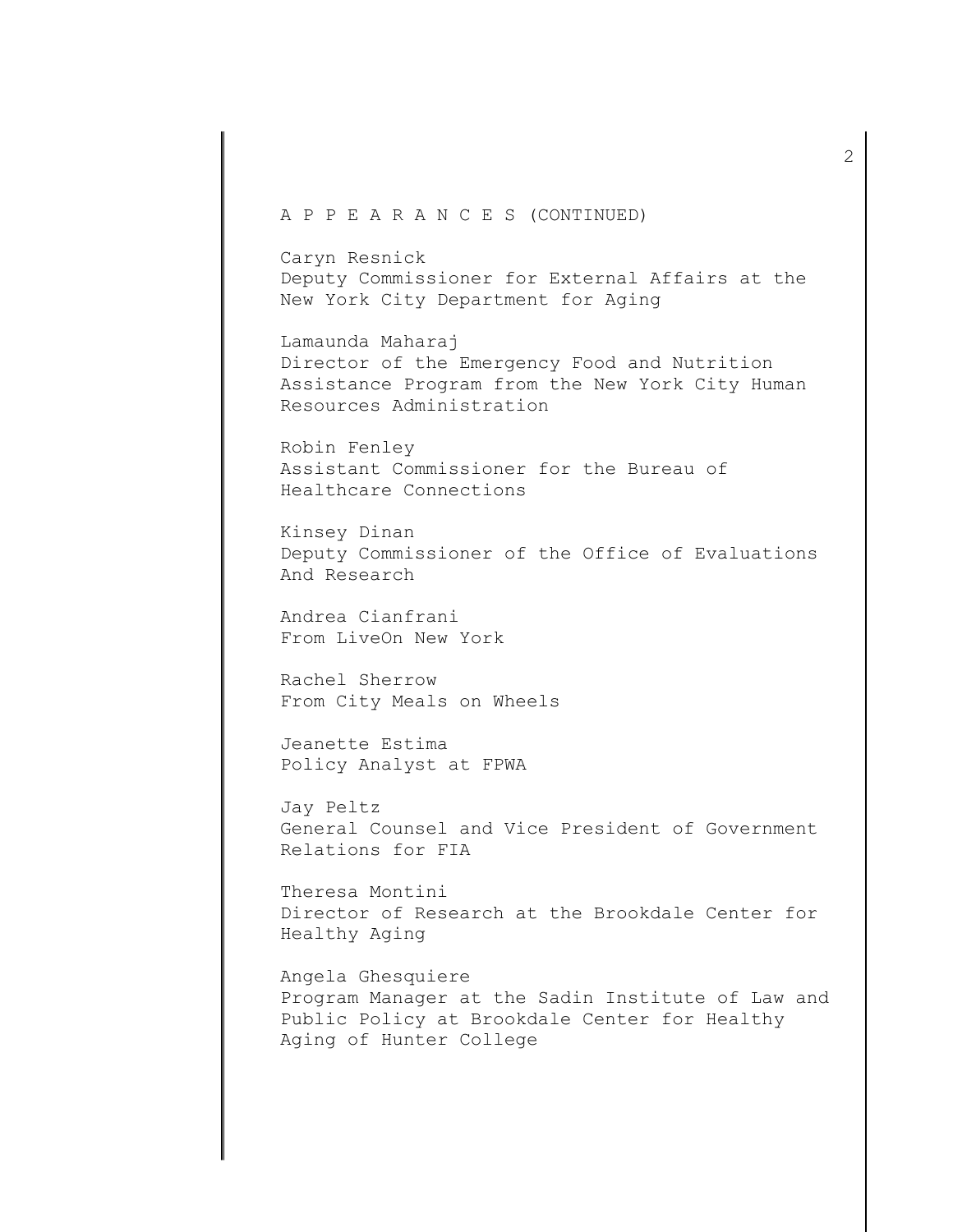A P P E A R A N C E S (CONTINUED)

Caryn Resnick
Deputy Commissioner for External Affairs at the New York City Department for Aging

Lamaunda Maharaj
Director of the Emergency Food and Nutrition Assistance Program from the New York City Human Resources Administration

Robin Fenley
Assistant Commissioner for the Bureau of Healthcare Connections

Kinsey Dinan
Deputy Commissioner of the Office of Evaluations And Research

Andrea Cianfrani
From LiveOn New York

Rachel Sherrow
From City Meals on Wheels

Jeanette Estima
Policy Analyst at FPWA

Jay Peltz
General Counsel and Vice President of Government Relations for FIA

Theresa Montini
Director of Research at the Brookdale Center for Healthy Aging

Angela Ghesquiere
Program Manager at the Sadin Institute of Law and Public Policy at Brookdale Center for Healthy Aging of Hunter College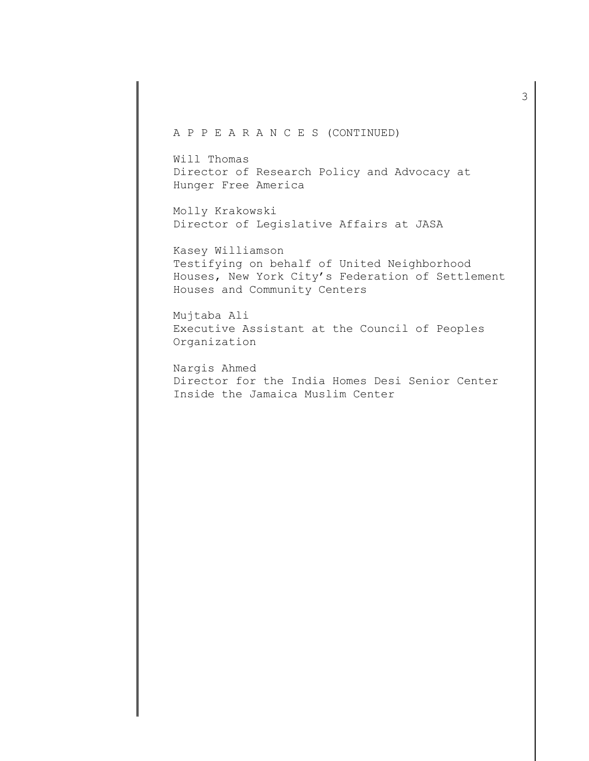A P P E A R A N C E S (CONTINUED)

Will Thomas
Director of Research Policy and Advocacy at Hunger Free America

Molly Krakowski
Director of Legislative Affairs at JASA

Kasey Williamson
Testifying on behalf of United Neighborhood Houses, New York City's Federation of Settlement Houses and Community Centers

Mujtaba Ali
Executive Assistant at the Council of Peoples Organization

Nargis Ahmed
Director for the India Homes Desi Senior Center Inside the Jamaica Muslim Center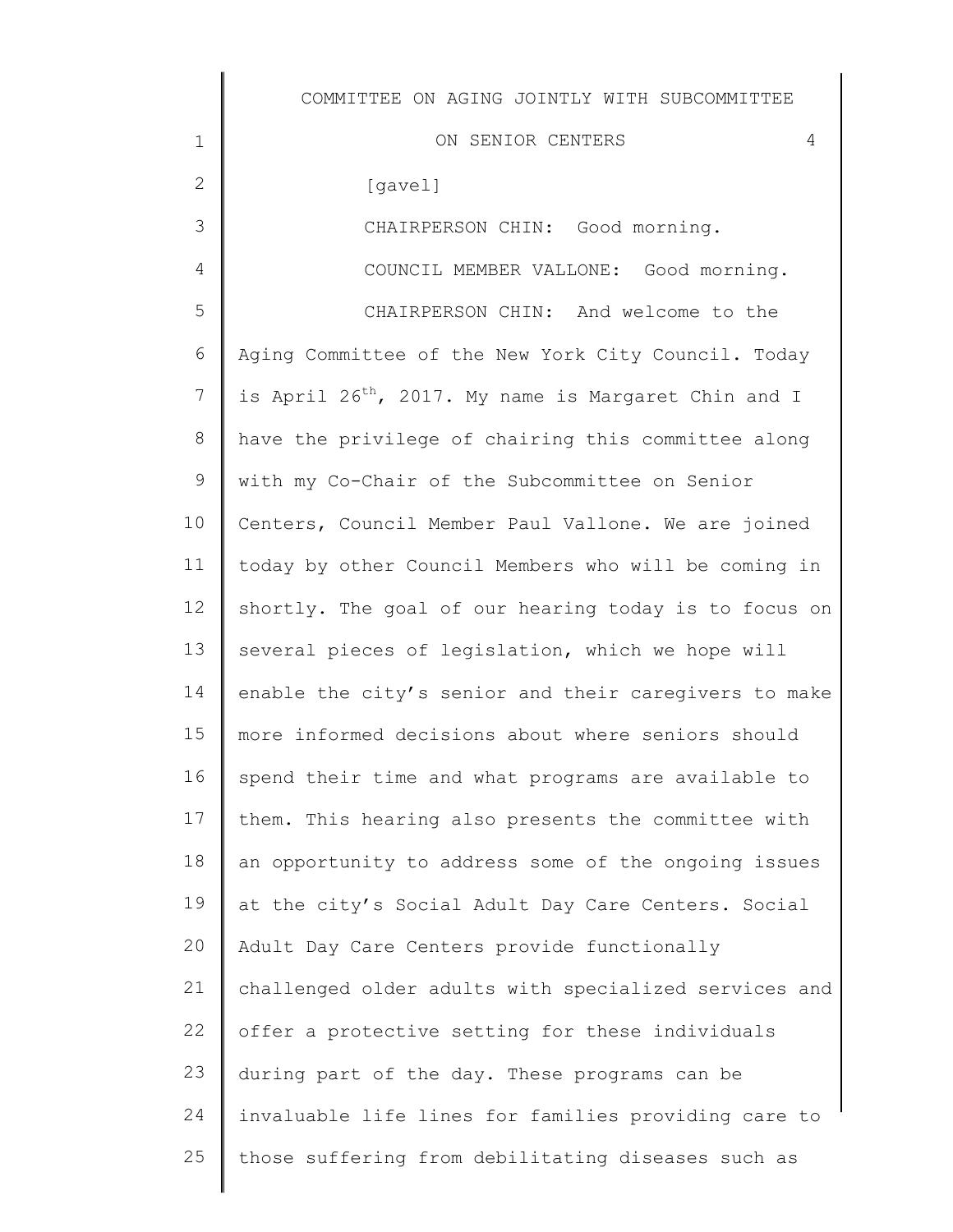[gavel]

CHAIRPERSON CHIN: Good morning.

COUNCIL MEMBER VALLONE: Good morning.

CHAIRPERSON CHIN: And welcome to the Aging Committee of the New York City Council. Today is April 26th, 2017. My name is Margaret Chin and I have the privilege of chairing this committee along with my Co-Chair of the Subcommittee on Senior Centers, Council Member Paul Vallone. We are joined today by other Council Members who will be coming in shortly. The goal of our hearing today is to focus on several pieces of legislation, which we hope will enable the city's senior and their caregivers to make more informed decisions about where seniors should spend their time and what programs are available to them. This hearing also presents the committee with an opportunity to address some of the ongoing issues at the city's Social Adult Day Care Centers. Social Adult Day Care Centers provide functionally challenged older adults with specialized services and offer a protective setting for these individuals during part of the day. These programs can be invaluable life lines for families providing care to those suffering from debilitating diseases such as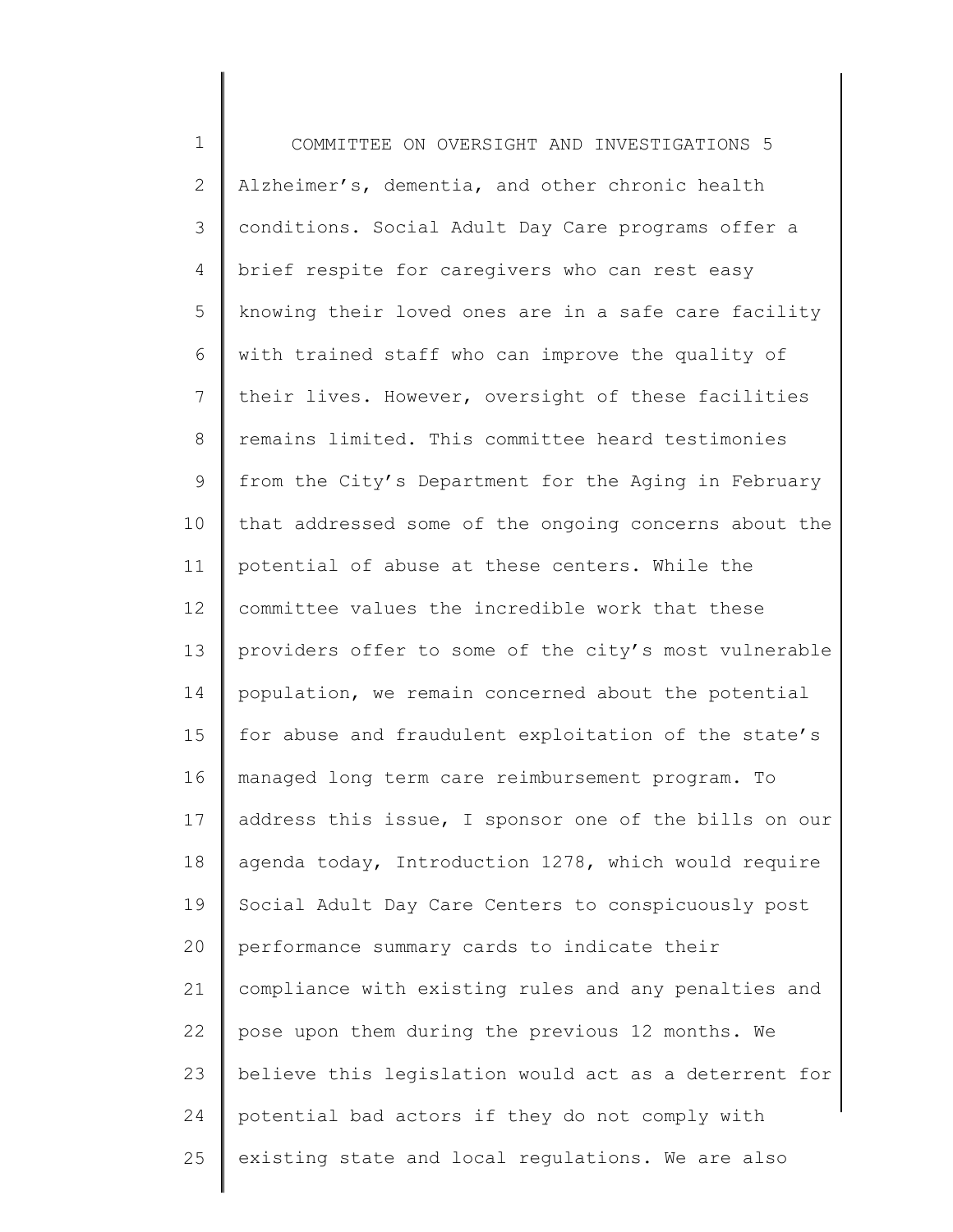Alzheimer's, dementia, and other chronic health conditions. Social Adult Day Care programs offer a brief respite for caregivers who can rest easy knowing their loved ones are in a safe care facility with trained staff who can improve the quality of their lives. However, oversight of these facilities remains limited. This committee heard testimonies from the City's Department for the Aging in February that addressed some of the ongoing concerns about the potential of abuse at these centers. While the committee values the incredible work that these providers offer to some of the city's most vulnerable population, we remain concerned about the potential for abuse and fraudulent exploitation of the state's managed long term care reimbursement program. To address this issue, I sponsor one of the bills on our agenda today, Introduction 1278, which would require Social Adult Day Care Centers to conspicuously post performance summary cards to indicate their compliance with existing rules and any penalties and pose upon them during the previous 12 months. We believe this legislation would act as a deterrent for potential bad actors if they do not comply with existing state and local regulations. We are also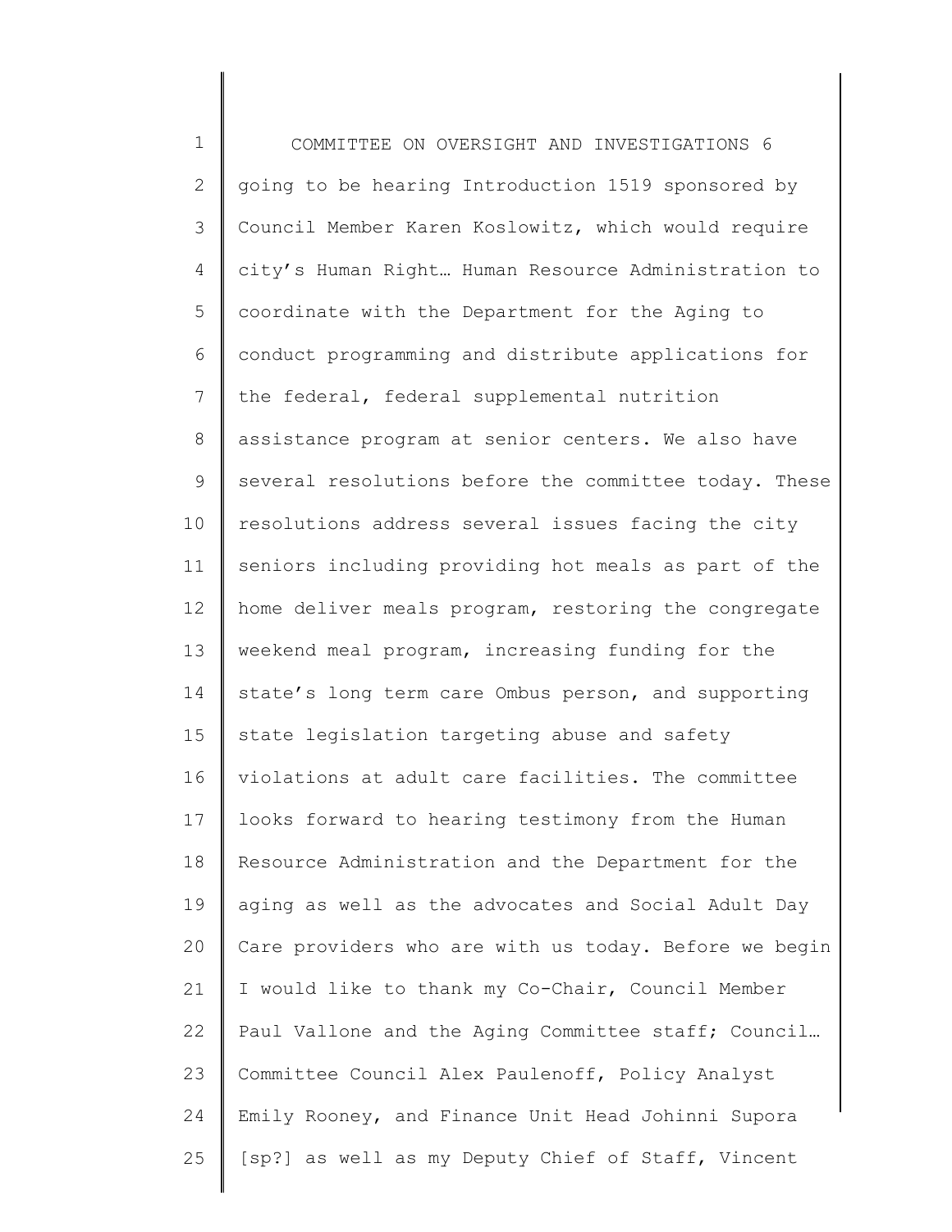going to be hearing Introduction 1519 sponsored by Council Member Karen Koslowitz, which would require city's Human Right… Human Resource Administration to coordinate with the Department for the Aging to conduct programming and distribute applications for the federal, federal supplemental nutrition assistance program at senior centers. We also have several resolutions before the committee today. These resolutions address several issues facing the city seniors including providing hot meals as part of the home deliver meals program, restoring the congregate weekend meal program, increasing funding for the state's long term care Ombus person, and supporting state legislation targeting abuse and safety violations at adult care facilities. The committee looks forward to hearing testimony from the Human Resource Administration and the Department for the aging as well as the advocates and Social Adult Day Care providers who are with us today. Before we begin I would like to thank my Co-Chair, Council Member Paul Vallone and the Aging Committee staff; Council… Committee Council Alex Paulenoff, Policy Analyst Emily Rooney, and Finance Unit Head Johinni Supora [sp?] as well as my Deputy Chief of Staff, Vincent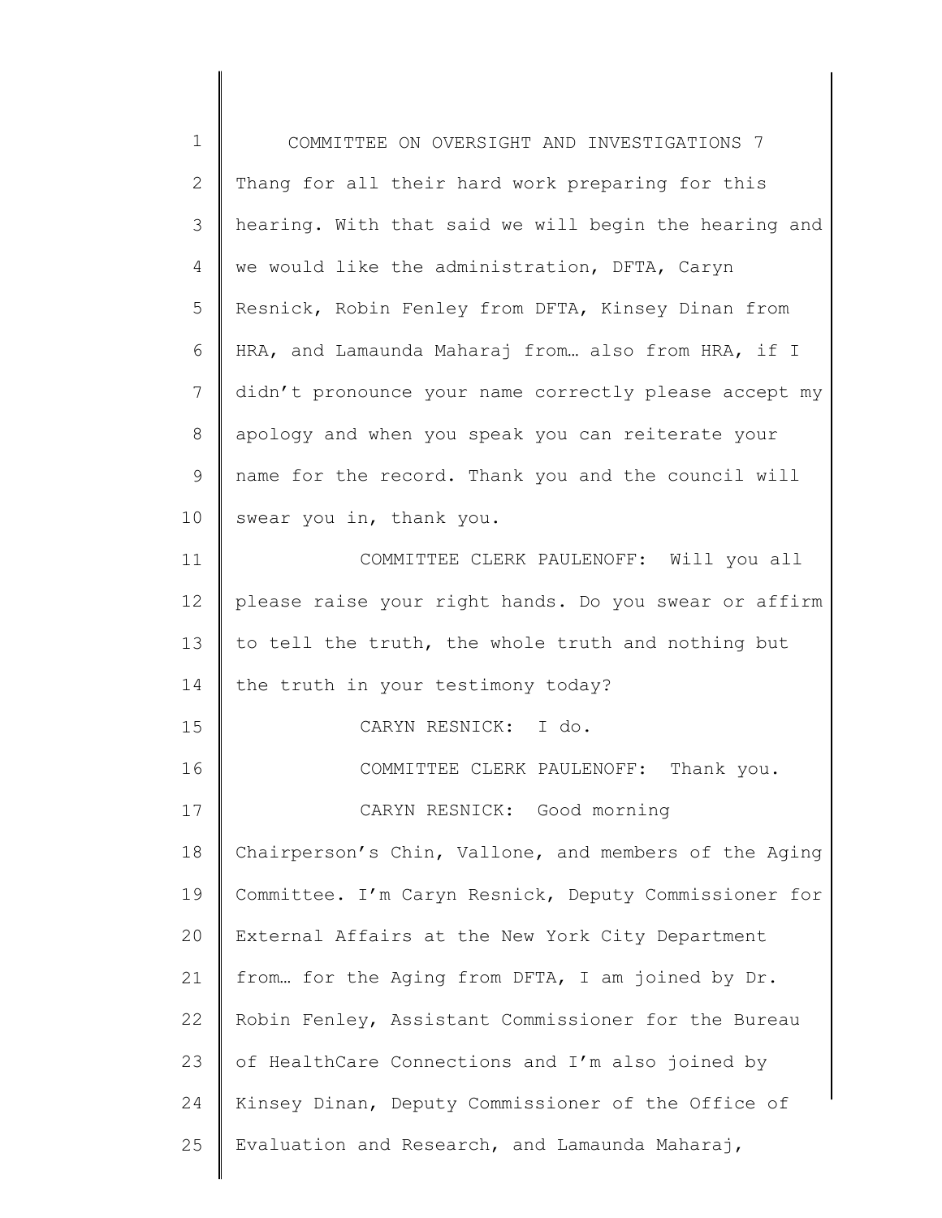Thang for all their hard work preparing for this hearing. With that said we will begin the hearing and we would like the administration, DFTA, Caryn Resnick, Robin Fenley from DFTA, Kinsey Dinan from HRA, and Lamaunda Maharaj from… also from HRA, if I didn't pronounce your name correctly please accept my apology and when you speak you can reiterate your name for the record. Thank you and the council will swear you in, thank you.

COMMITTEE CLERK PAULENOFF: Will you all please raise your right hands. Do you swear or affirm to tell the truth, the whole truth and nothing but the truth in your testimony today?

CARYN RESNICK: I do.

COMMITTEE CLERK PAULENOFF: Thank you.

CARYN RESNICK: Good morning Chairperson's Chin, Vallone, and members of the Aging Committee. I'm Caryn Resnick, Deputy Commissioner for External Affairs at the New York City Department from… for the Aging from DFTA, I am joined by Dr. Robin Fenley, Assistant Commissioner for the Bureau of HealthCare Connections and I'm also joined by Kinsey Dinan, Deputy Commissioner of the Office of Evaluation and Research, and Lamaunda Maharaj,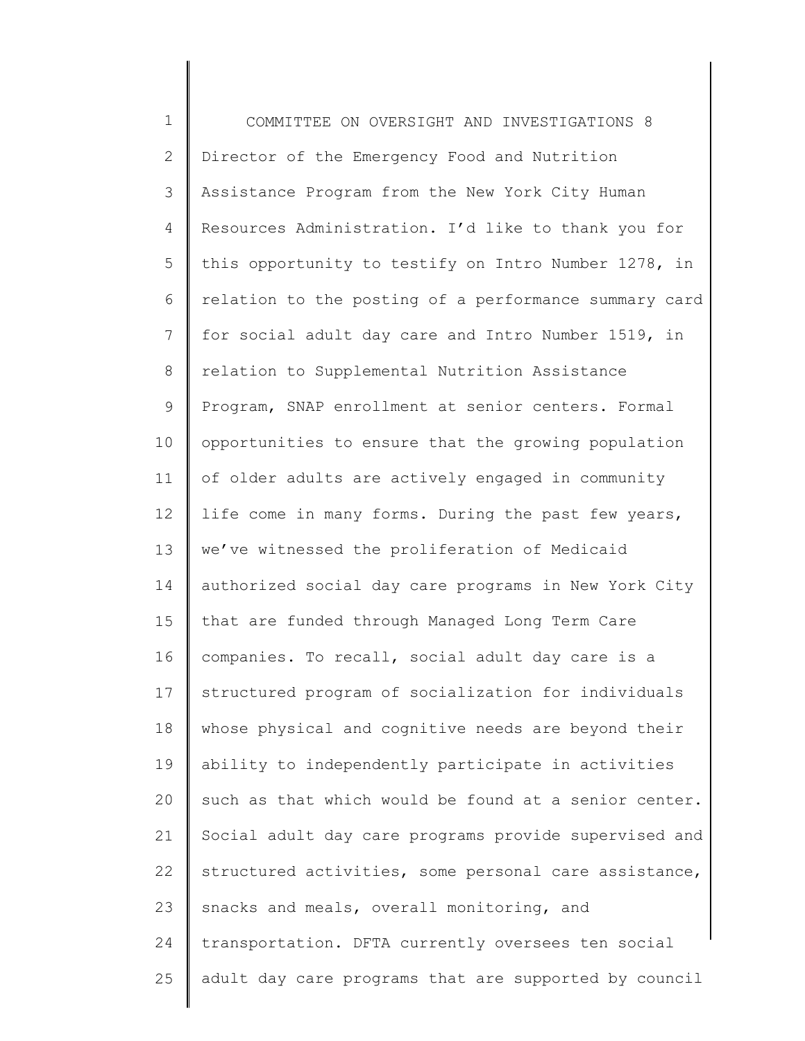Director of the Emergency Food and Nutrition Assistance Program from the New York City Human Resources Administration. I'd like to thank you for this opportunity to testify on Intro Number 1278, in relation to the posting of a performance summary card for social adult day care and Intro Number 1519, in relation to Supplemental Nutrition Assistance Program, SNAP enrollment at senior centers. Formal opportunities to ensure that the growing population of older adults are actively engaged in community life come in many forms. During the past few years, we've witnessed the proliferation of Medicaid authorized social day care programs in New York City that are funded through Managed Long Term Care companies. To recall, social adult day care is a structured program of socialization for individuals whose physical and cognitive needs are beyond their ability to independently participate in activities such as that which would be found at a senior center. Social adult day care programs provide supervised and structured activities, some personal care assistance, snacks and meals, overall monitoring, and transportation. DFTA currently oversees ten social adult day care programs that are supported by council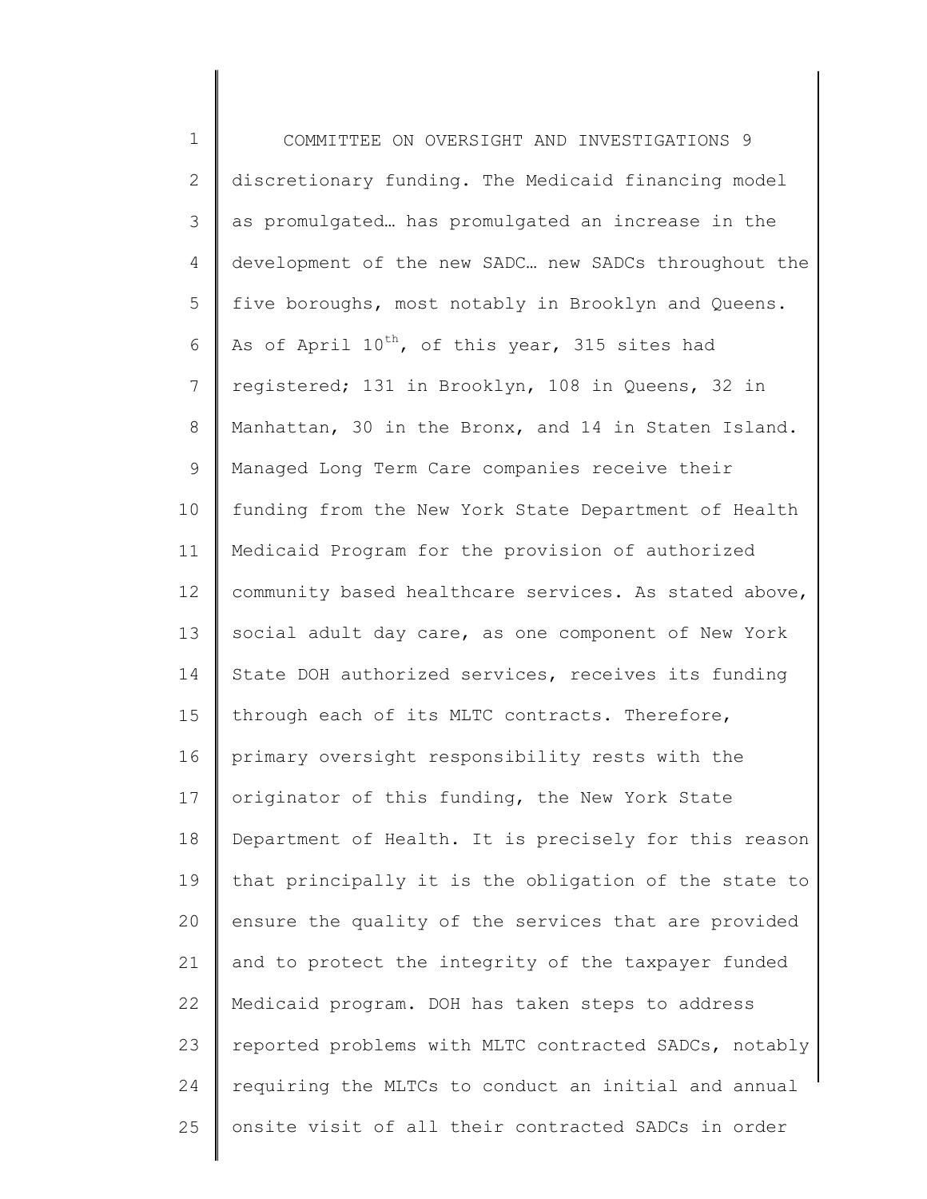discretionary funding. The Medicaid financing model as promulgated… has promulgated an increase in the development of the new SADC… new SADCs throughout the five boroughs, most notably in Brooklyn and Queens. As of April 10th, of this year, 315 sites had registered; 131 in Brooklyn, 108 in Queens, 32 in Manhattan, 30 in the Bronx, and 14 in Staten Island. Managed Long Term Care companies receive their funding from the New York State Department of Health Medicaid Program for the provision of authorized community based healthcare services. As stated above, social adult day care, as one component of New York State DOH authorized services, receives its funding through each of its MLTC contracts. Therefore, primary oversight responsibility rests with the originator of this funding, the New York State Department of Health. It is precisely for this reason that principally it is the obligation of the state to ensure the quality of the services that are provided and to protect the integrity of the taxpayer funded Medicaid program. DOH has taken steps to address reported problems with MLTC contracted SADCs, notably requiring the MLTCs to conduct an initial and annual onsite visit of all their contracted SADCs in order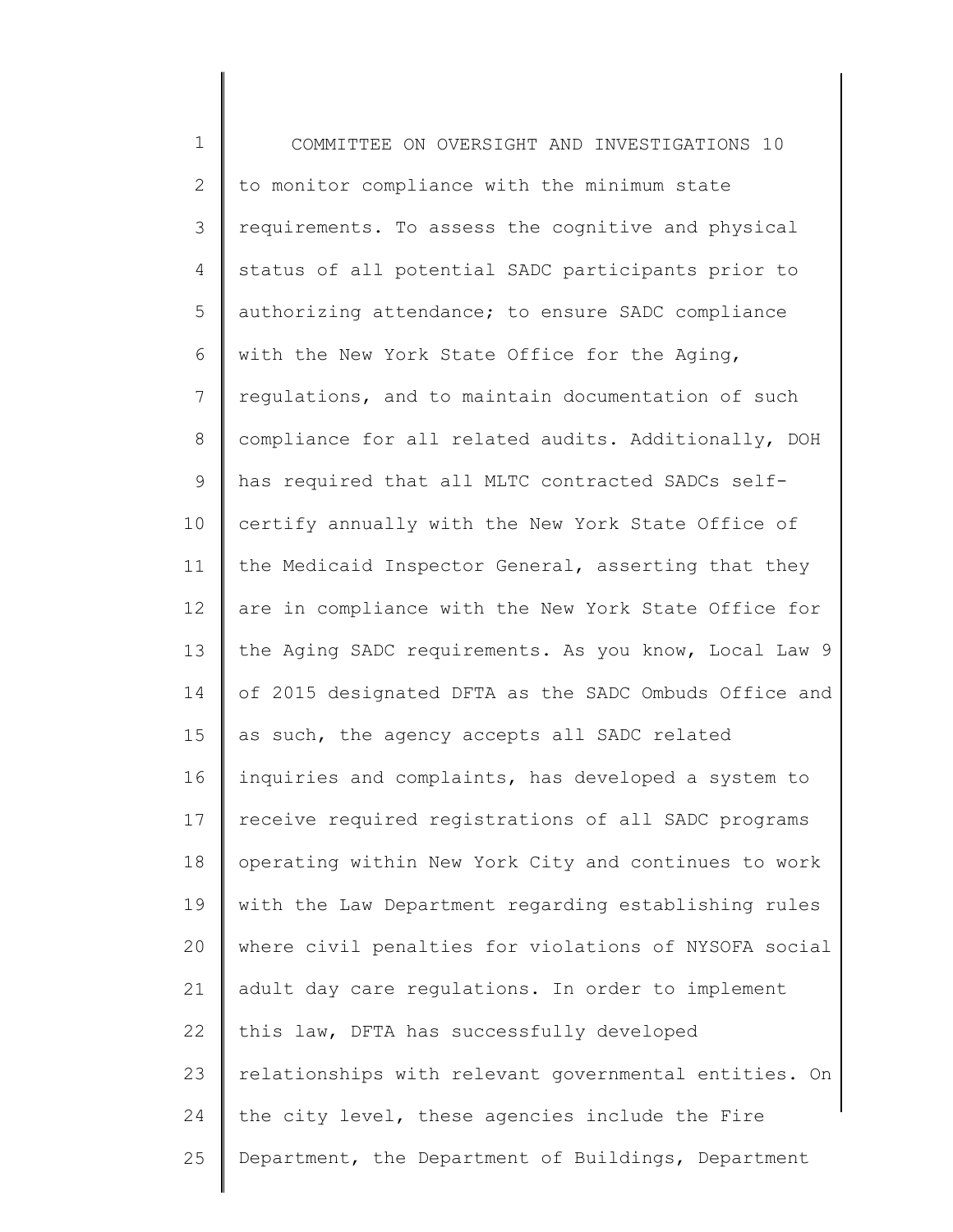to monitor compliance with the minimum state requirements. To assess the cognitive and physical status of all potential SADC participants prior to authorizing attendance; to ensure SADC compliance with the New York State Office for the Aging, regulations, and to maintain documentation of such compliance for all related audits. Additionally, DOH has required that all MLTC contracted SADCs self-certify annually with the New York State Office of the Medicaid Inspector General, asserting that they are in compliance with the New York State Office for the Aging SADC requirements. As you know, Local Law 9 of 2015 designated DFTA as the SADC Ombuds Office and as such, the agency accepts all SADC related inquiries and complaints, has developed a system to receive required registrations of all SADC programs operating within New York City and continues to work with the Law Department regarding establishing rules where civil penalties for violations of NYSOFA social adult day care regulations. In order to implement this law, DFTA has successfully developed relationships with relevant governmental entities. On the city level, these agencies include the Fire Department, the Department of Buildings, Department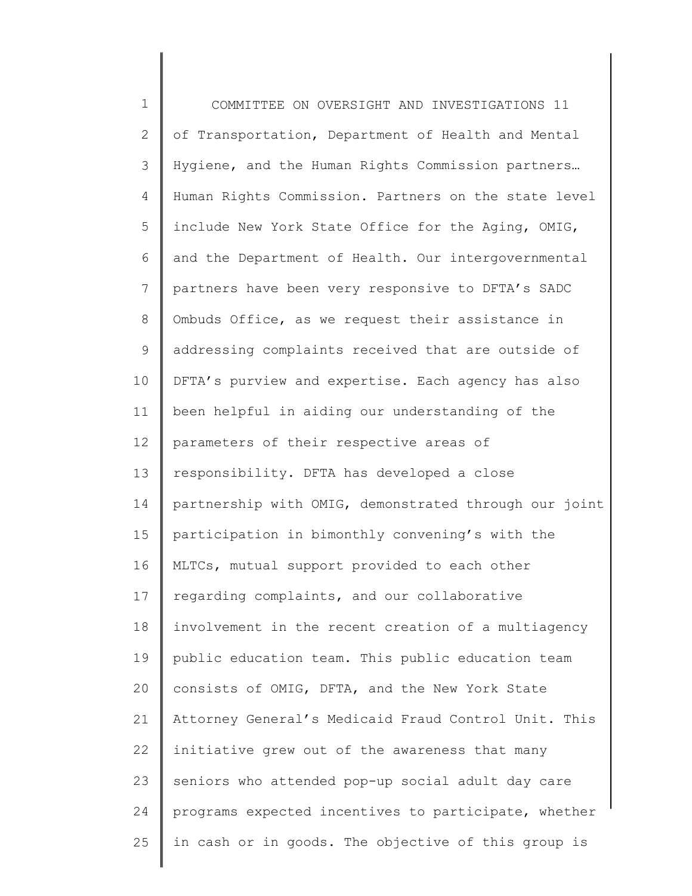of Transportation, Department of Health and Mental Hygiene, and the Human Rights Commission partners… Human Rights Commission. Partners on the state level include New York State Office for the Aging, OMIG, and the Department of Health. Our intergovernmental partners have been very responsive to DFTA's SADC Ombuds Office, as we request their assistance in addressing complaints received that are outside of DFTA's purview and expertise. Each agency has also been helpful in aiding our understanding of the parameters of their respective areas of responsibility. DFTA has developed a close partnership with OMIG, demonstrated through our joint participation in bimonthly convening's with the MLTCs, mutual support provided to each other regarding complaints, and our collaborative involvement in the recent creation of a multiagency public education team. This public education team consists of OMIG, DFTA, and the New York State Attorney General's Medicaid Fraud Control Unit. This initiative grew out of the awareness that many seniors who attended pop-up social adult day care programs expected incentives to participate, whether in cash or in goods. The objective of this group is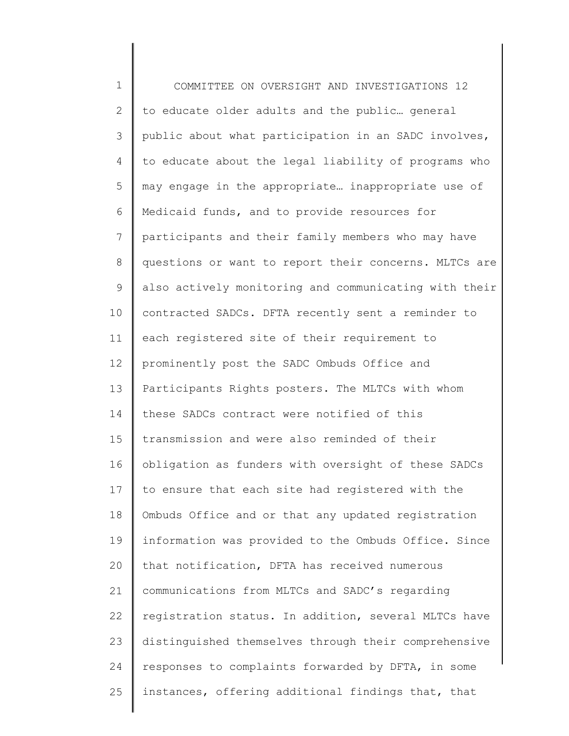to educate older adults and the public… general public about what participation in an SADC involves, to educate about the legal liability of programs who may engage in the appropriate… inappropriate use of Medicaid funds, and to provide resources for participants and their family members who may have questions or want to report their concerns. MLTCs are also actively monitoring and communicating with their contracted SADCs. DFTA recently sent a reminder to each registered site of their requirement to prominently post the SADC Ombuds Office and Participants Rights posters. The MLTCs with whom these SADCs contract were notified of this transmission and were also reminded of their obligation as funders with oversight of these SADCs to ensure that each site had registered with the Ombuds Office and or that any updated registration information was provided to the Ombuds Office. Since that notification, DFTA has received numerous communications from MLTCs and SADC's regarding registration status. In addition, several MLTCs have distinguished themselves through their comprehensive responses to complaints forwarded by DFTA, in some instances, offering additional findings that, that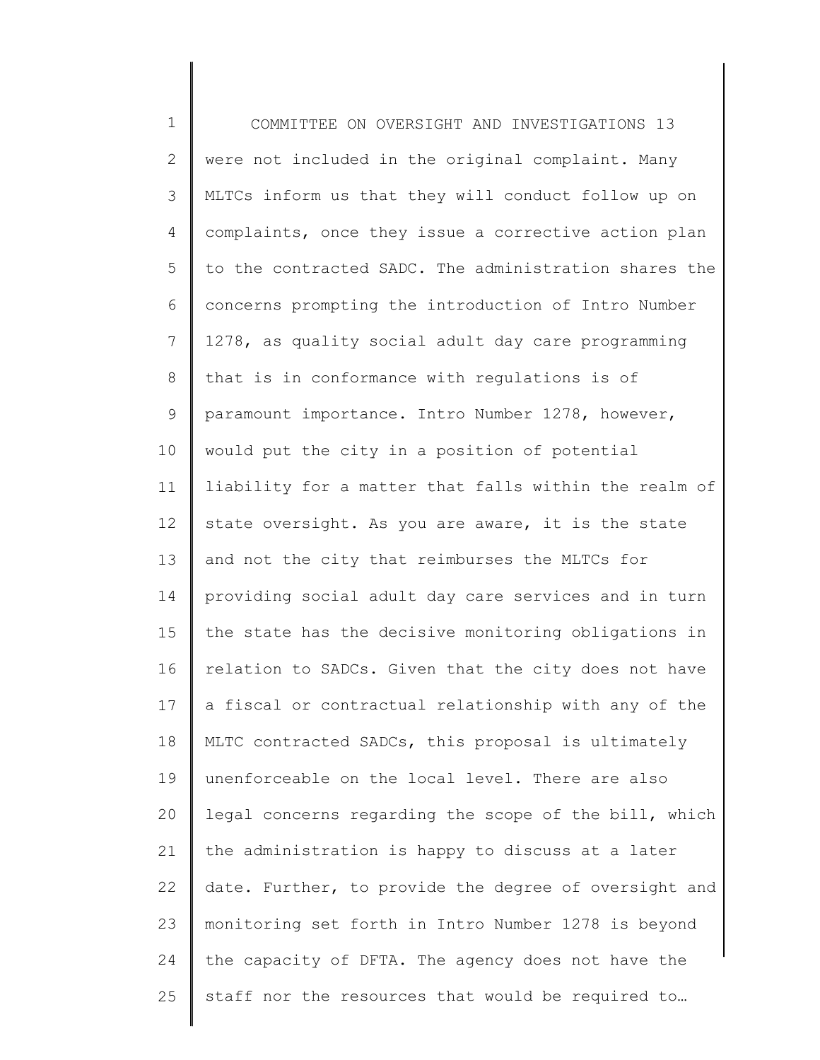were not included in the original complaint. Many MLTCs inform us that they will conduct follow up on complaints, once they issue a corrective action plan to the contracted SADC. The administration shares the concerns prompting the introduction of Intro Number 1278, as quality social adult day care programming that is in conformance with regulations is of paramount importance. Intro Number 1278, however, would put the city in a position of potential liability for a matter that falls within the realm of state oversight. As you are aware, it is the state and not the city that reimburses the MLTCs for providing social adult day care services and in turn the state has the decisive monitoring obligations in relation to SADCs. Given that the city does not have a fiscal or contractual relationship with any of the MLTC contracted SADCs, this proposal is ultimately unenforceable on the local level. There are also legal concerns regarding the scope of the bill, which the administration is happy to discuss at a later date. Further, to provide the degree of oversight and monitoring set forth in Intro Number 1278 is beyond the capacity of DFTA. The agency does not have the staff nor the resources that would be required to…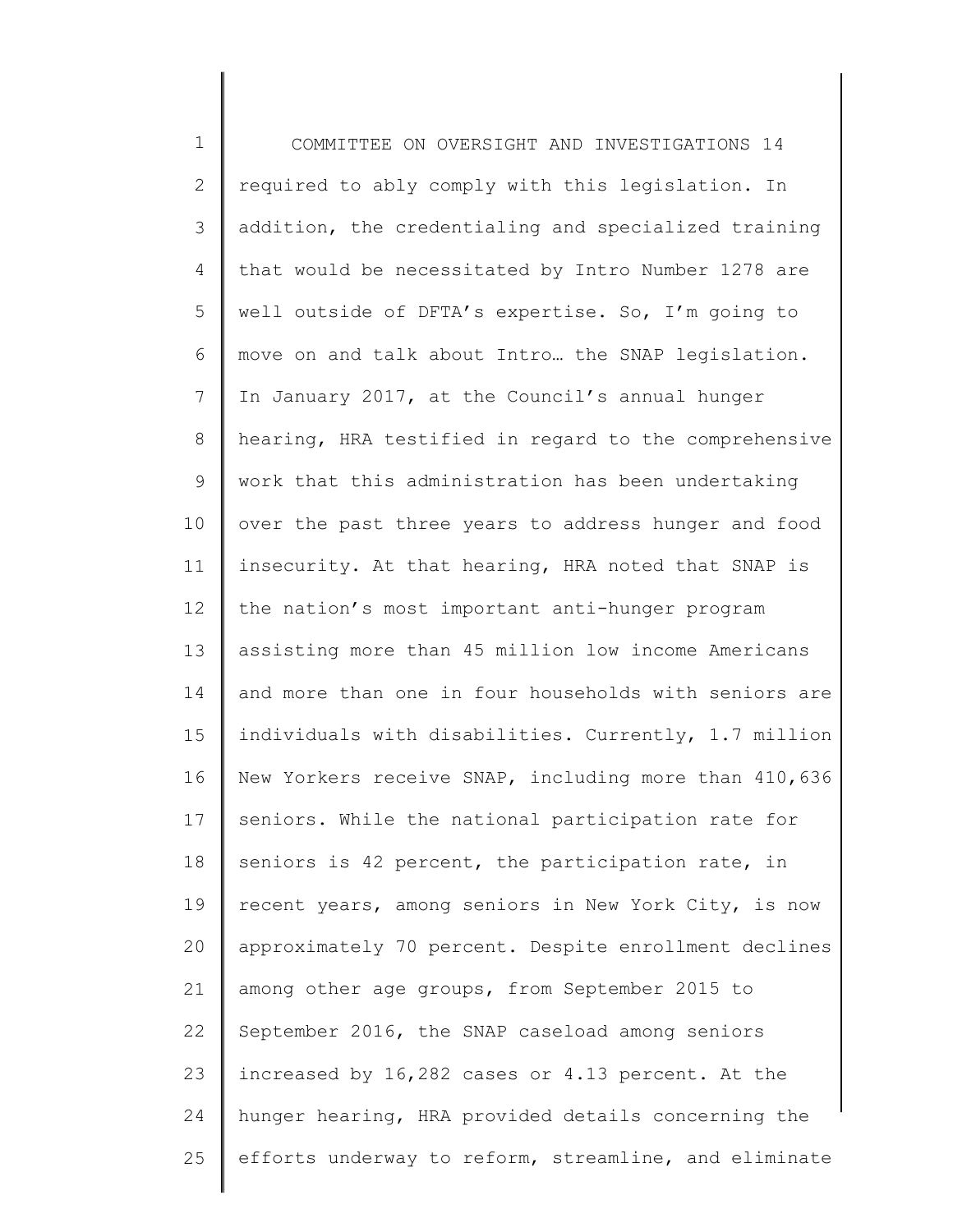required to ably comply with this legislation. In addition, the credentialing and specialized training that would be necessitated by Intro Number 1278 are well outside of DFTA's expertise. So, I'm going to move on and talk about Intro… the SNAP legislation. In January 2017, at the Council's annual hunger hearing, HRA testified in regard to the comprehensive work that this administration has been undertaking over the past three years to address hunger and food insecurity. At that hearing, HRA noted that SNAP is the nation's most important anti-hunger program assisting more than 45 million low income Americans and more than one in four households with seniors are individuals with disabilities. Currently, 1.7 million New Yorkers receive SNAP, including more than 410,636 seniors. While the national participation rate for seniors is 42 percent, the participation rate, in recent years, among seniors in New York City, is now approximately 70 percent. Despite enrollment declines among other age groups, from September 2015 to September 2016, the SNAP caseload among seniors increased by 16,282 cases or 4.13 percent. At the hunger hearing, HRA provided details concerning the efforts underway to reform, streamline, and eliminate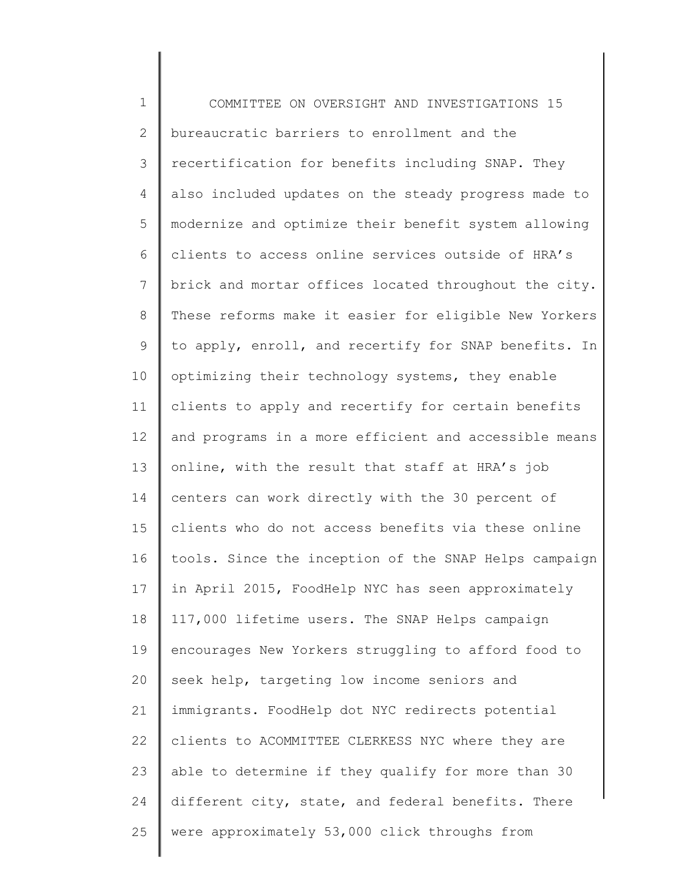bureaucratic barriers to enrollment and the recertification for benefits including SNAP. They also included updates on the steady progress made to modernize and optimize their benefit system allowing clients to access online services outside of HRA's brick and mortar offices located throughout the city. These reforms make it easier for eligible New Yorkers to apply, enroll, and recertify for SNAP benefits. In optimizing their technology systems, they enable clients to apply and recertify for certain benefits and programs in a more efficient and accessible means online, with the result that staff at HRA's job centers can work directly with the 30 percent of clients who do not access benefits via these online tools. Since the inception of the SNAP Helps campaign in April 2015, FoodHelp NYC has seen approximately 117,000 lifetime users. The SNAP Helps campaign encourages New Yorkers struggling to afford food to seek help, targeting low income seniors and immigrants. FoodHelp dot NYC redirects potential clients to ACOMMITTEE CLERKESS NYC where they are able to determine if they qualify for more than 30 different city, state, and federal benefits. There were approximately 53,000 click throughs from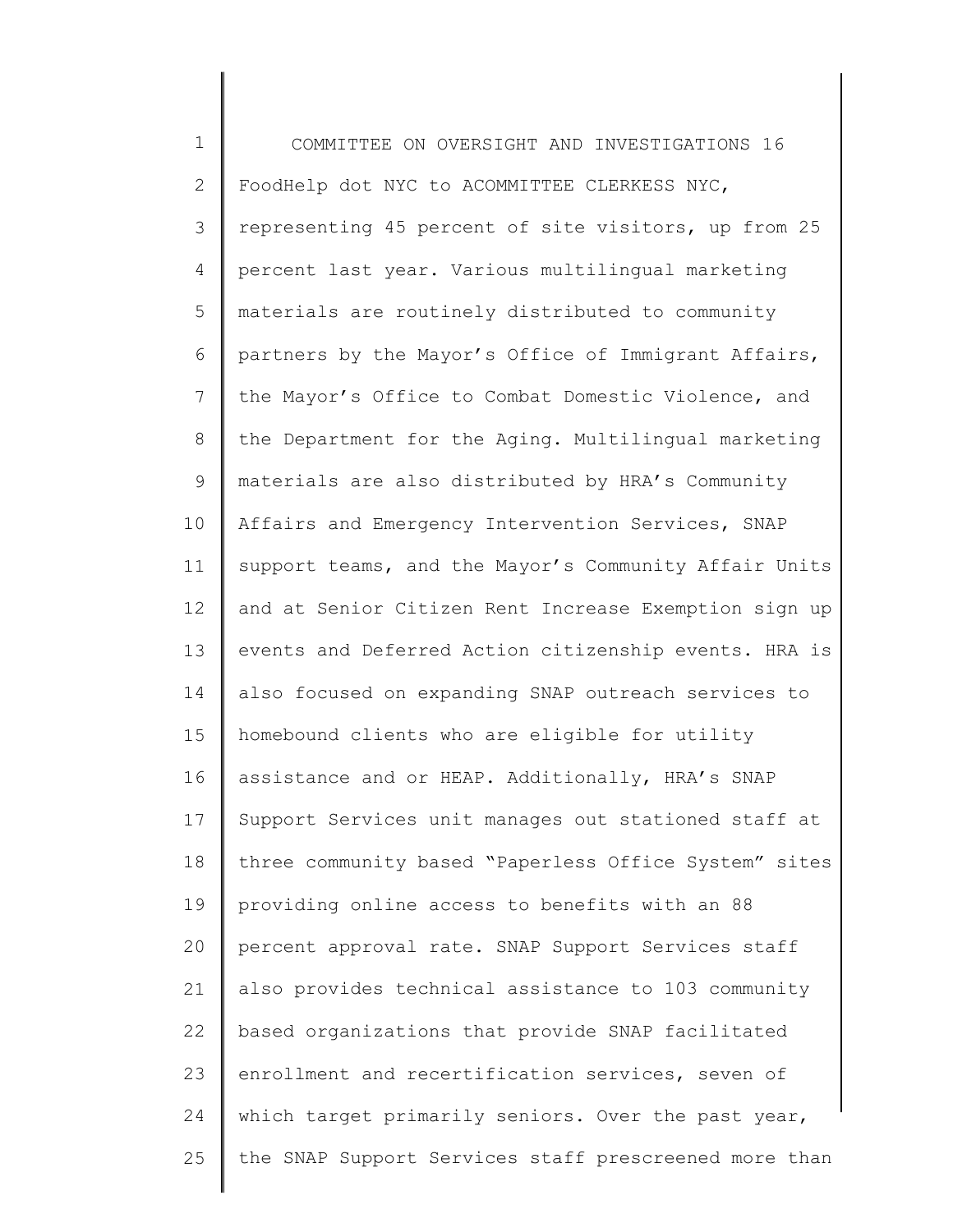FoodHelp dot NYC to ACOMMITTEE CLERKESS NYC, representing 45 percent of site visitors, up from 25 percent last year. Various multilingual marketing materials are routinely distributed to community partners by the Mayor's Office of Immigrant Affairs, the Mayor's Office to Combat Domestic Violence, and the Department for the Aging. Multilingual marketing materials are also distributed by HRA's Community Affairs and Emergency Intervention Services, SNAP support teams, and the Mayor's Community Affair Units and at Senior Citizen Rent Increase Exemption sign up events and Deferred Action citizenship events. HRA is also focused on expanding SNAP outreach services to homebound clients who are eligible for utility assistance and or HEAP. Additionally, HRA's SNAP Support Services unit manages out stationed staff at three community based "Paperless Office System" sites providing online access to benefits with an 88 percent approval rate. SNAP Support Services staff also provides technical assistance to 103 community based organizations that provide SNAP facilitated enrollment and recertification services, seven of which target primarily seniors. Over the past year, the SNAP Support Services staff prescreened more than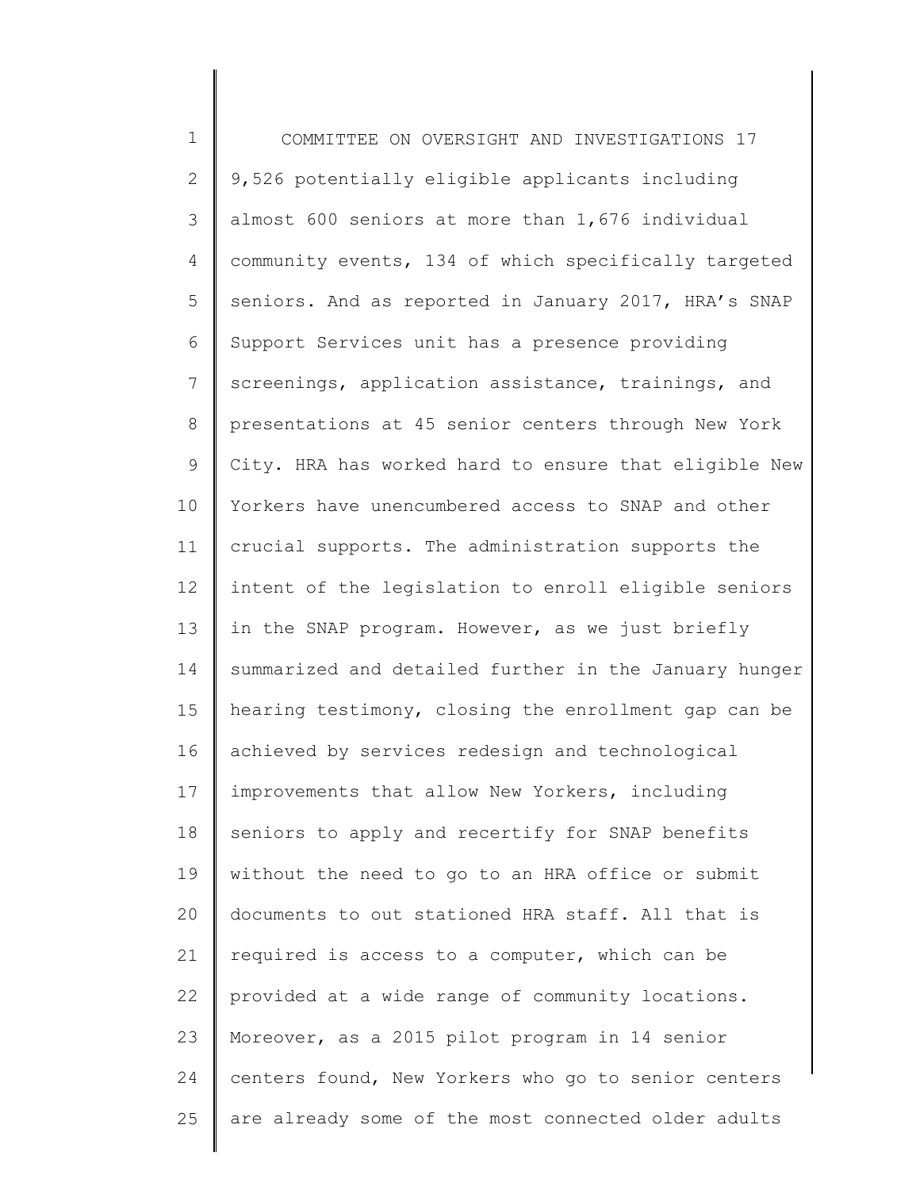9,526 potentially eligible applicants including almost 600 seniors at more than 1,676 individual community events, 134 of which specifically targeted seniors. And as reported in January 2017, HRA's SNAP Support Services unit has a presence providing screenings, application assistance, trainings, and presentations at 45 senior centers through New York City. HRA has worked hard to ensure that eligible New Yorkers have unencumbered access to SNAP and other crucial supports. The administration supports the intent of the legislation to enroll eligible seniors in the SNAP program. However, as we just briefly summarized and detailed further in the January hunger hearing testimony, closing the enrollment gap can be achieved by services redesign and technological improvements that allow New Yorkers, including seniors to apply and recertify for SNAP benefits without the need to go to an HRA office or submit documents to out stationed HRA staff. All that is required is access to a computer, which can be provided at a wide range of community locations. Moreover, as a 2015 pilot program in 14 senior centers found, New Yorkers who go to senior centers are already some of the most connected older adults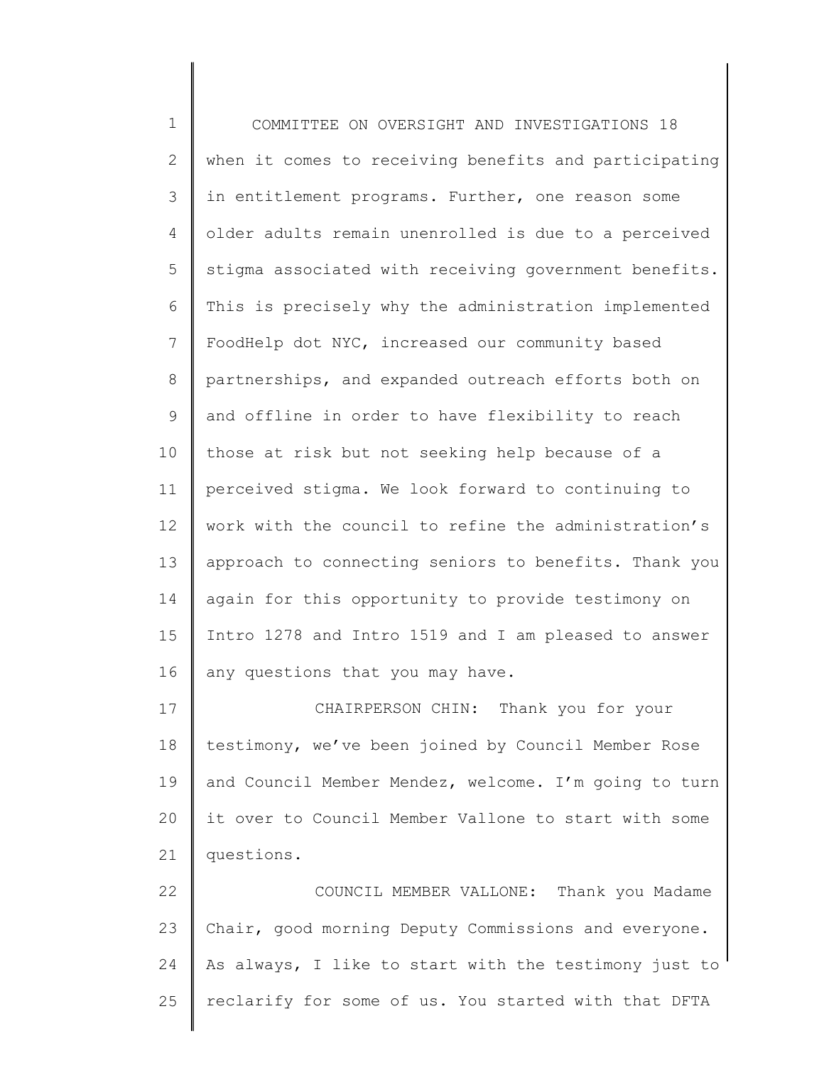when it comes to receiving benefits and participating in entitlement programs. Further, one reason some older adults remain unenrolled is due to a perceived stigma associated with receiving government benefits. This is precisely why the administration implemented FoodHelp dot NYC, increased our community based partnerships, and expanded outreach efforts both on and offline in order to have flexibility to reach those at risk but not seeking help because of a perceived stigma. We look forward to continuing to work with the council to refine the administration's approach to connecting seniors to benefits. Thank you again for this opportunity to provide testimony on Intro 1278 and Intro 1519 and I am pleased to answer any questions that you may have.

CHAIRPERSON CHIN: Thank you for your testimony, we've been joined by Council Member Rose and Council Member Mendez, welcome. I'm going to turn it over to Council Member Vallone to start with some questions.

COUNCIL MEMBER VALLONE: Thank you Madame Chair, good morning Deputy Commissions and everyone. As always, I like to start with the testimony just to reclarify for some of us. You started with that DFTA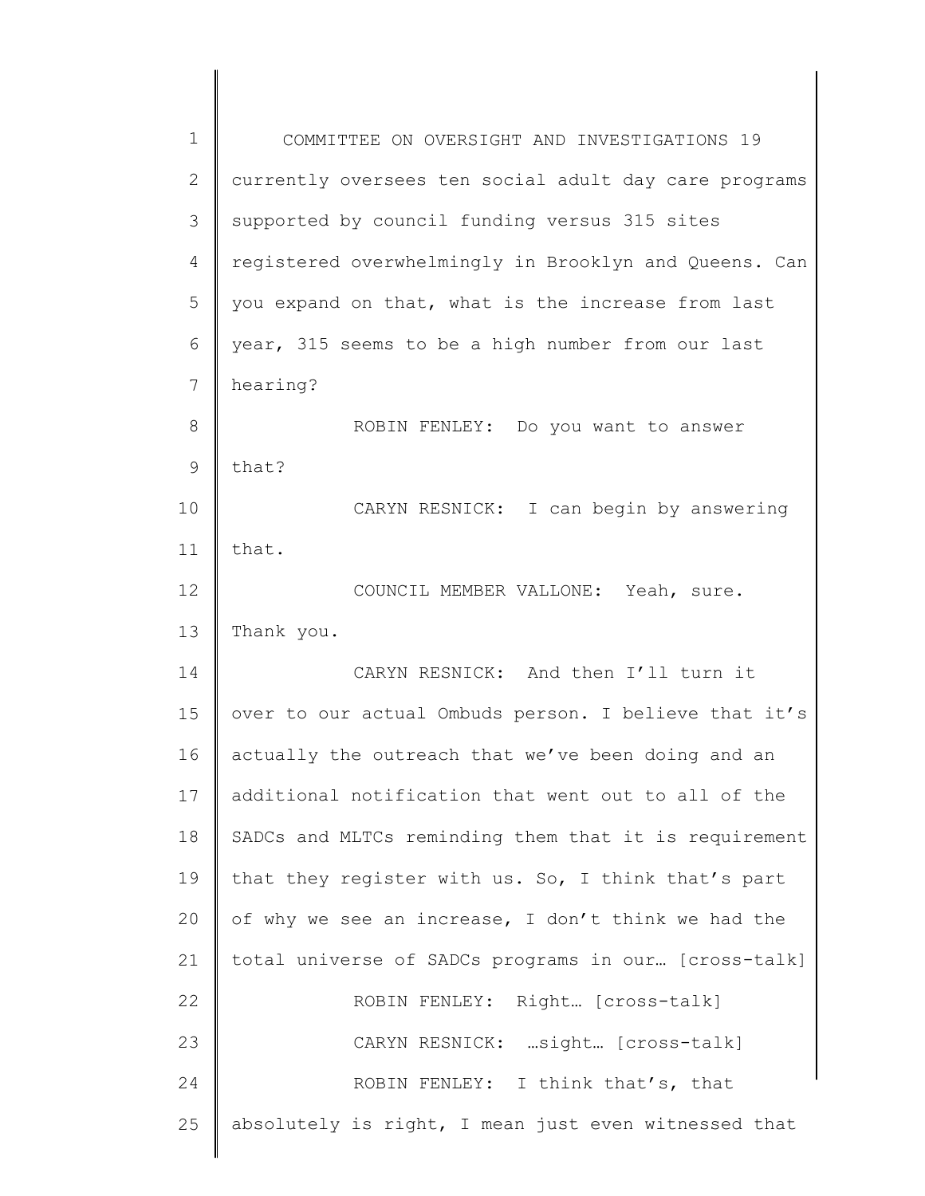currently oversees ten social adult day care programs supported by council funding versus 315 sites registered overwhelmingly in Brooklyn and Queens. Can you expand on that, what is the increase from last year, 315 seems to be a high number from our last hearing?

ROBIN FENLEY: Do you want to answer that?

CARYN RESNICK: I can begin by answering that.

COUNCIL MEMBER VALLONE: Yeah, sure. Thank you.

CARYN RESNICK: And then I'll turn it over to our actual Ombuds person. I believe that it's actually the outreach that we've been doing and an additional notification that went out to all of the SADCs and MLTCs reminding them that it is requirement that they register with us. So, I think that's part of why we see an increase, I don't think we had the total universe of SADCs programs in our… [cross-talk]

ROBIN FENLEY: Right… [cross-talk]

CARYN RESNICK: …sight… [cross-talk]

ROBIN FENLEY: I think that's, that absolutely is right, I mean just even witnessed that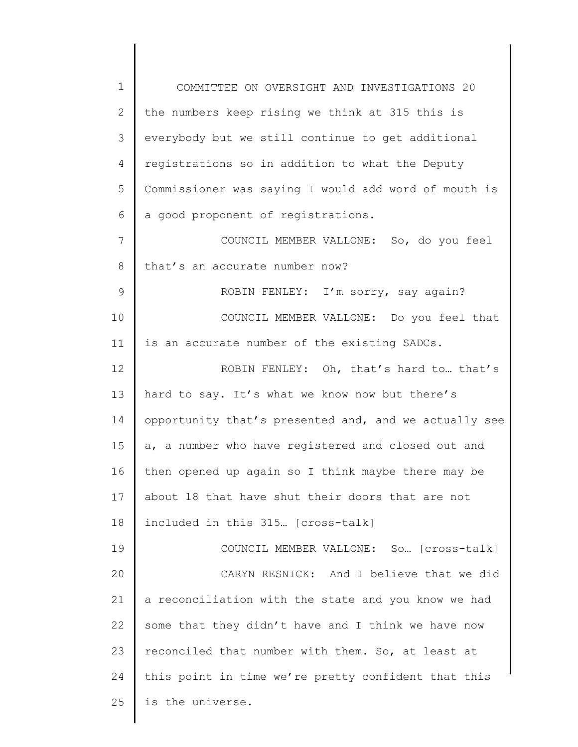the numbers keep rising we think at 315 this is everybody but we still continue to get additional registrations so in addition to what the Deputy Commissioner was saying I would add word of mouth is a good proponent of registrations.

COUNCIL MEMBER VALLONE: So, do you feel that's an accurate number now?

ROBIN FENLEY: I'm sorry, say again?

COUNCIL MEMBER VALLONE: Do you feel that is an accurate number of the existing SADCs.

ROBIN FENLEY: Oh, that's hard to… that's hard to say. It's what we know now but there's opportunity that's presented and, and we actually see a, a number who have registered and closed out and then opened up again so I think maybe there may be about 18 that have shut their doors that are not included in this 315… [cross-talk]

COUNCIL MEMBER VALLONE: So… [cross-talk]

CARYN RESNICK: And I believe that we did a reconciliation with the state and you know we had some that they didn't have and I think we have now reconciled that number with them. So, at least at this point in time we're pretty confident that this is the universe.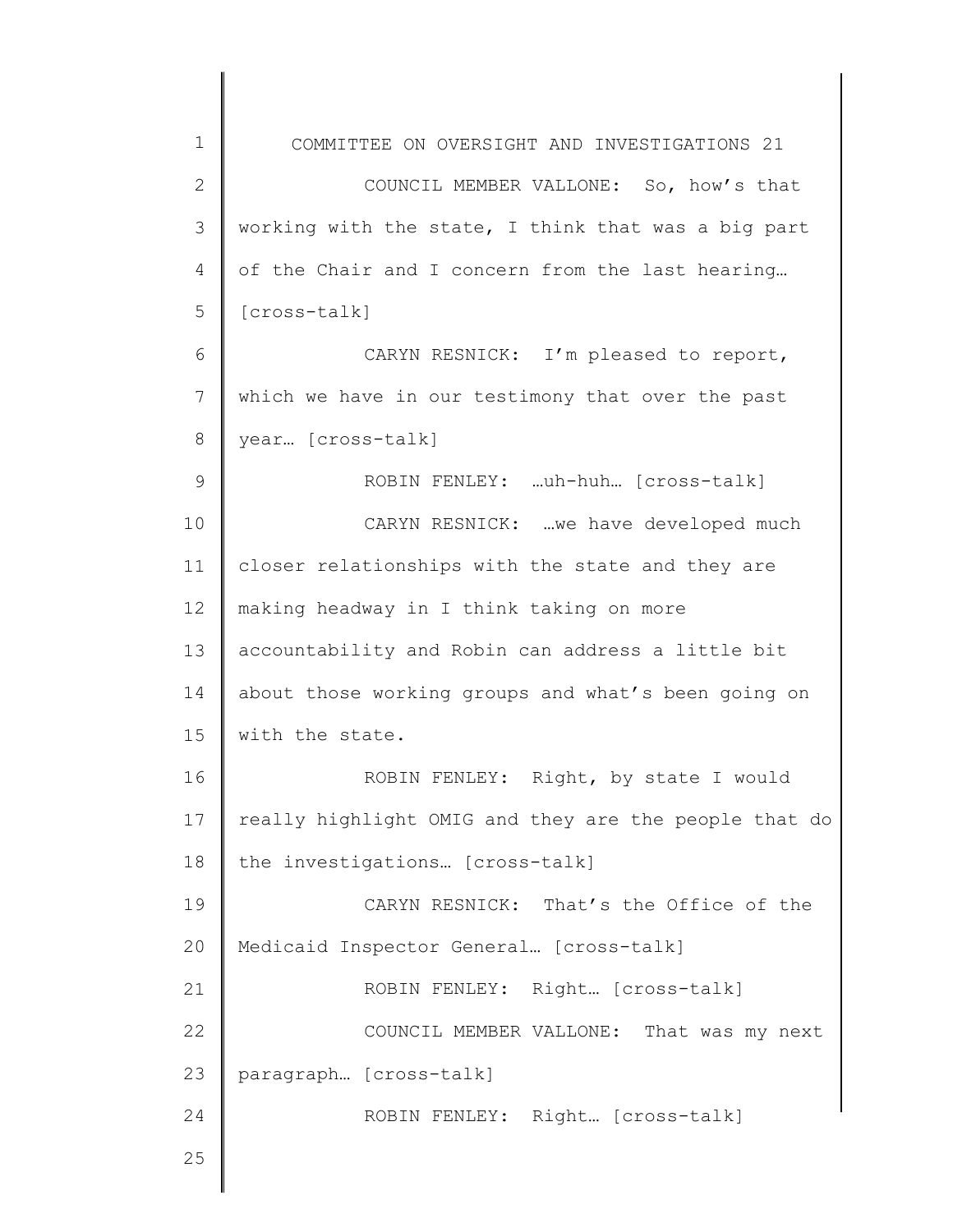COUNCIL MEMBER VALLONE: So, how's that working with the state, I think that was a big part of the Chair and I concern from the last hearing… [cross-talk]

CARYN RESNICK: I'm pleased to report, which we have in our testimony that over the past year… [cross-talk]

ROBIN FENLEY: …uh-huh… [cross-talk]

CARYN RESNICK: …we have developed much closer relationships with the state and they are making headway in I think taking on more accountability and Robin can address a little bit about those working groups and what's been going on with the state.

ROBIN FENLEY: Right, by state I would really highlight OMIG and they are the people that do the investigations… [cross-talk]

CARYN RESNICK: That's the Office of the Medicaid Inspector General… [cross-talk]

ROBIN FENLEY: Right… [cross-talk]

COUNCIL MEMBER VALLONE: That was my next paragraph… [cross-talk]

ROBIN FENLEY: Right… [cross-talk]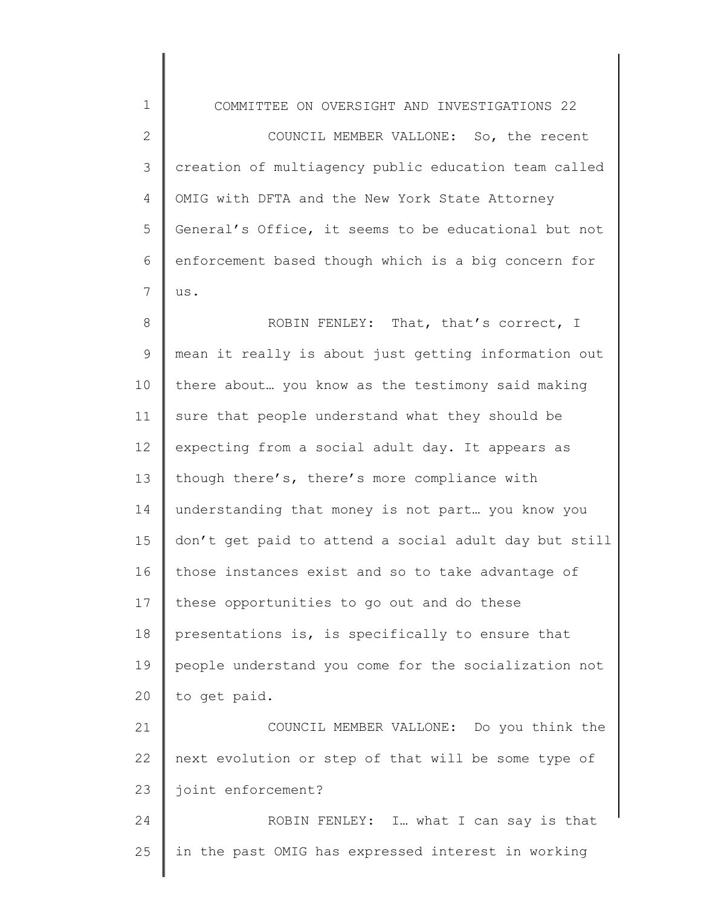COUNCIL MEMBER VALLONE: So, the recent creation of multiagency public education team called OMIG with DFTA and the New York State Attorney General's Office, it seems to be educational but not enforcement based though which is a big concern for us.

ROBIN FENLEY: That, that's correct, I mean it really is about just getting information out there about… you know as the testimony said making sure that people understand what they should be expecting from a social adult day. It appears as though there's, there's more compliance with understanding that money is not part… you know you don't get paid to attend a social adult day but still those instances exist and so to take advantage of these opportunities to go out and do these presentations is, is specifically to ensure that people understand you come for the socialization not to get paid.

COUNCIL MEMBER VALLONE: Do you think the next evolution or step of that will be some type of joint enforcement?

ROBIN FENLEY: I… what I can say is that in the past OMIG has expressed interest in working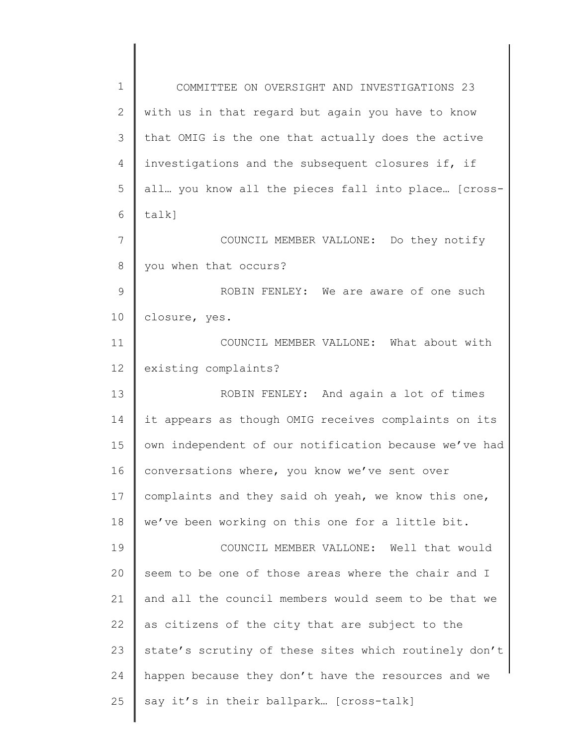with us in that regard but again you have to know that OMIG is the one that actually does the active investigations and the subsequent closures if, if all… you know all the pieces fall into place… [cross-talk]

COUNCIL MEMBER VALLONE: Do they notify you when that occurs?

ROBIN FENLEY: We are aware of one such closure, yes.

COUNCIL MEMBER VALLONE: What about with existing complaints?

ROBIN FENLEY: And again a lot of times it appears as though OMIG receives complaints on its own independent of our notification because we've had conversations where, you know we've sent over complaints and they said oh yeah, we know this one, we've been working on this one for a little bit.

COUNCIL MEMBER VALLONE: Well that would seem to be one of those areas where the chair and I and all the council members would seem to be that we as citizens of the city that are subject to the state's scrutiny of these sites which routinely don't happen because they don't have the resources and we say it's in their ballpark… [cross-talk]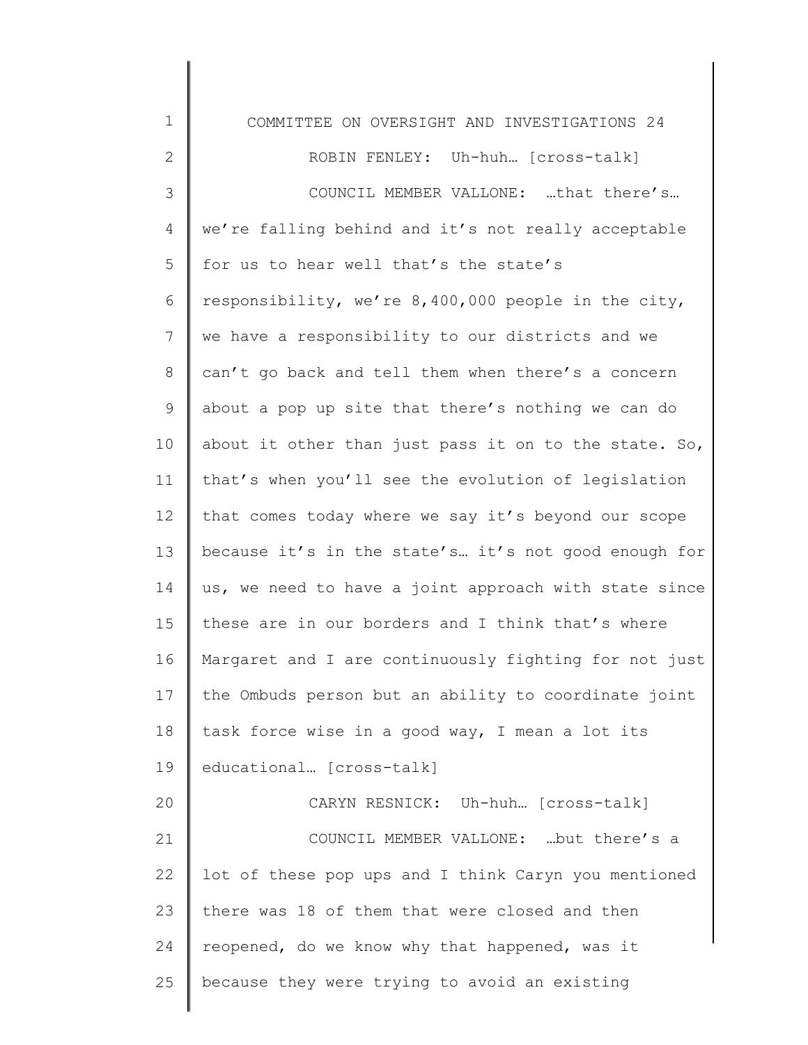ROBIN FENLEY: Uh-huh… [cross-talk]

COUNCIL MEMBER VALLONE: …that there's… we're falling behind and it's not really acceptable for us to hear well that's the state's responsibility, we're 8,400,000 people in the city, we have a responsibility to our districts and we can't go back and tell them when there's a concern about a pop up site that there's nothing we can do about it other than just pass it on to the state. So, that's when you'll see the evolution of legislation that comes today where we say it's beyond our scope because it's in the state's… it's not good enough for us, we need to have a joint approach with state since these are in our borders and I think that's where Margaret and I are continuously fighting for not just the Ombuds person but an ability to coordinate joint task force wise in a good way, I mean a lot its educational… [cross-talk]

CARYN RESNICK: Uh-huh… [cross-talk]

COUNCIL MEMBER VALLONE: …but there's a lot of these pop ups and I think Caryn you mentioned there was 18 of them that were closed and then reopened, do we know why that happened, was it because they were trying to avoid an existing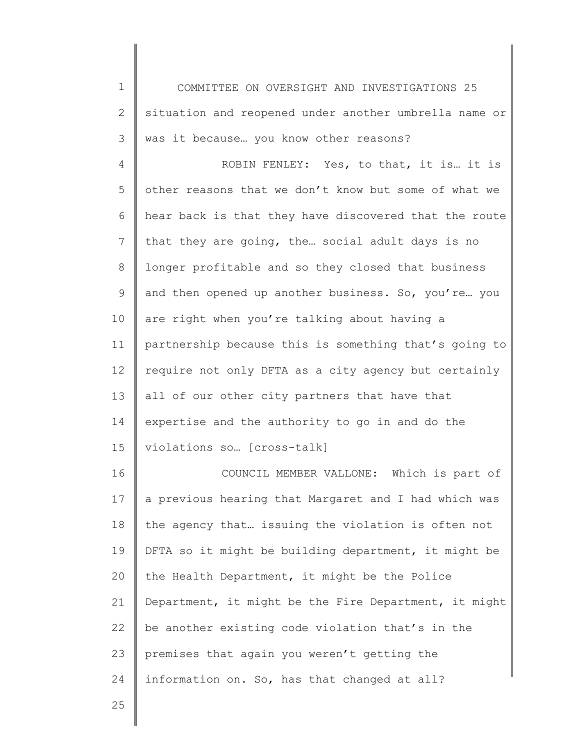situation and reopened under another umbrella name or was it because… you know other reasons?

ROBIN FENLEY: Yes, to that, it is… it is other reasons that we don't know but some of what we hear back is that they have discovered that the route that they are going, the… social adult days is no longer profitable and so they closed that business and then opened up another business. So, you're… you are right when you're talking about having a partnership because this is something that's going to require not only DFTA as a city agency but certainly all of our other city partners that have that expertise and the authority to go in and do the violations so… [cross-talk]

COUNCIL MEMBER VALLONE: Which is part of a previous hearing that Margaret and I had which was the agency that… issuing the violation is often not DFTA so it might be building department, it might be the Health Department, it might be the Police Department, it might be the Fire Department, it might be another existing code violation that's in the premises that again you weren't getting the information on. So, has that changed at all?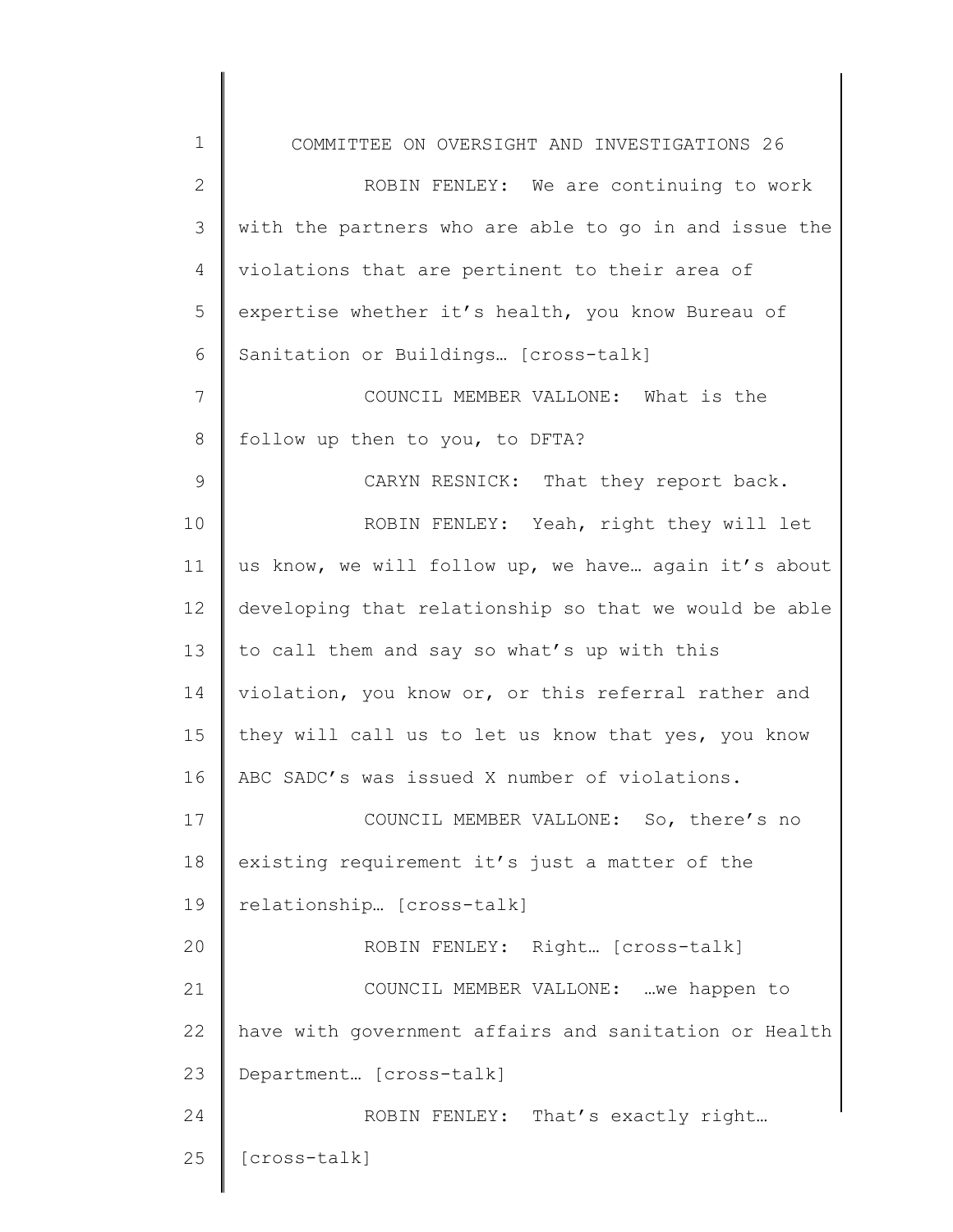ROBIN FENLEY: We are continuing to work with the partners who are able to go in and issue the violations that are pertinent to their area of expertise whether it's health, you know Bureau of Sanitation or Buildings… [cross-talk]

COUNCIL MEMBER VALLONE: What is the follow up then to you, to DFTA?

CARYN RESNICK: That they report back.

ROBIN FENLEY: Yeah, right they will let us know, we will follow up, we have… again it's about developing that relationship so that we would be able to call them and say so what's up with this violation, you know or, or this referral rather and they will call us to let us know that yes, you know ABC SADC's was issued X number of violations.

COUNCIL MEMBER VALLONE: So, there's no existing requirement it's just a matter of the relationship… [cross-talk]

ROBIN FENLEY: Right… [cross-talk]

COUNCIL MEMBER VALLONE: …we happen to have with government affairs and sanitation or Health Department… [cross-talk]

ROBIN FENLEY: That's exactly right… [cross-talk]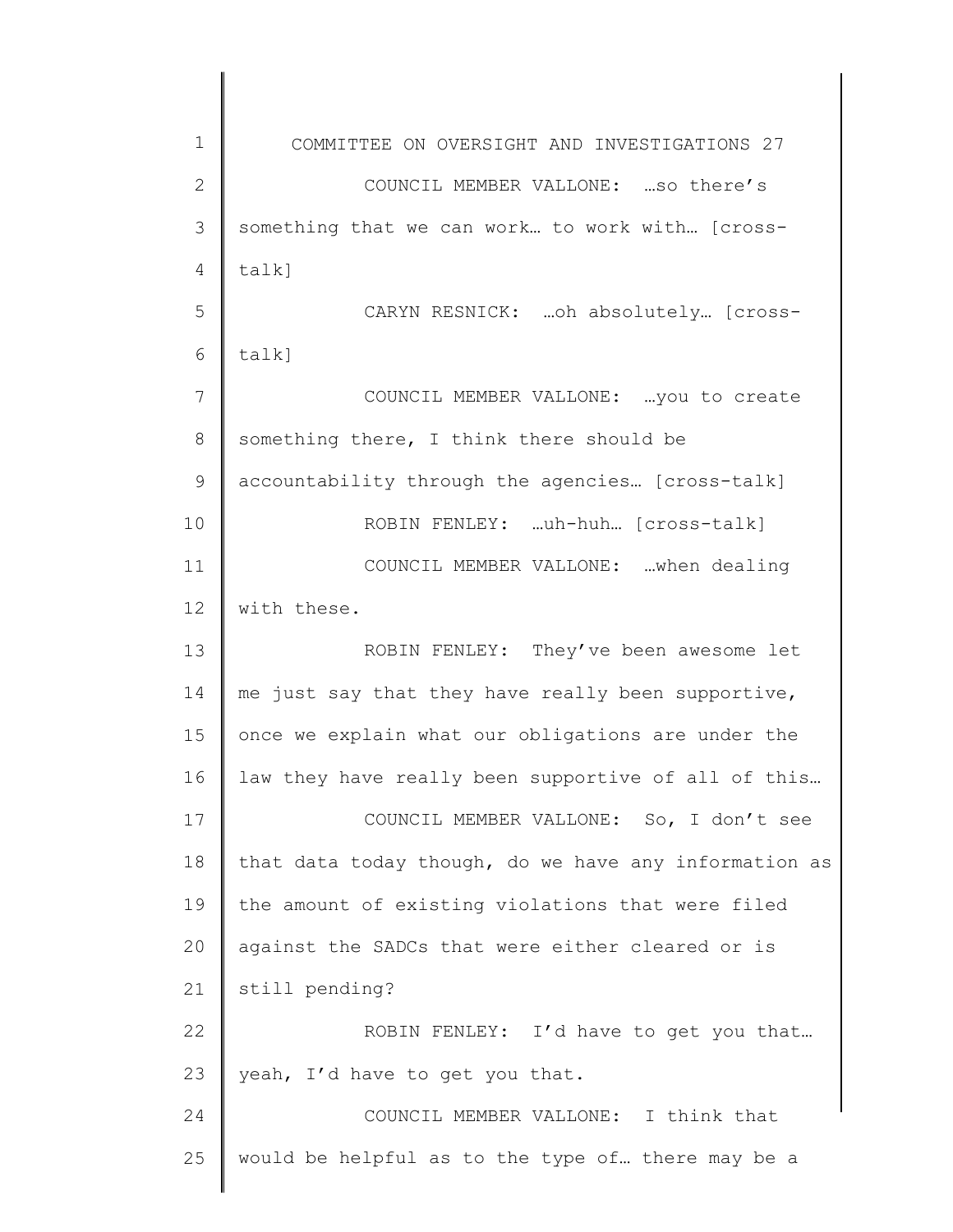COUNCIL MEMBER VALLONE: …so there's something that we can work… to work with… [cross-talk]

CARYN RESNICK: …oh absolutely… [cross-talk]

COUNCIL MEMBER VALLONE: …you to create something there, I think there should be accountability through the agencies… [cross-talk]

ROBIN FENLEY: …uh-huh… [cross-talk]

COUNCIL MEMBER VALLONE: …when dealing with these.

ROBIN FENLEY: They've been awesome let me just say that they have really been supportive, once we explain what our obligations are under the law they have really been supportive of all of this…

COUNCIL MEMBER VALLONE: So, I don't see that data today though, do we have any information as the amount of existing violations that were filed against the SADCs that were either cleared or is still pending?

ROBIN FENLEY: I'd have to get you that… yeah, I'd have to get you that.

COUNCIL MEMBER VALLONE: I think that would be helpful as to the type of… there may be a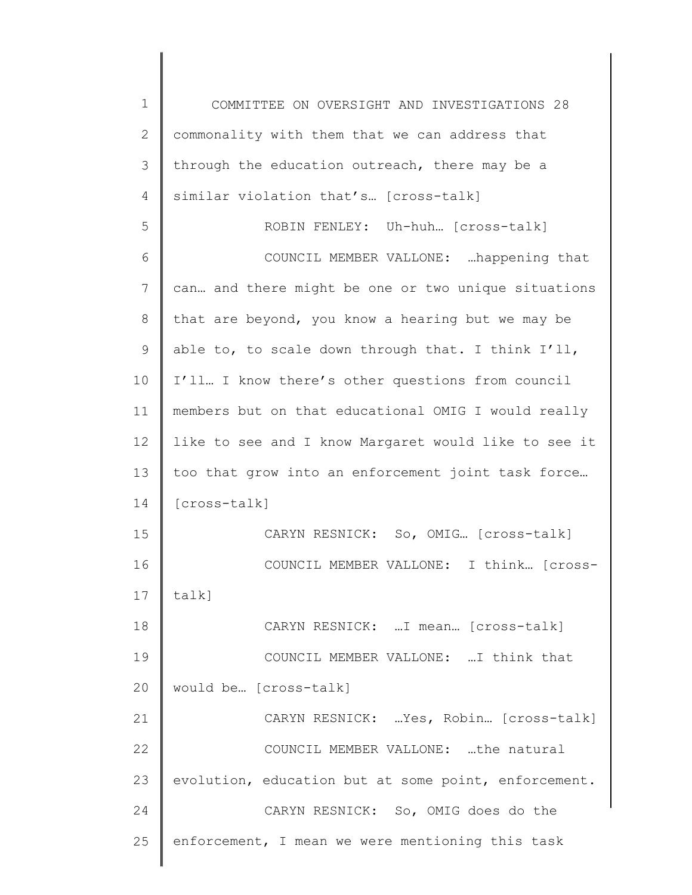commonality with them that we can address that through the education outreach, there may be a similar violation that's… [cross-talk]

ROBIN FENLEY: Uh-huh… [cross-talk]

COUNCIL MEMBER VALLONE: …happening that can… and there might be one or two unique situations that are beyond, you know a hearing but we may be able to, to scale down through that. I think I'll, I'll… I know there's other questions from council members but on that educational OMIG I would really like to see and I know Margaret would like to see it too that grow into an enforcement joint task force… [cross-talk]

CARYN RESNICK: So, OMIG… [cross-talk]

COUNCIL MEMBER VALLONE: I think… [cross-talk]

CARYN RESNICK: …I mean… [cross-talk]

COUNCIL MEMBER VALLONE: …I think that would be… [cross-talk]

CARYN RESNICK: …Yes, Robin… [cross-talk]

COUNCIL MEMBER VALLONE: …the natural evolution, education but at some point, enforcement.

CARYN RESNICK: So, OMIG does do the enforcement, I mean we were mentioning this task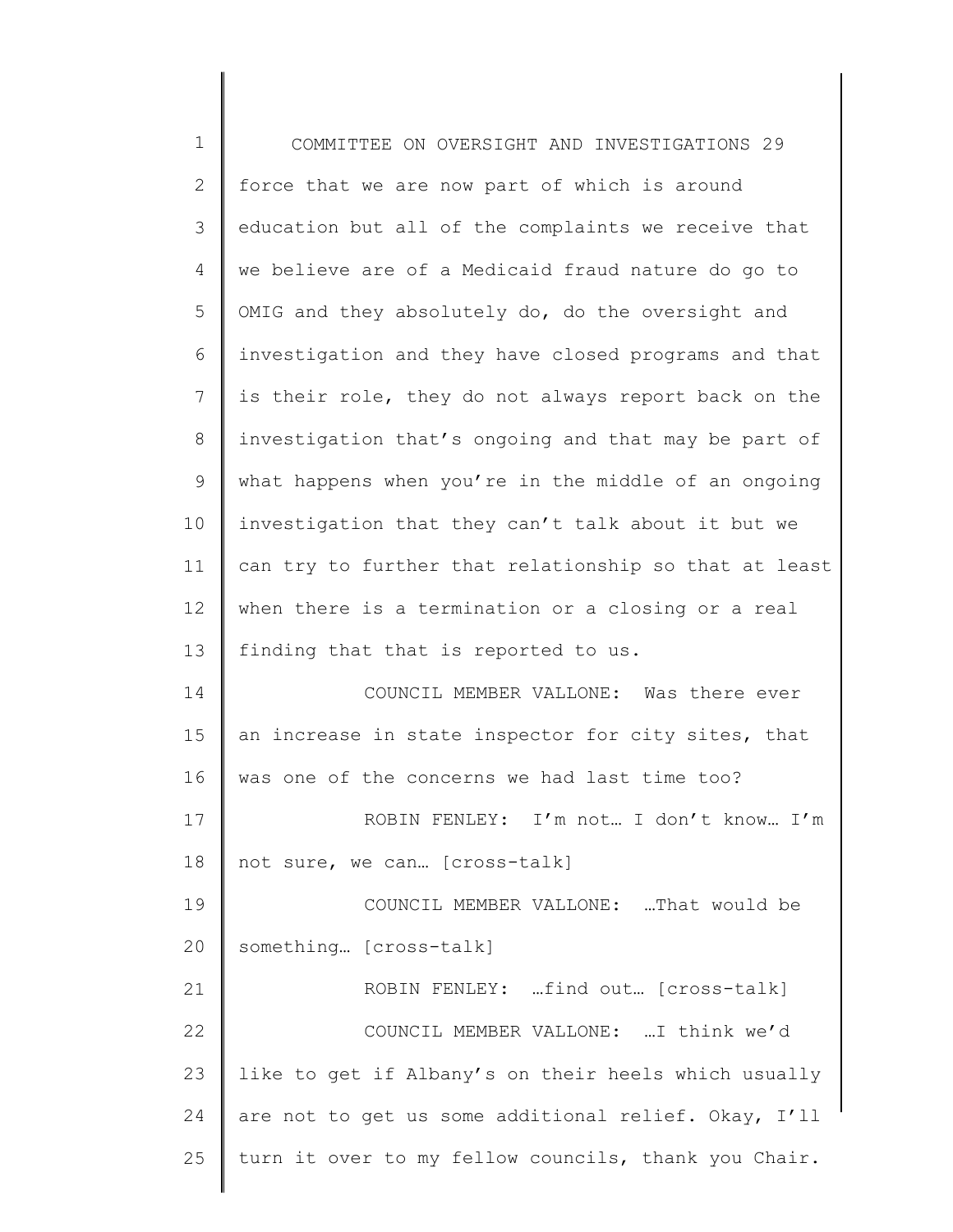force that we are now part of which is around education but all of the complaints we receive that we believe are of a Medicaid fraud nature do go to OMIG and they absolutely do, do the oversight and investigation and they have closed programs and that is their role, they do not always report back on the investigation that's ongoing and that may be part of what happens when you're in the middle of an ongoing investigation that they can't talk about it but we can try to further that relationship so that at least when there is a termination or a closing or a real finding that that is reported to us.

COUNCIL MEMBER VALLONE: Was there ever an increase in state inspector for city sites, that was one of the concerns we had last time too?

ROBIN FENLEY: I'm not… I don't know… I'm not sure, we can… [cross-talk]

COUNCIL MEMBER VALLONE: …That would be something… [cross-talk]

ROBIN FENLEY: …find out… [cross-talk]

COUNCIL MEMBER VALLONE: …I think we'd like to get if Albany's on their heels which usually are not to get us some additional relief. Okay, I'll turn it over to my fellow councils, thank you Chair.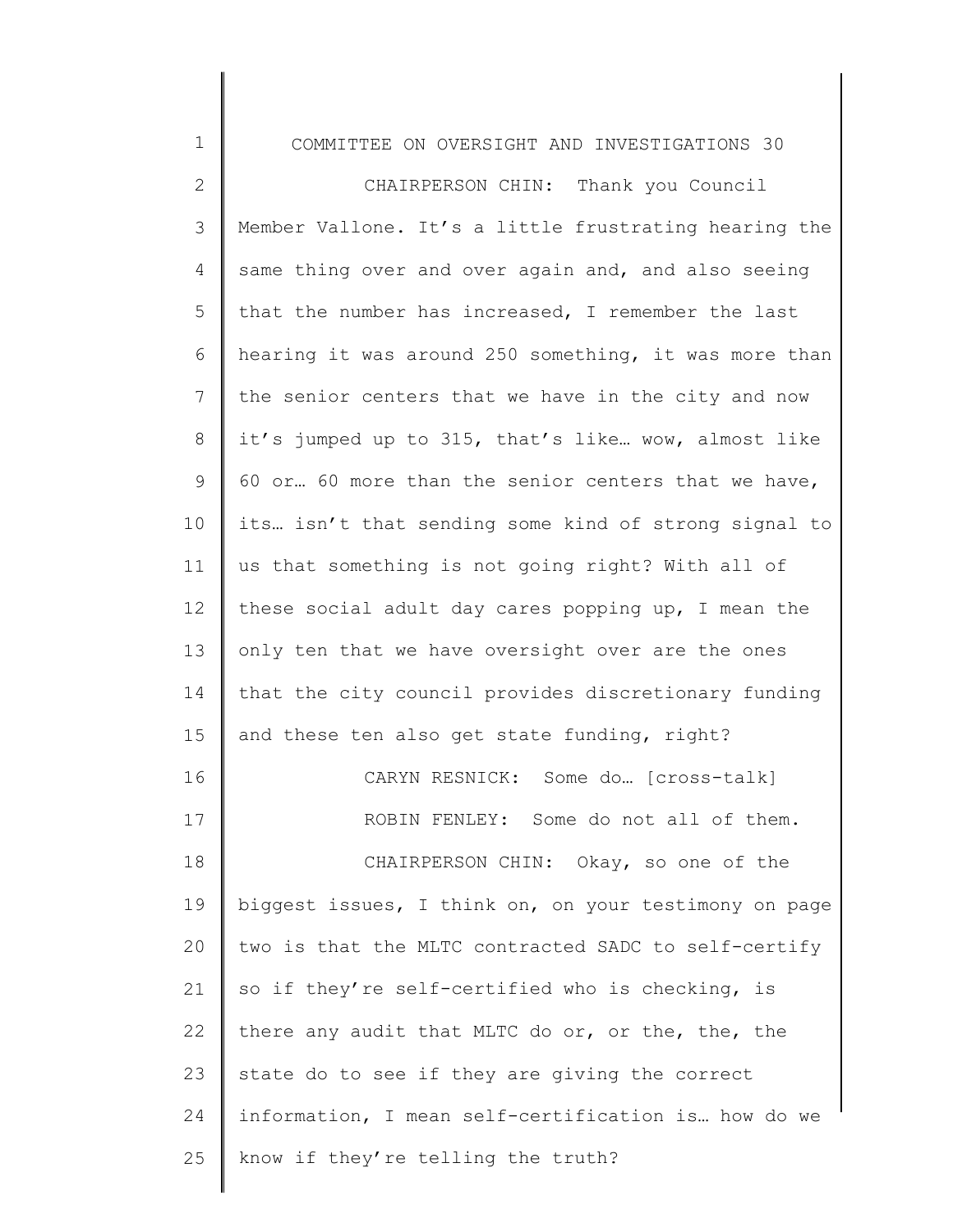CHAIRPERSON CHIN: Thank you Council Member Vallone. It's a little frustrating hearing the same thing over and over again and, and also seeing that the number has increased, I remember the last hearing it was around 250 something, it was more than the senior centers that we have in the city and now it's jumped up to 315, that's like… wow, almost like 60 or… 60 more than the senior centers that we have, its… isn't that sending some kind of strong signal to us that something is not going right? With all of these social adult day cares popping up, I mean the only ten that we have oversight over are the ones that the city council provides discretionary funding and these ten also get state funding, right?

CARYN RESNICK: Some do… [cross-talk]

ROBIN FENLEY: Some do not all of them.

CHAIRPERSON CHIN: Okay, so one of the biggest issues, I think on, on your testimony on page two is that the MLTC contracted SADC to self-certify so if they're self-certified who is checking, is there any audit that MLTC do or, or the, the, the state do to see if they are giving the correct information, I mean self-certification is… how do we know if they're telling the truth?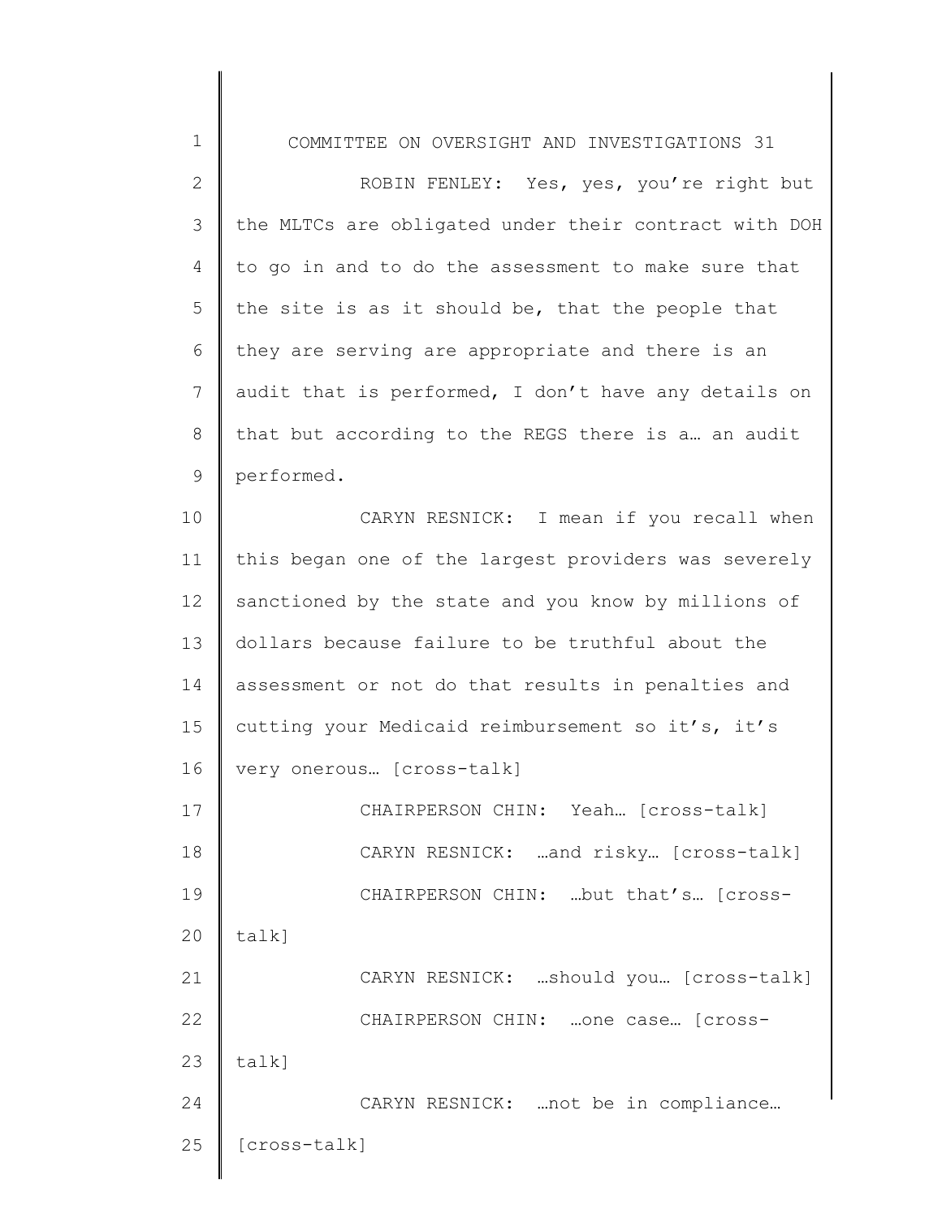ROBIN FENLEY: Yes, yes, you're right but the MLTCs are obligated under their contract with DOH to go in and to do the assessment to make sure that the site is as it should be, that the people that they are serving are appropriate and there is an audit that is performed, I don't have any details on that but according to the REGS there is a… an audit performed.

CARYN RESNICK: I mean if you recall when this began one of the largest providers was severely sanctioned by the state and you know by millions of dollars because failure to be truthful about the assessment or not do that results in penalties and cutting your Medicaid reimbursement so it's, it's very onerous… [cross-talk]

CHAIRPERSON CHIN: Yeah… [cross-talk]

CARYN RESNICK: …and risky… [cross-talk]

CHAIRPERSON CHIN: …but that's… [cross-talk]

CARYN RESNICK: …should you… [cross-talk]

CHAIRPERSON CHIN: …one case… [cross-talk]

CARYN RESNICK: …not be in compliance… [cross-talk]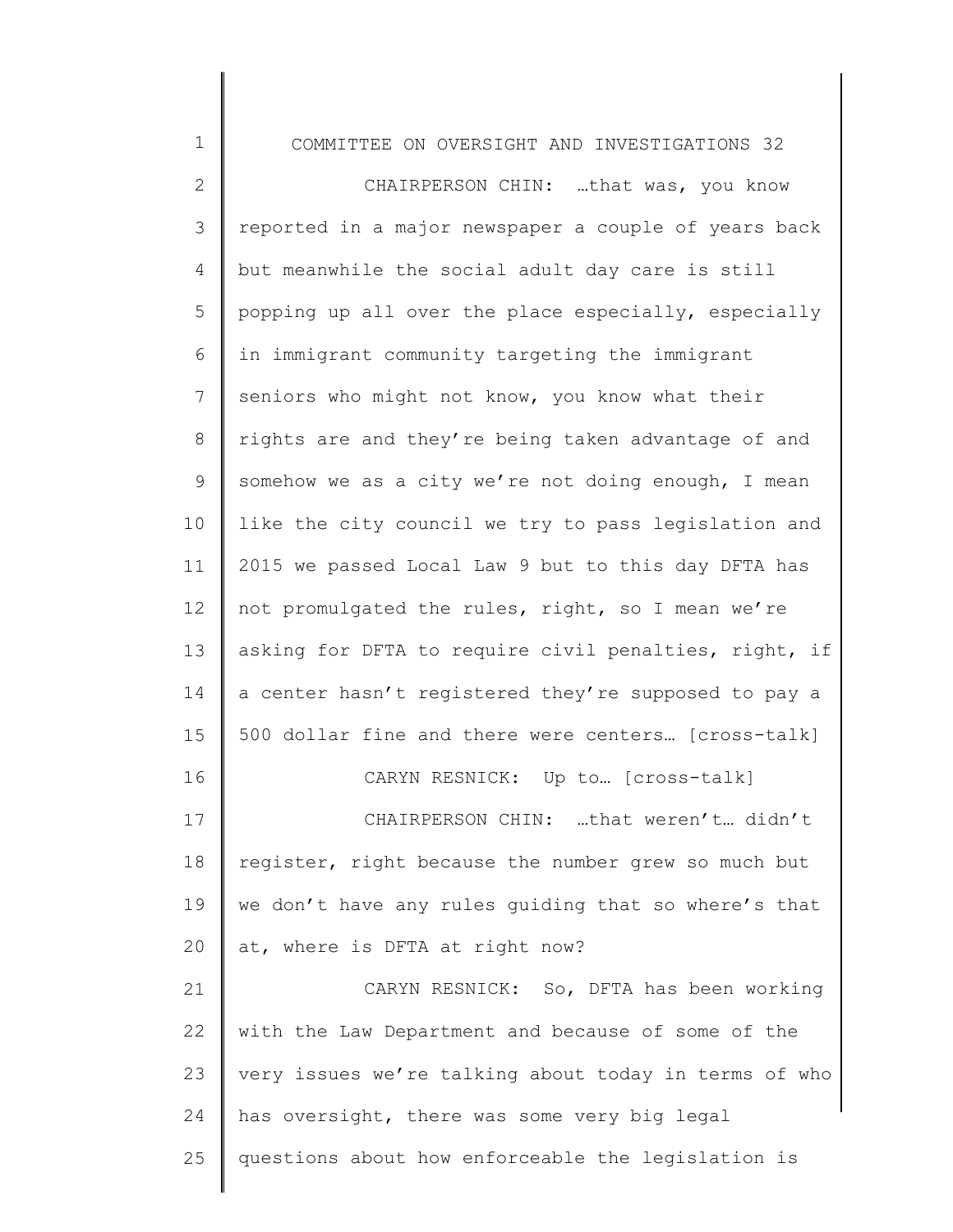CHAIRPERSON CHIN: …that was, you know reported in a major newspaper a couple of years back but meanwhile the social adult day care is still popping up all over the place especially, especially in immigrant community targeting the immigrant seniors who might not know, you know what their rights are and they're being taken advantage of and somehow we as a city we're not doing enough, I mean like the city council we try to pass legislation and 2015 we passed Local Law 9 but to this day DFTA has not promulgated the rules, right, so I mean we're asking for DFTA to require civil penalties, right, if a center hasn't registered they're supposed to pay a 500 dollar fine and there were centers… [cross-talk]

CARYN RESNICK: Up to… [cross-talk]

CHAIRPERSON CHIN: …that weren't… didn't register, right because the number grew so much but we don't have any rules guiding that so where's that at, where is DFTA at right now?

CARYN RESNICK: So, DFTA has been working with the Law Department and because of some of the very issues we're talking about today in terms of who has oversight, there was some very big legal questions about how enforceable the legislation is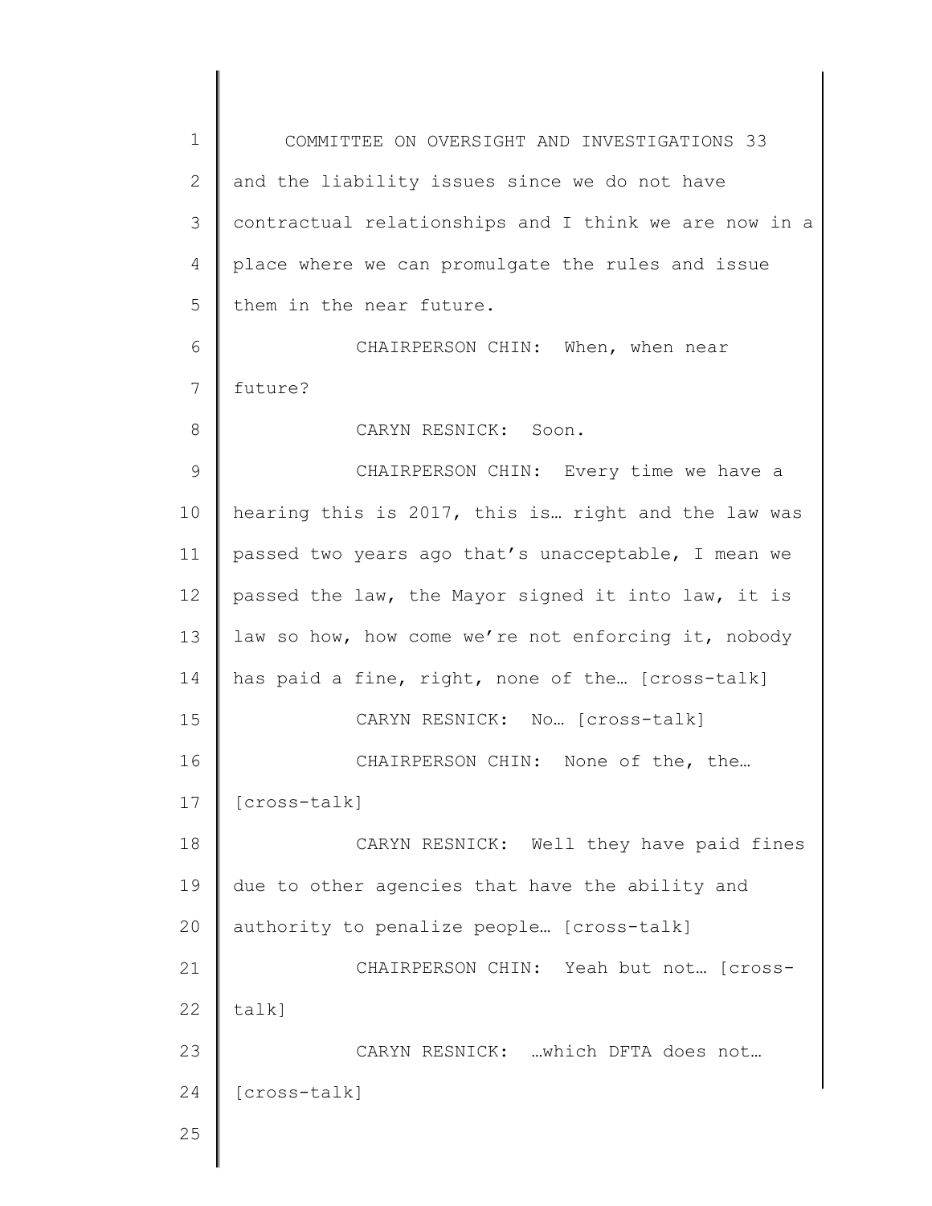and the liability issues since we do not have contractual relationships and I think we are now in a place where we can promulgate the rules and issue them in the near future.

CHAIRPERSON CHIN: When, when near future?

CARYN RESNICK: Soon.

CHAIRPERSON CHIN: Every time we have a hearing this is 2017, this is… right and the law was passed two years ago that's unacceptable, I mean we passed the law, the Mayor signed it into law, it is law so how, how come we're not enforcing it, nobody has paid a fine, right, none of the… [cross-talk]

CARYN RESNICK: No… [cross-talk]

CHAIRPERSON CHIN: None of the, the… [cross-talk]

CARYN RESNICK: Well they have paid fines due to other agencies that have the ability and authority to penalize people… [cross-talk]

CHAIRPERSON CHIN: Yeah but not… [cross-talk]

CARYN RESNICK: …which DFTA does not… [cross-talk]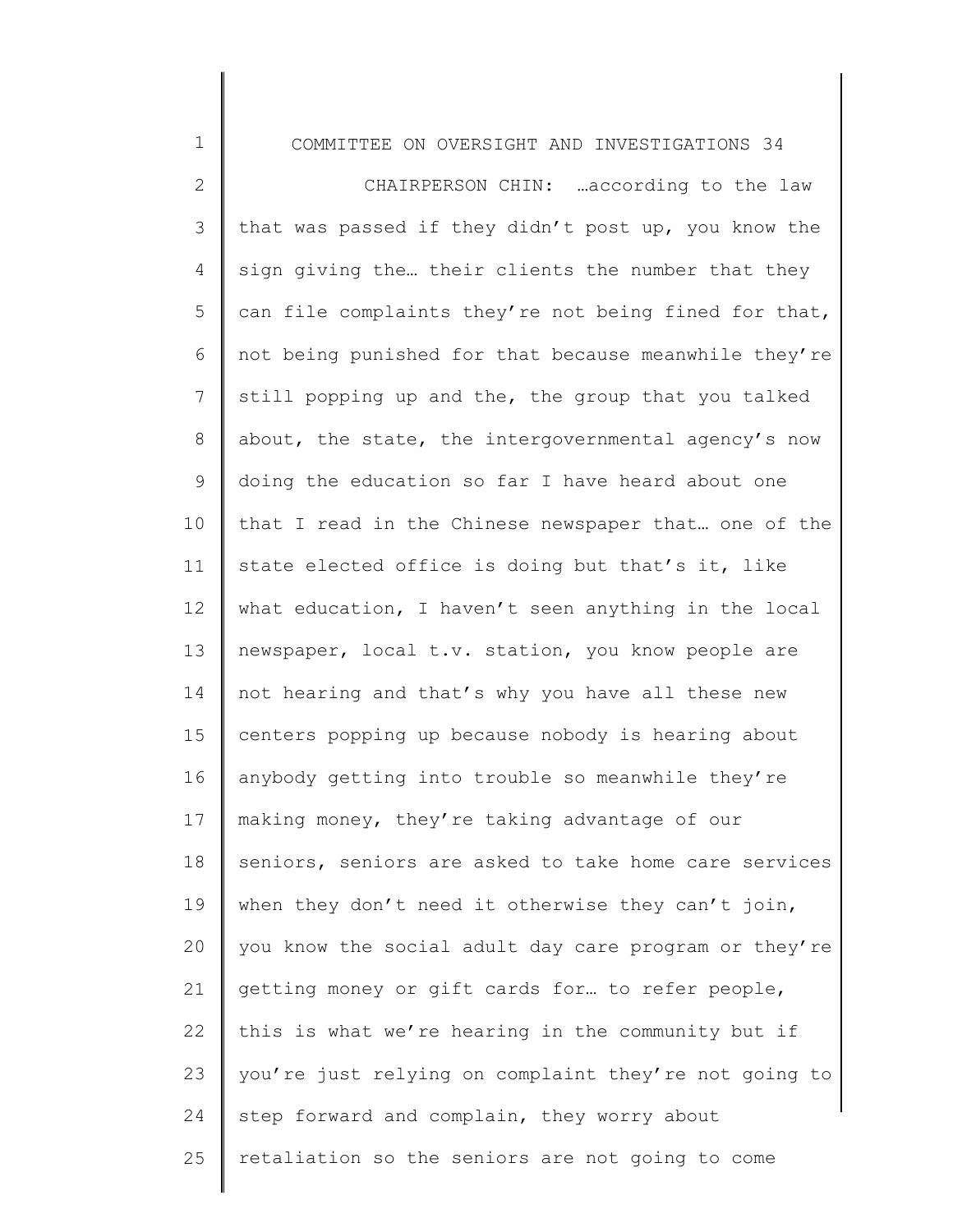CHAIRPERSON CHIN: …according to the law that was passed if they didn't post up, you know the sign giving the… their clients the number that they can file complaints they're not being fined for that, not being punished for that because meanwhile they're still popping up and the, the group that you talked about, the state, the intergovernmental agency's now doing the education so far I have heard about one that I read in the Chinese newspaper that… one of the state elected office is doing but that's it, like what education, I haven't seen anything in the local newspaper, local t.v. station, you know people are not hearing and that's why you have all these new centers popping up because nobody is hearing about anybody getting into trouble so meanwhile they're making money, they're taking advantage of our seniors, seniors are asked to take home care services when they don't need it otherwise they can't join, you know the social adult day care program or they're getting money or gift cards for… to refer people, this is what we're hearing in the community but if you're just relying on complaint they're not going to step forward and complain, they worry about retaliation so the seniors are not going to come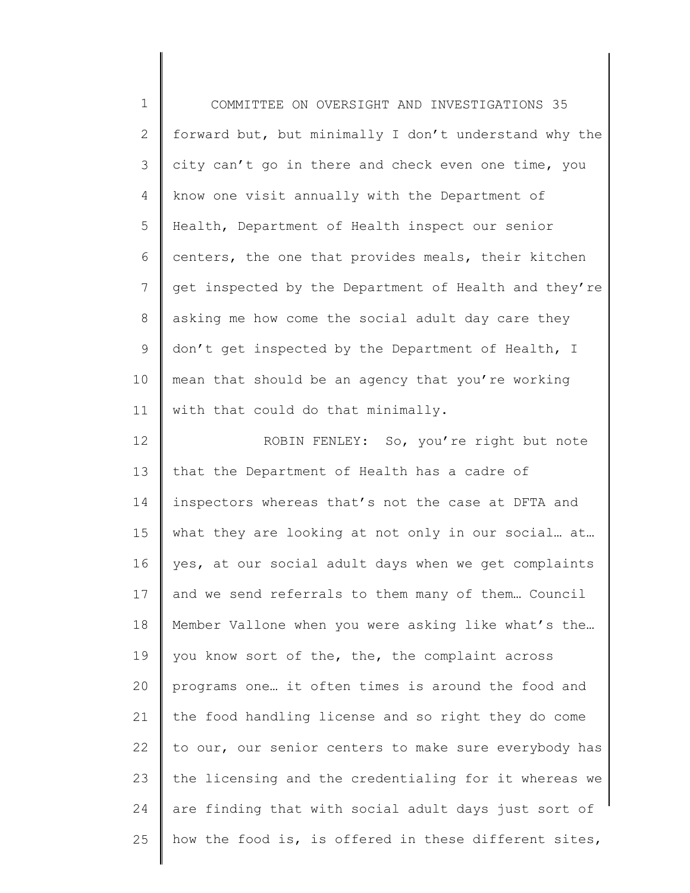forward but, but minimally I don't understand why the city can't go in there and check even one time, you know one visit annually with the Department of Health, Department of Health inspect our senior centers, the one that provides meals, their kitchen get inspected by the Department of Health and they're asking me how come the social adult day care they don't get inspected by the Department of Health, I mean that should be an agency that you're working with that could do that minimally.

ROBIN FENLEY: So, you're right but note that the Department of Health has a cadre of inspectors whereas that's not the case at DFTA and what they are looking at not only in our social… at… yes, at our social adult days when we get complaints and we send referrals to them many of them… Council Member Vallone when you were asking like what's the… you know sort of the, the, the complaint across programs one… it often times is around the food and the food handling license and so right they do come to our, our senior centers to make sure everybody has the licensing and the credentialing for it whereas we are finding that with social adult days just sort of how the food is, is offered in these different sites,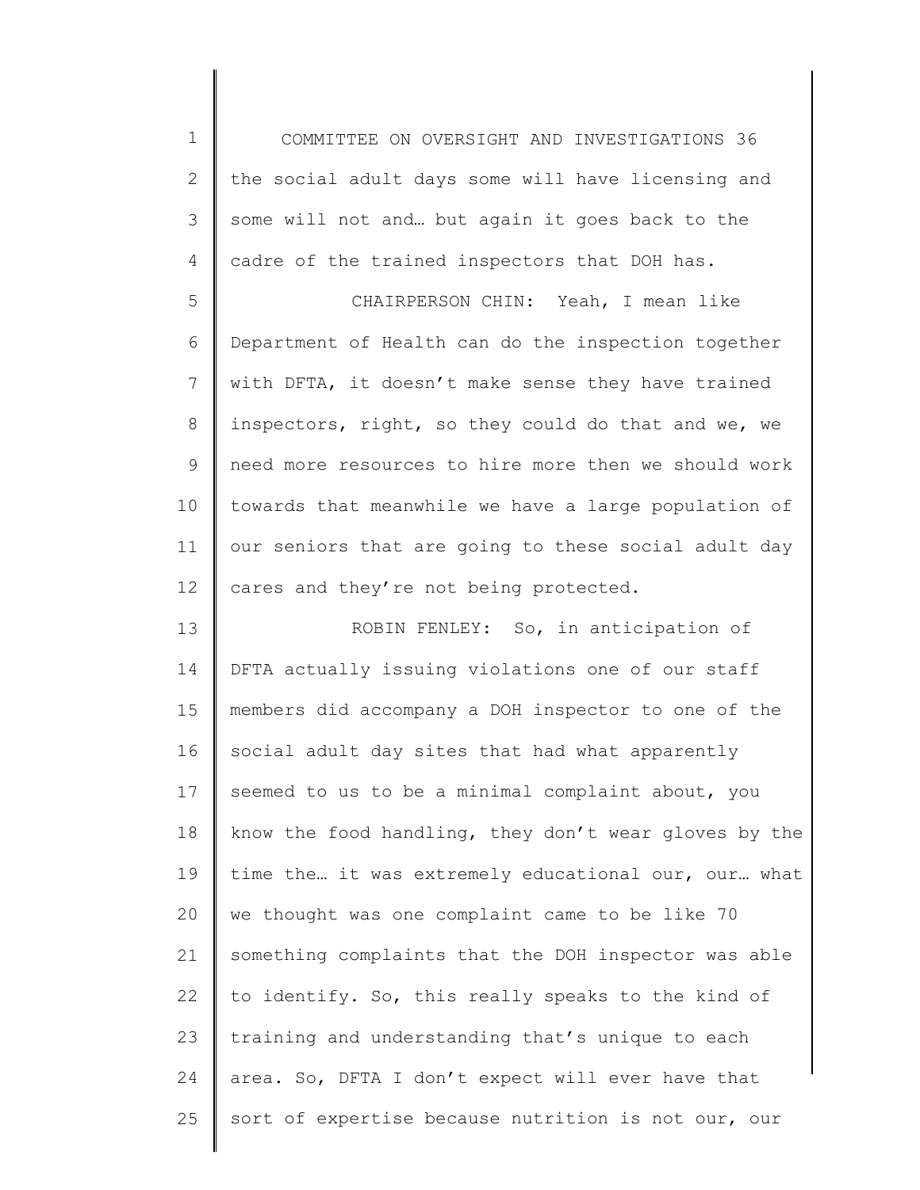the social adult days some will have licensing and some will not and… but again it goes back to the cadre of the trained inspectors that DOH has.

CHAIRPERSON CHIN: Yeah, I mean like Department of Health can do the inspection together with DFTA, it doesn't make sense they have trained inspectors, right, so they could do that and we, we need more resources to hire more then we should work towards that meanwhile we have a large population of our seniors that are going to these social adult day cares and they're not being protected.

ROBIN FENLEY: So, in anticipation of DFTA actually issuing violations one of our staff members did accompany a DOH inspector to one of the social adult day sites that had what apparently seemed to us to be a minimal complaint about, you know the food handling, they don't wear gloves by the time the… it was extremely educational our, our… what we thought was one complaint came to be like 70 something complaints that the DOH inspector was able to identify. So, this really speaks to the kind of training and understanding that's unique to each area. So, DFTA I don't expect will ever have that sort of expertise because nutrition is not our, our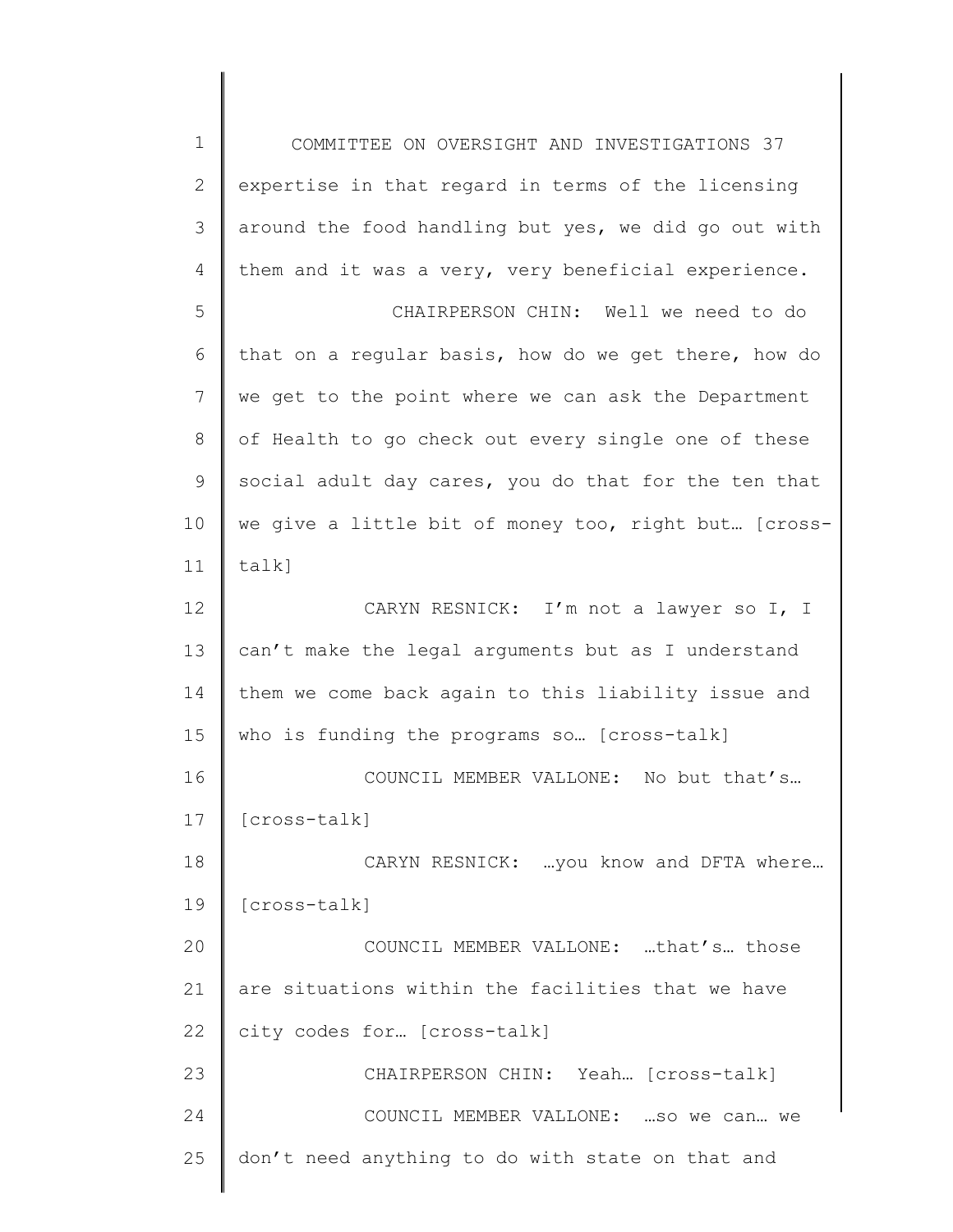expertise in that regard in terms of the licensing around the food handling but yes, we did go out with them and it was a very, very beneficial experience.

CHAIRPERSON CHIN: Well we need to do that on a regular basis, how do we get there, how do we get to the point where we can ask the Department of Health to go check out every single one of these social adult day cares, you do that for the ten that we give a little bit of money too, right but… [cross-talk]

CARYN RESNICK: I'm not a lawyer so I, I can't make the legal arguments but as I understand them we come back again to this liability issue and who is funding the programs so… [cross-talk]

COUNCIL MEMBER VALLONE: No but that's… [cross-talk]

CARYN RESNICK: …you know and DFTA where… [cross-talk]

COUNCIL MEMBER VALLONE: …that's… those are situations within the facilities that we have city codes for… [cross-talk]

CHAIRPERSON CHIN: Yeah… [cross-talk]

COUNCIL MEMBER VALLONE: …so we can… we don't need anything to do with state on that and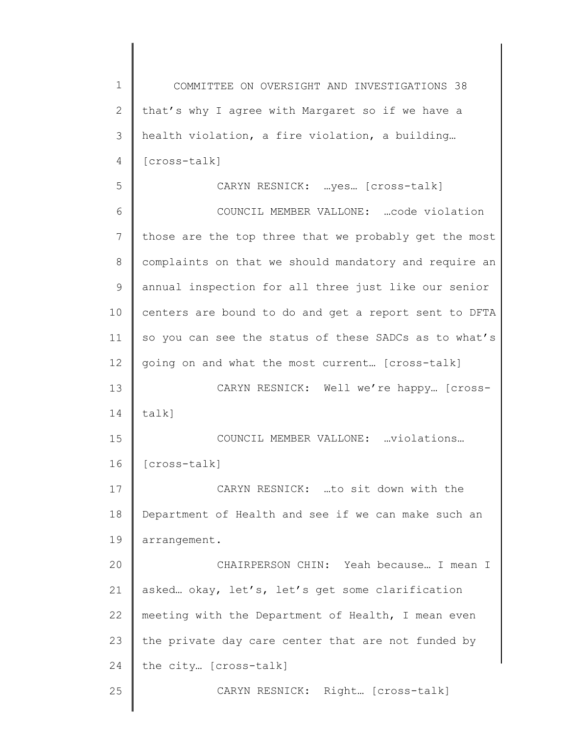that's why I agree with Margaret so if we have a health violation, a fire violation, a building… [cross-talk]

CARYN RESNICK: …yes… [cross-talk]

COUNCIL MEMBER VALLONE: …code violation those are the top three that we probably get the most complaints on that we should mandatory and require an annual inspection for all three just like our senior centers are bound to do and get a report sent to DFTA so you can see the status of these SADCs as to what's going on and what the most current… [cross-talk]

CARYN RESNICK: Well we're happy… [cross-talk]

COUNCIL MEMBER VALLONE: …violations… [cross-talk]

CARYN RESNICK: …to sit down with the Department of Health and see if we can make such an arrangement.

CHAIRPERSON CHIN: Yeah because… I mean I asked… okay, let's, let's get some clarification meeting with the Department of Health, I mean even the private day care center that are not funded by the city… [cross-talk]

CARYN RESNICK: Right… [cross-talk]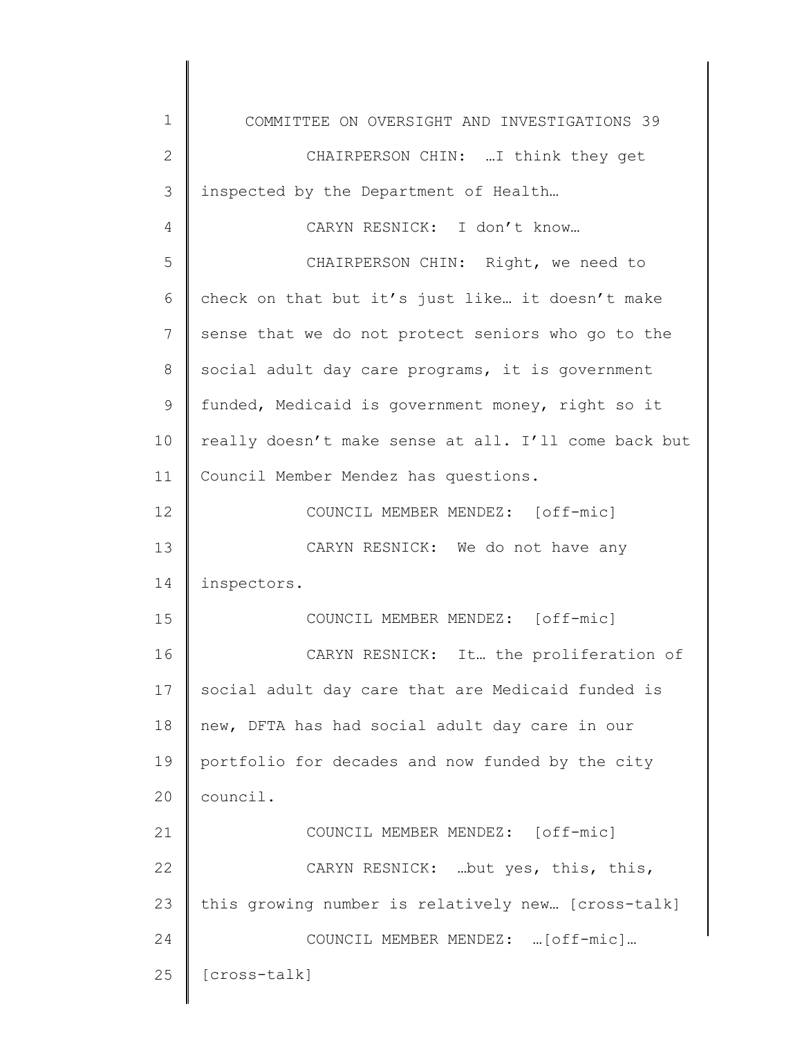CHAIRPERSON CHIN: …I think they get inspected by the Department of Health…

CARYN RESNICK: I don't know…

CHAIRPERSON CHIN: Right, we need to check on that but it's just like… it doesn't make sense that we do not protect seniors who go to the social adult day care programs, it is government funded, Medicaid is government money, right so it really doesn't make sense at all. I'll come back but Council Member Mendez has questions.

COUNCIL MEMBER MENDEZ: [off-mic]

CARYN RESNICK: We do not have any inspectors.

COUNCIL MEMBER MENDEZ: [off-mic]

CARYN RESNICK: It… the proliferation of social adult day care that are Medicaid funded is new, DFTA has had social adult day care in our portfolio for decades and now funded by the city council.

COUNCIL MEMBER MENDEZ: [off-mic]

CARYN RESNICK: …but yes, this, this, this growing number is relatively new… [cross-talk]

COUNCIL MEMBER MENDEZ: …[off-mic]… [cross-talk]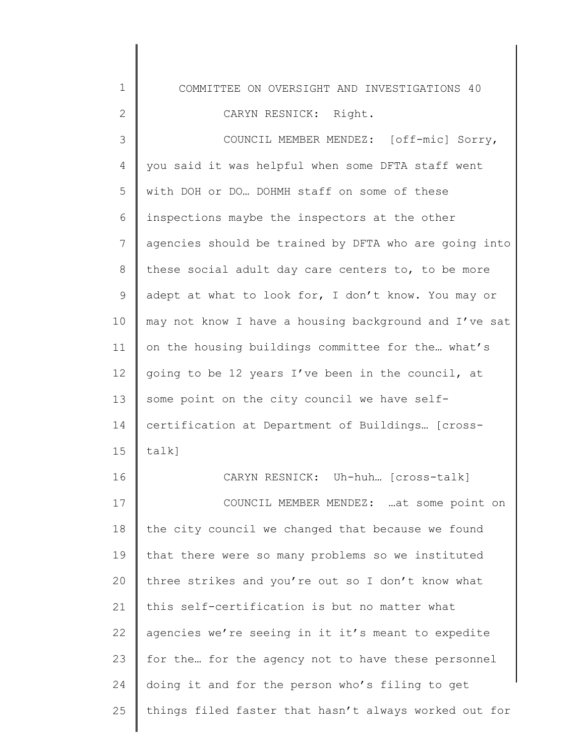CARYN RESNICK: Right.

COUNCIL MEMBER MENDEZ: [off-mic] Sorry, you said it was helpful when some DFTA staff went with DOH or DO… DOHMH staff on some of these inspections maybe the inspectors at the other agencies should be trained by DFTA who are going into these social adult day care centers to, to be more adept at what to look for, I don't know. You may or may not know I have a housing background and I've sat on the housing buildings committee for the… what's going to be 12 years I've been in the council, at some point on the city council we have self-certification at Department of Buildings… [cross-talk]

CARYN RESNICK: Uh-huh… [cross-talk]

COUNCIL MEMBER MENDEZ: …at some point on the city council we changed that because we found that there were so many problems so we instituted three strikes and you're out so I don't know what this self-certification is but no matter what agencies we're seeing in it it's meant to expedite for the… for the agency not to have these personnel doing it and for the person who's filing to get things filed faster that hasn't always worked out for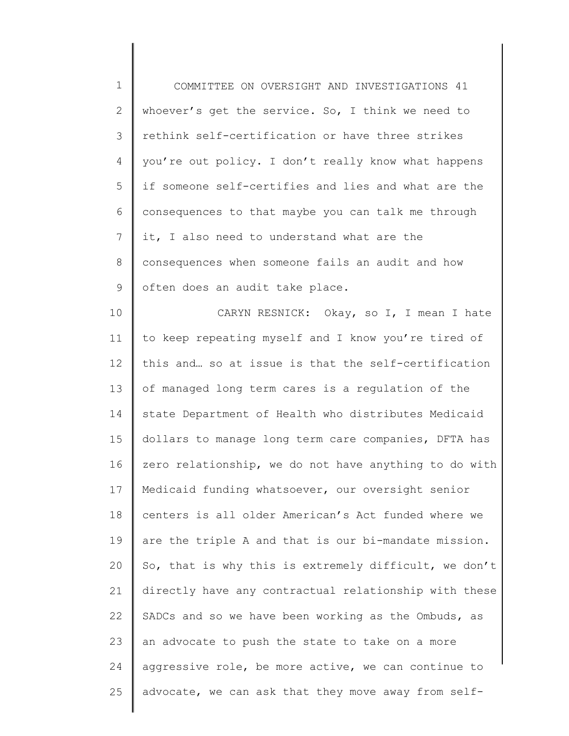whoever's get the service. So, I think we need to rethink self-certification or have three strikes you're out policy. I don't really know what happens if someone self-certifies and lies and what are the consequences to that maybe you can talk me through it, I also need to understand what are the consequences when someone fails an audit and how often does an audit take place.

CARYN RESNICK: Okay, so I, I mean I hate to keep repeating myself and I know you're tired of this and… so at issue is that the self-certification of managed long term cares is a regulation of the state Department of Health who distributes Medicaid dollars to manage long term care companies, DFTA has zero relationship, we do not have anything to do with Medicaid funding whatsoever, our oversight senior centers is all older American's Act funded where we are the triple A and that is our bi-mandate mission. So, that is why this is extremely difficult, we don't directly have any contractual relationship with these SADCs and so we have been working as the Ombuds, as an advocate to push the state to take on a more aggressive role, be more active, we can continue to advocate, we can ask that they move away from self-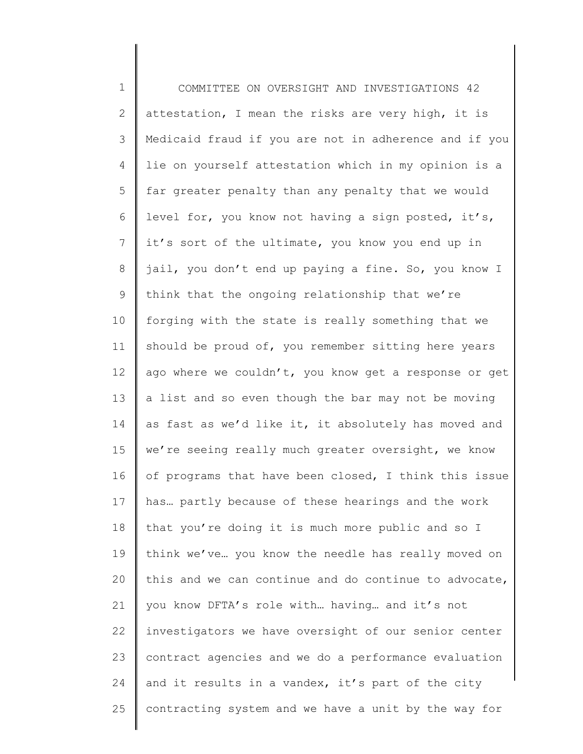attestation, I mean the risks are very high, it is Medicaid fraud if you are not in adherence and if you lie on yourself attestation which in my opinion is a far greater penalty than any penalty that we would level for, you know not having a sign posted, it's, it's sort of the ultimate, you know you end up in jail, you don't end up paying a fine. So, you know I think that the ongoing relationship that we're forging with the state is really something that we should be proud of, you remember sitting here years ago where we couldn't, you know get a response or get a list and so even though the bar may not be moving as fast as we'd like it, it absolutely has moved and we're seeing really much greater oversight, we know of programs that have been closed, I think this issue has… partly because of these hearings and the work that you're doing it is much more public and so I think we've… you know the needle has really moved on this and we can continue and do continue to advocate, you know DFTA's role with… having… and it's not investigators we have oversight of our senior center contract agencies and we do a performance evaluation and it results in a vandex, it's part of the city contracting system and we have a unit by the way for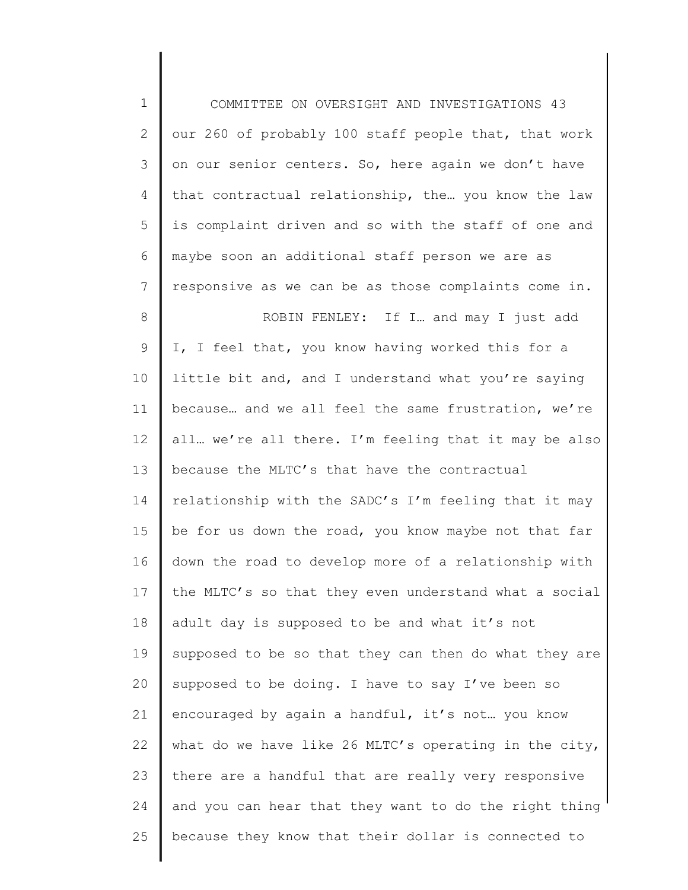our 260 of probably 100 staff people that, that work on our senior centers. So, here again we don't have that contractual relationship, the… you know the law is complaint driven and so with the staff of one and maybe soon an additional staff person we are as responsive as we can be as those complaints come in.

ROBIN FENLEY: If I… and may I just add I, I feel that, you know having worked this for a little bit and, and I understand what you're saying because… and we all feel the same frustration, we're all… we're all there. I'm feeling that it may be also because the MLTC's that have the contractual relationship with the SADC's I'm feeling that it may be for us down the road, you know maybe not that far down the road to develop more of a relationship with the MLTC's so that they even understand what a social adult day is supposed to be and what it's not supposed to be so that they can then do what they are supposed to be doing. I have to say I've been so encouraged by again a handful, it's not… you know what do we have like 26 MLTC's operating in the city, there are a handful that are really very responsive and you can hear that they want to do the right thing because they know that their dollar is connected to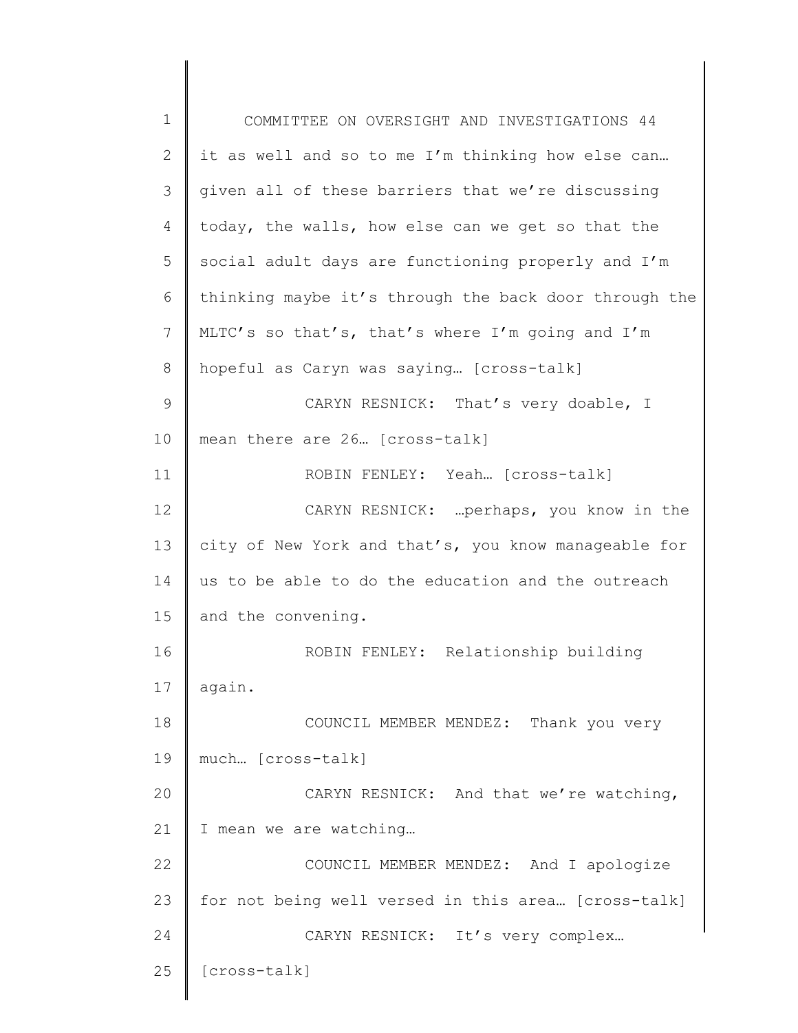it as well and so to me I'm thinking how else can… given all of these barriers that we're discussing today, the walls, how else can we get so that the social adult days are functioning properly and I'm thinking maybe it's through the back door through the MLTC's so that's, that's where I'm going and I'm hopeful as Caryn was saying… [cross-talk]

CARYN RESNICK: That's very doable, I mean there are 26… [cross-talk]

ROBIN FENLEY: Yeah… [cross-talk]

CARYN RESNICK: …perhaps, you know in the city of New York and that's, you know manageable for us to be able to do the education and the outreach and the convening.

ROBIN FENLEY: Relationship building again.

COUNCIL MEMBER MENDEZ: Thank you very much… [cross-talk]

CARYN RESNICK: And that we're watching, I mean we are watching…

COUNCIL MEMBER MENDEZ: And I apologize for not being well versed in this area… [cross-talk]

CARYN RESNICK: It's very complex… [cross-talk]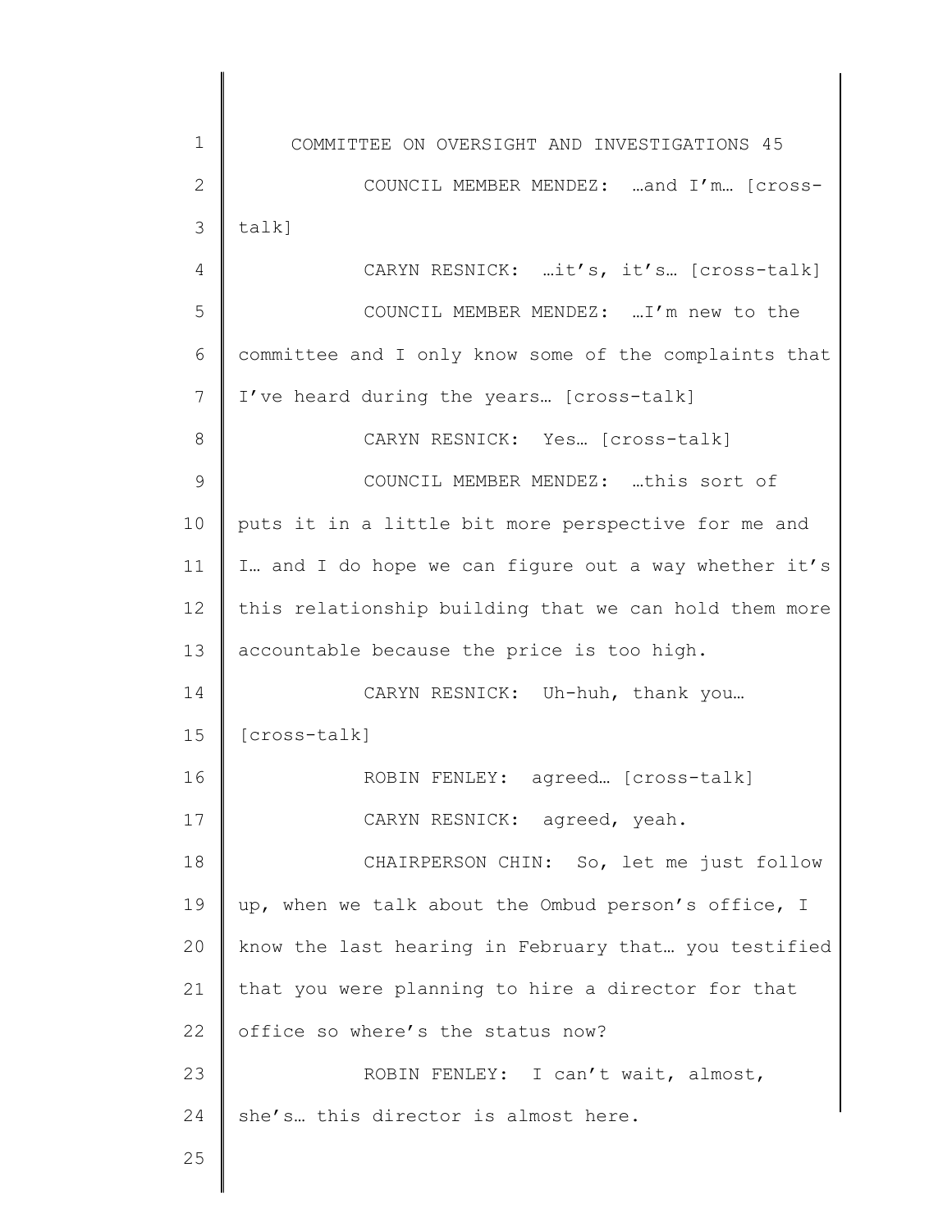COUNCIL MEMBER MENDEZ: …and I'm… [cross-talk]

CARYN RESNICK: …it's, it's… [cross-talk]

COUNCIL MEMBER MENDEZ: …I'm new to the committee and I only know some of the complaints that I've heard during the years… [cross-talk]

CARYN RESNICK: Yes… [cross-talk]

COUNCIL MEMBER MENDEZ: …this sort of puts it in a little bit more perspective for me and I… and I do hope we can figure out a way whether it's this relationship building that we can hold them more accountable because the price is too high.

CARYN RESNICK: Uh-huh, thank you… [cross-talk]

ROBIN FENLEY: agreed… [cross-talk]

CARYN RESNICK: agreed, yeah.

CHAIRPERSON CHIN: So, let me just follow up, when we talk about the Ombud person's office, I know the last hearing in February that… you testified that you were planning to hire a director for that office so where's the status now?

ROBIN FENLEY: I can't wait, almost, she's… this director is almost here.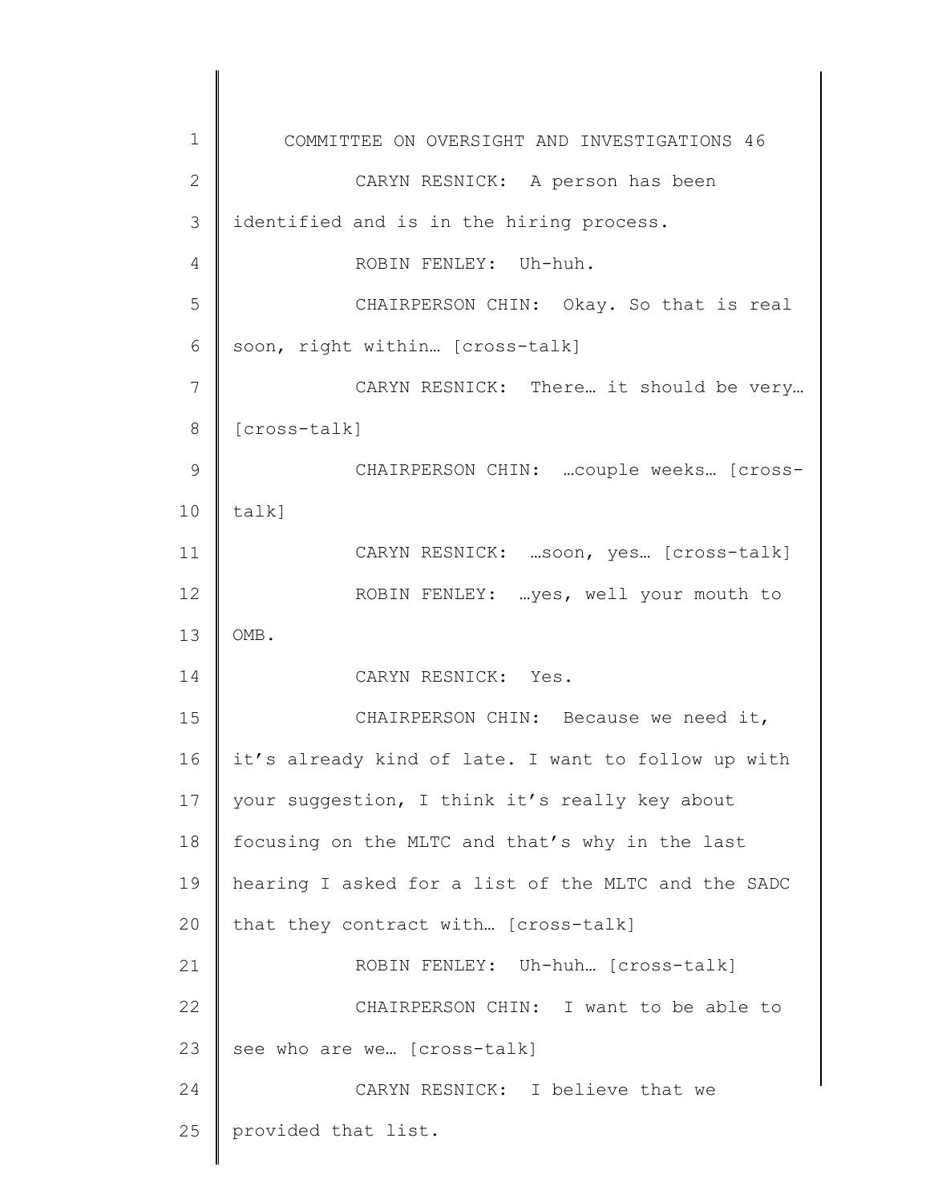CARYN RESNICK: A person has been identified and is in the hiring process.

ROBIN FENLEY: Uh-huh.

CHAIRPERSON CHIN: Okay. So that is real soon, right within… [cross-talk]

CARYN RESNICK: There… it should be very… [cross-talk]

CHAIRPERSON CHIN: …couple weeks… [cross-talk]

CARYN RESNICK: …soon, yes… [cross-talk]

ROBIN FENLEY: …yes, well your mouth to OMB.

CARYN RESNICK: Yes.

CHAIRPERSON CHIN: Because we need it, it's already kind of late. I want to follow up with your suggestion, I think it's really key about focusing on the MLTC and that's why in the last hearing I asked for a list of the MLTC and the SADC that they contract with… [cross-talk]

ROBIN FENLEY: Uh-huh… [cross-talk]

CHAIRPERSON CHIN: I want to be able to see who are we… [cross-talk]

CARYN RESNICK: I believe that we provided that list.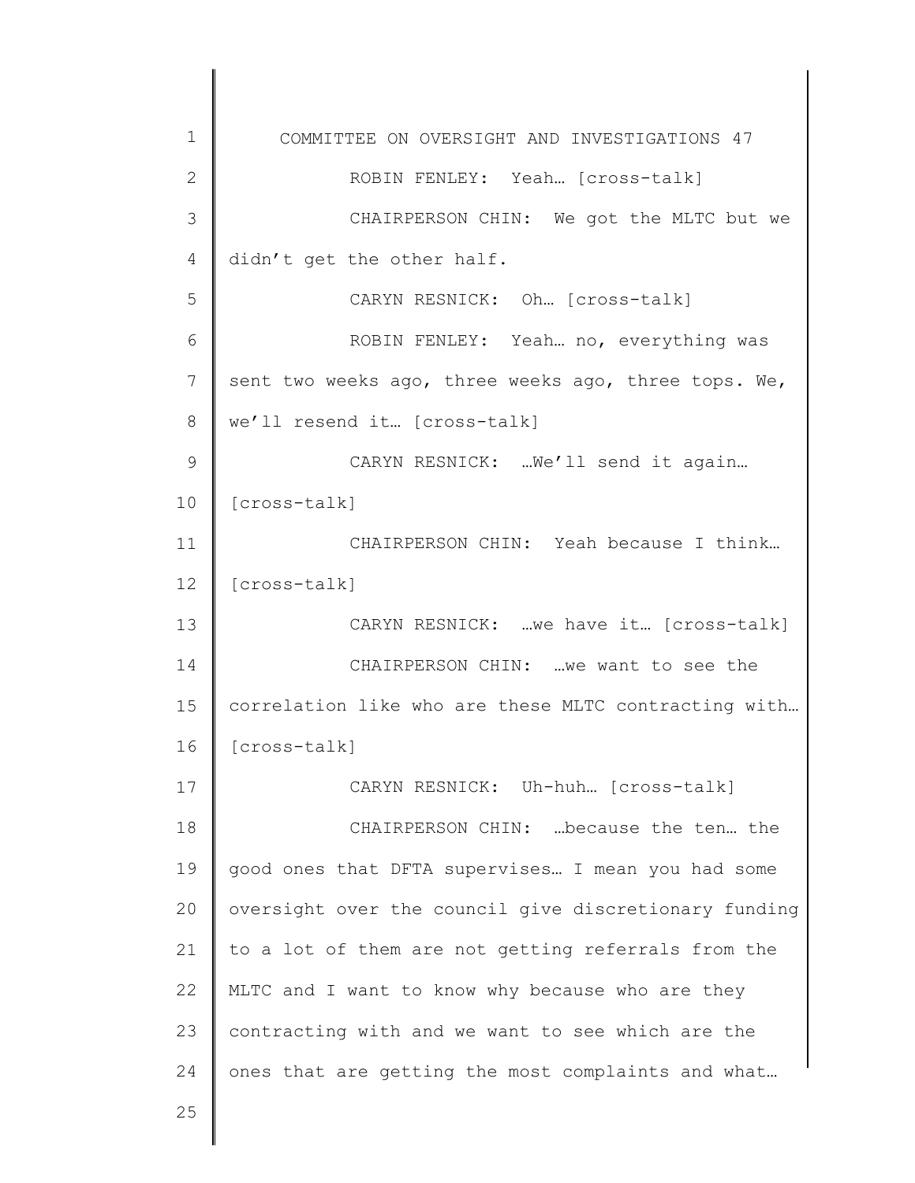ROBIN FENLEY: Yeah… [cross-talk]

CHAIRPERSON CHIN: We got the MLTC but we didn't get the other half.

CARYN RESNICK: Oh… [cross-talk]

ROBIN FENLEY: Yeah… no, everything was sent two weeks ago, three weeks ago, three tops. We, we'll resend it… [cross-talk]

CARYN RESNICK: …We'll send it again… [cross-talk]

CHAIRPERSON CHIN: Yeah because I think… [cross-talk]

CARYN RESNICK: …we have it… [cross-talk]

CHAIRPERSON CHIN: …we want to see the correlation like who are these MLTC contracting with… [cross-talk]

CARYN RESNICK: Uh-huh… [cross-talk]

CHAIRPERSON CHIN: …because the ten… the good ones that DFTA supervises… I mean you had some oversight over the council give discretionary funding to a lot of them are not getting referrals from the MLTC and I want to know why because who are they contracting with and we want to see which are the ones that are getting the most complaints and what…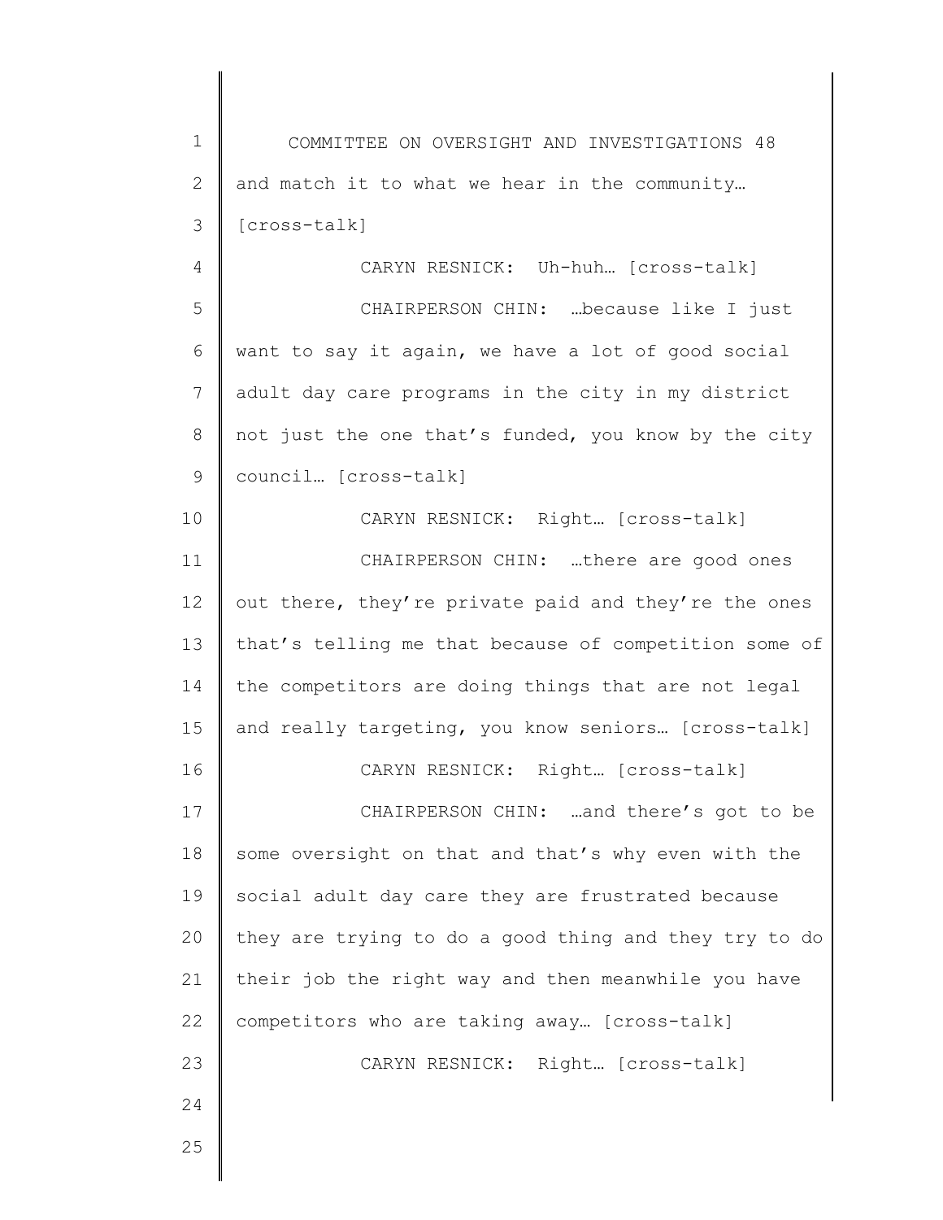and match it to what we hear in the community… [cross-talk]

CARYN RESNICK: Uh-huh… [cross-talk]

CHAIRPERSON CHIN: …because like I just want to say it again, we have a lot of good social adult day care programs in the city in my district not just the one that's funded, you know by the city council… [cross-talk]

CARYN RESNICK: Right… [cross-talk]

CHAIRPERSON CHIN: …there are good ones out there, they're private paid and they're the ones that's telling me that because of competition some of the competitors are doing things that are not legal and really targeting, you know seniors… [cross-talk]

CARYN RESNICK: Right… [cross-talk]

CHAIRPERSON CHIN: …and there's got to be some oversight on that and that's why even with the social adult day care they are frustrated because they are trying to do a good thing and they try to do their job the right way and then meanwhile you have competitors who are taking away… [cross-talk]

CARYN RESNICK: Right… [cross-talk]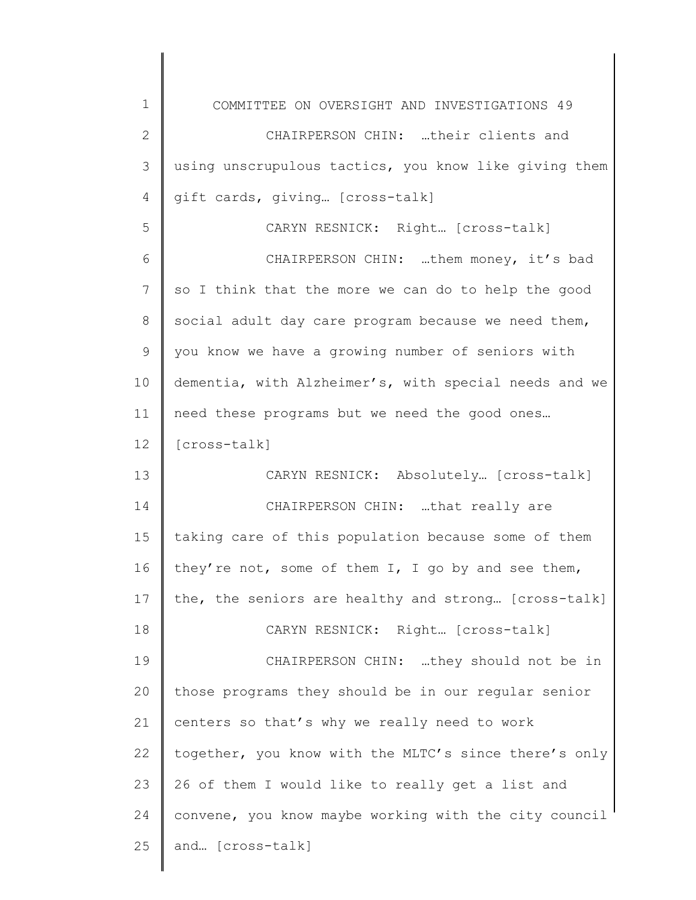CHAIRPERSON CHIN: …their clients and using unscrupulous tactics, you know like giving them gift cards, giving… [cross-talk]

CARYN RESNICK: Right… [cross-talk]

CHAIRPERSON CHIN: …them money, it's bad so I think that the more we can do to help the good social adult day care program because we need them, you know we have a growing number of seniors with dementia, with Alzheimer's, with special needs and we need these programs but we need the good ones… [cross-talk]

CARYN RESNICK: Absolutely… [cross-talk]

CHAIRPERSON CHIN: …that really are taking care of this population because some of them they're not, some of them I, I go by and see them, the, the seniors are healthy and strong… [cross-talk]

CARYN RESNICK: Right… [cross-talk]

CHAIRPERSON CHIN: …they should not be in those programs they should be in our regular senior centers so that's why we really need to work together, you know with the MLTC's since there's only 26 of them I would like to really get a list and convene, you know maybe working with the city council and… [cross-talk]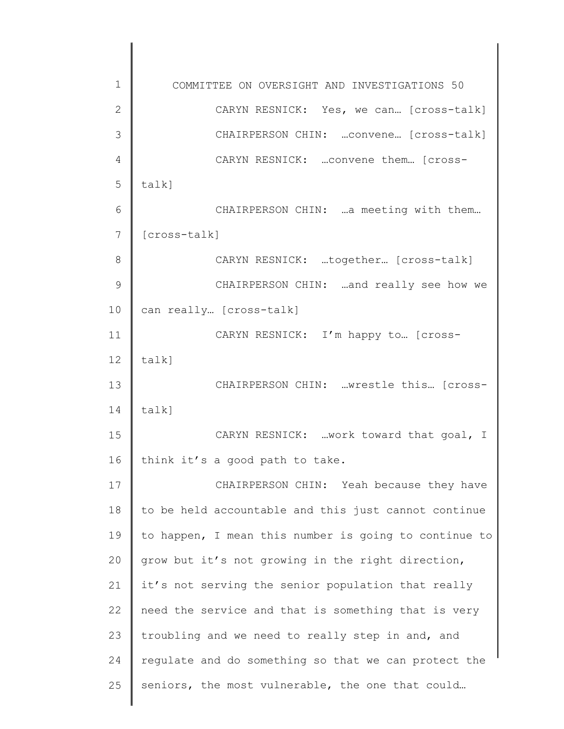CARYN RESNICK: Yes, we can… [cross-talk]

CHAIRPERSON CHIN: …convene… [cross-talk]

CARYN RESNICK: …convene them… [cross-talk]

CHAIRPERSON CHIN: …a meeting with them… [cross-talk]

CARYN RESNICK: …together… [cross-talk]

CHAIRPERSON CHIN: …and really see how we can really… [cross-talk]

CARYN RESNICK: I'm happy to… [cross-talk]

CHAIRPERSON CHIN: …wrestle this… [cross-talk]

CARYN RESNICK: …work toward that goal, I think it's a good path to take.

CHAIRPERSON CHIN: Yeah because they have to be held accountable and this just cannot continue to happen, I mean this number is going to continue to grow but it's not growing in the right direction, it's not serving the senior population that really need the service and that is something that is very troubling and we need to really step in and, and regulate and do something so that we can protect the seniors, the most vulnerable, the one that could…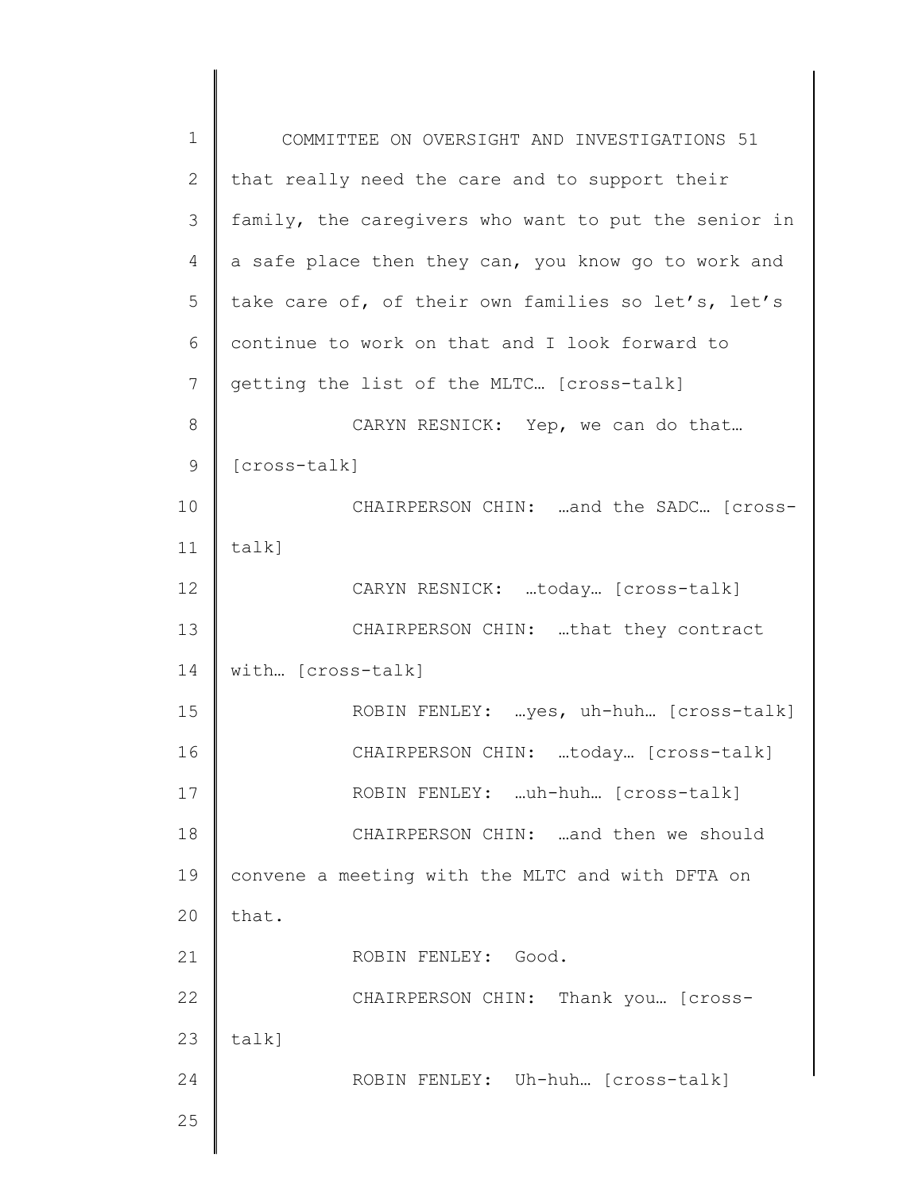that really need the care and to support their family, the caregivers who want to put the senior in a safe place then they can, you know go to work and take care of, of their own families so let's, let's continue to work on that and I look forward to getting the list of the MLTC… [cross-talk]

CARYN RESNICK: Yep, we can do that… [cross-talk]

CHAIRPERSON CHIN: …and the SADC… [cross-talk]

CARYN RESNICK: …today… [cross-talk]

CHAIRPERSON CHIN: …that they contract with… [cross-talk]

ROBIN FENLEY: …yes, uh-huh… [cross-talk]

CHAIRPERSON CHIN: …today… [cross-talk]

ROBIN FENLEY: …uh-huh… [cross-talk]

CHAIRPERSON CHIN: …and then we should convene a meeting with the MLTC and with DFTA on that.

ROBIN FENLEY: Good.

CHAIRPERSON CHIN: Thank you… [cross-talk]

ROBIN FENLEY: Uh-huh… [cross-talk]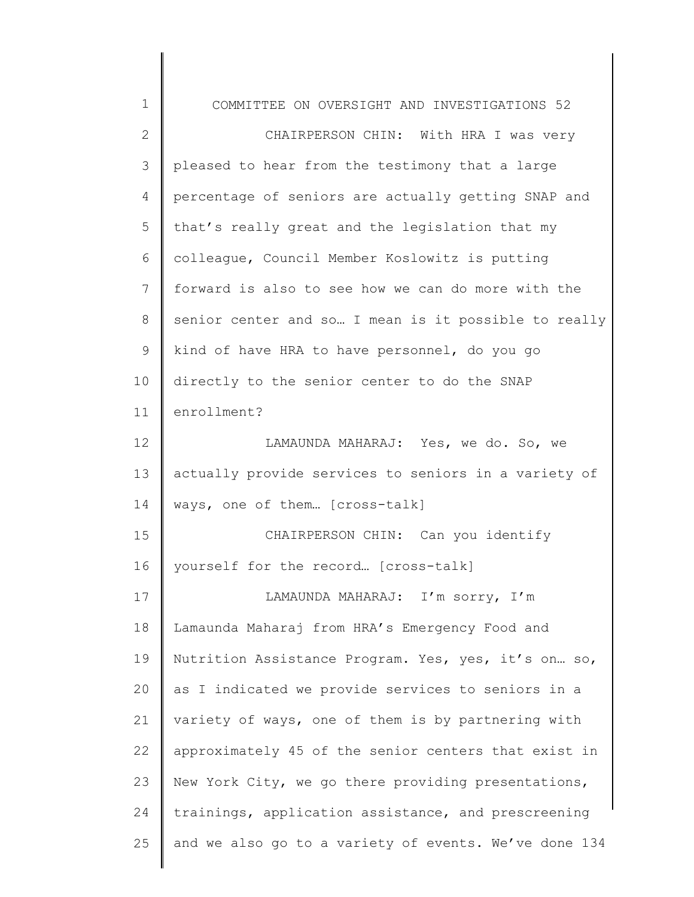CHAIRPERSON CHIN: With HRA I was very pleased to hear from the testimony that a large percentage of seniors are actually getting SNAP and that's really great and the legislation that my colleague, Council Member Koslowitz is putting forward is also to see how we can do more with the senior center and so… I mean is it possible to really kind of have HRA to have personnel, do you go directly to the senior center to do the SNAP enrollment?

LAMAUNDA MAHARAJ: Yes, we do. So, we actually provide services to seniors in a variety of ways, one of them… [cross-talk]

CHAIRPERSON CHIN: Can you identify yourself for the record… [cross-talk]

LAMAUNDA MAHARAJ: I'm sorry, I'm Lamaunda Maharaj from HRA's Emergency Food and Nutrition Assistance Program. Yes, yes, it's on… so, as I indicated we provide services to seniors in a variety of ways, one of them is by partnering with approximately 45 of the senior centers that exist in New York City, we go there providing presentations, trainings, application assistance, and prescreening and we also go to a variety of events. We've done 134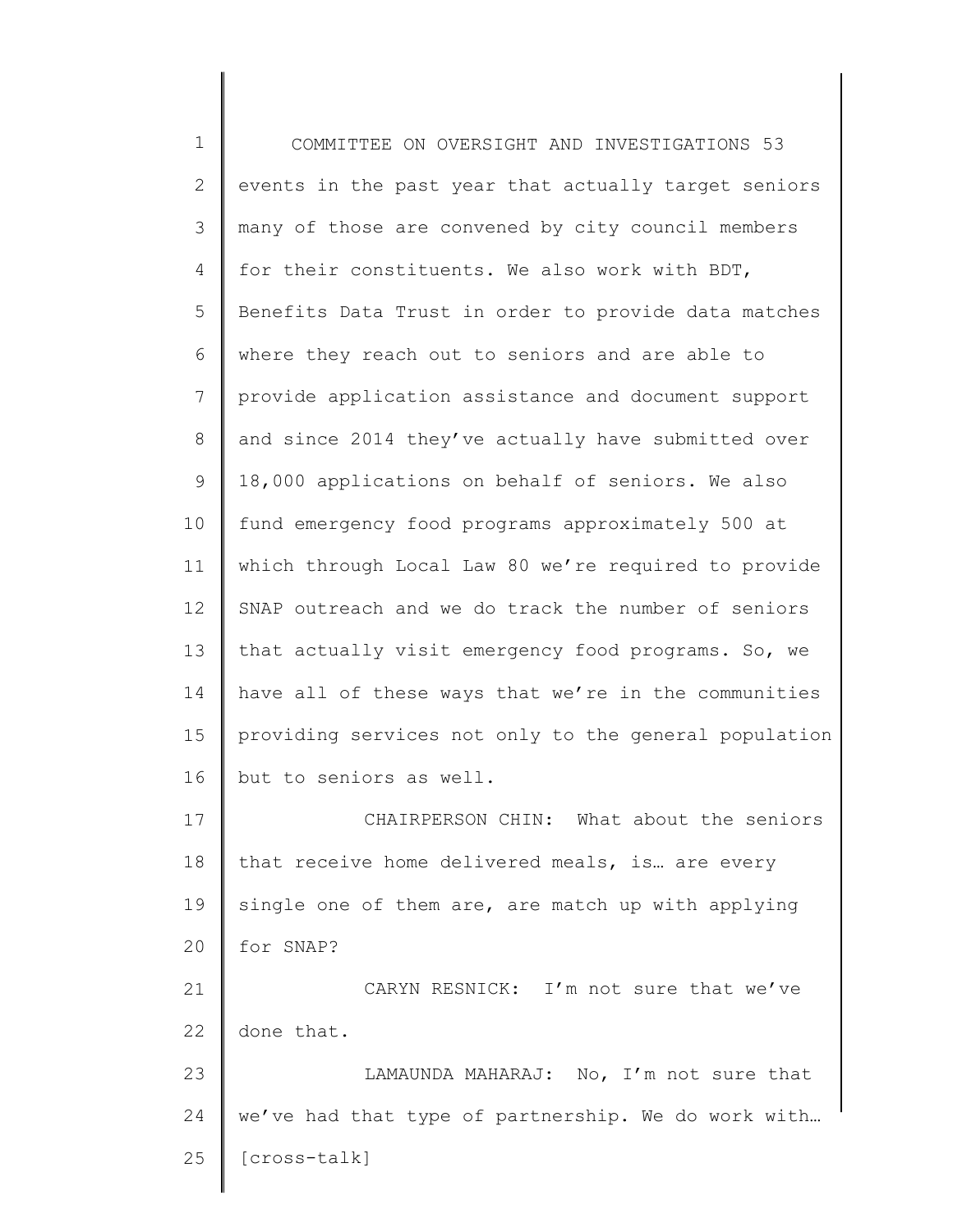events in the past year that actually target seniors many of those are convened by city council members for their constituents. We also work with BDT, Benefits Data Trust in order to provide data matches where they reach out to seniors and are able to provide application assistance and document support and since 2014 they've actually have submitted over 18,000 applications on behalf of seniors. We also fund emergency food programs approximately 500 at which through Local Law 80 we're required to provide SNAP outreach and we do track the number of seniors that actually visit emergency food programs. So, we have all of these ways that we're in the communities providing services not only to the general population but to seniors as well.

CHAIRPERSON CHIN: What about the seniors that receive home delivered meals, is… are every single one of them are, are match up with applying for SNAP?

CARYN RESNICK: I'm not sure that we've done that.

LAMAUNDA MAHARAJ: No, I'm not sure that we've had that type of partnership. We do work with… [cross-talk]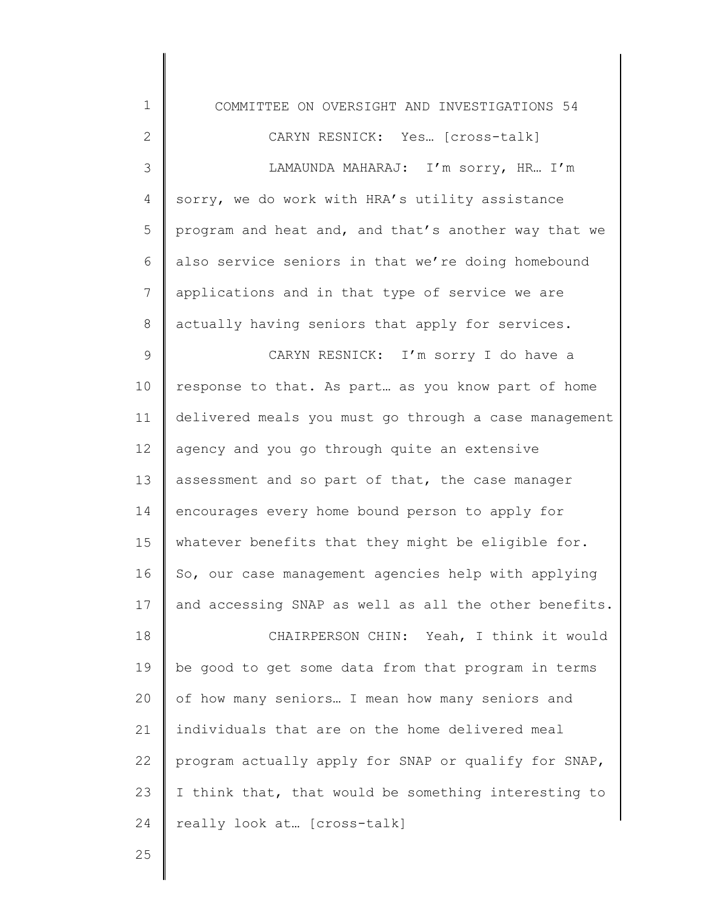CARYN RESNICK: Yes… [cross-talk]

LAMAUNDA MAHARAJ: I'm sorry, HR… I'm sorry, we do work with HRA's utility assistance program and heat and, and that's another way that we also service seniors in that we're doing homebound applications and in that type of service we are actually having seniors that apply for services.

CARYN RESNICK: I'm sorry I do have a response to that. As part… as you know part of home delivered meals you must go through a case management agency and you go through quite an extensive assessment and so part of that, the case manager encourages every home bound person to apply for whatever benefits that they might be eligible for. So, our case management agencies help with applying and accessing SNAP as well as all the other benefits.

CHAIRPERSON CHIN: Yeah, I think it would be good to get some data from that program in terms of how many seniors… I mean how many seniors and individuals that are on the home delivered meal program actually apply for SNAP or qualify for SNAP, I think that, that would be something interesting to really look at… [cross-talk]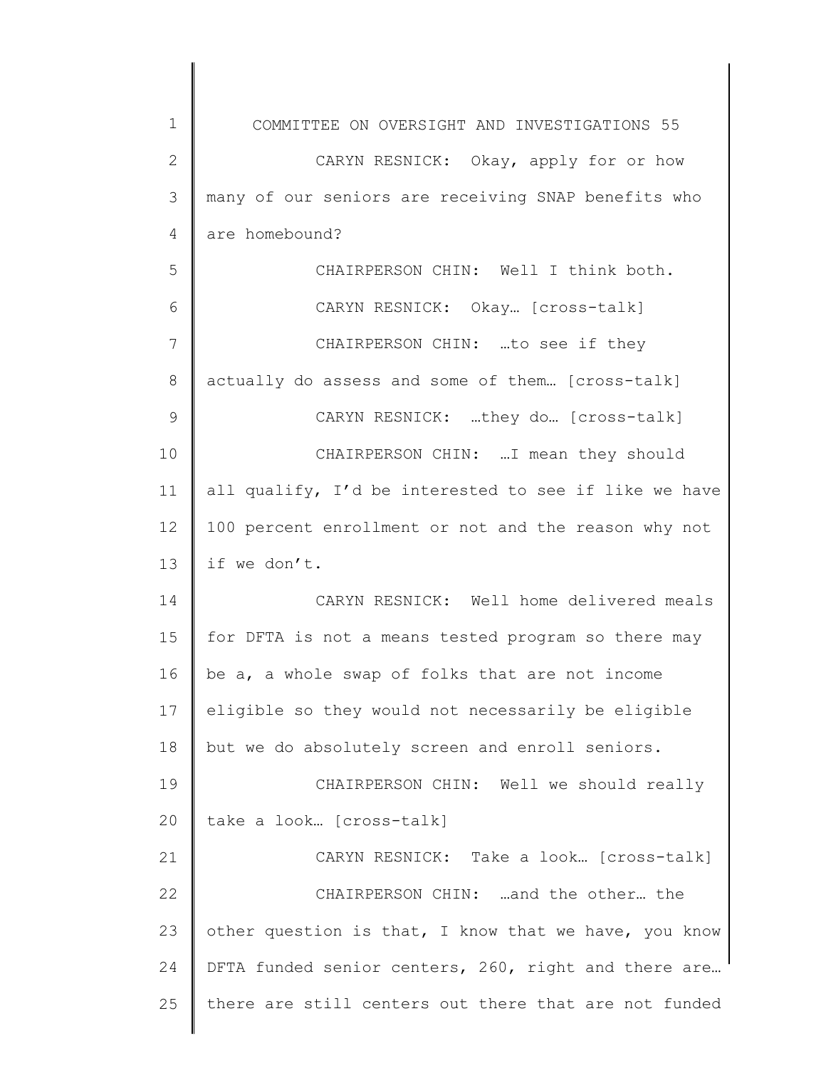CARYN RESNICK: Okay, apply for or how many of our seniors are receiving SNAP benefits who are homebound?

CHAIRPERSON CHIN: Well I think both.

CARYN RESNICK: Okay… [cross-talk]

CHAIRPERSON CHIN: …to see if they actually do assess and some of them… [cross-talk]

CARYN RESNICK: …they do… [cross-talk]

CHAIRPERSON CHIN: …I mean they should all qualify, I'd be interested to see if like we have 100 percent enrollment or not and the reason why not if we don't.

CARYN RESNICK: Well home delivered meals for DFTA is not a means tested program so there may be a, a whole swap of folks that are not income eligible so they would not necessarily be eligible but we do absolutely screen and enroll seniors.

CHAIRPERSON CHIN: Well we should really take a look… [cross-talk]

CARYN RESNICK: Take a look… [cross-talk]

CHAIRPERSON CHIN: …and the other… the other question is that, I know that we have, you know DFTA funded senior centers, 260, right and there are… there are still centers out there that are not funded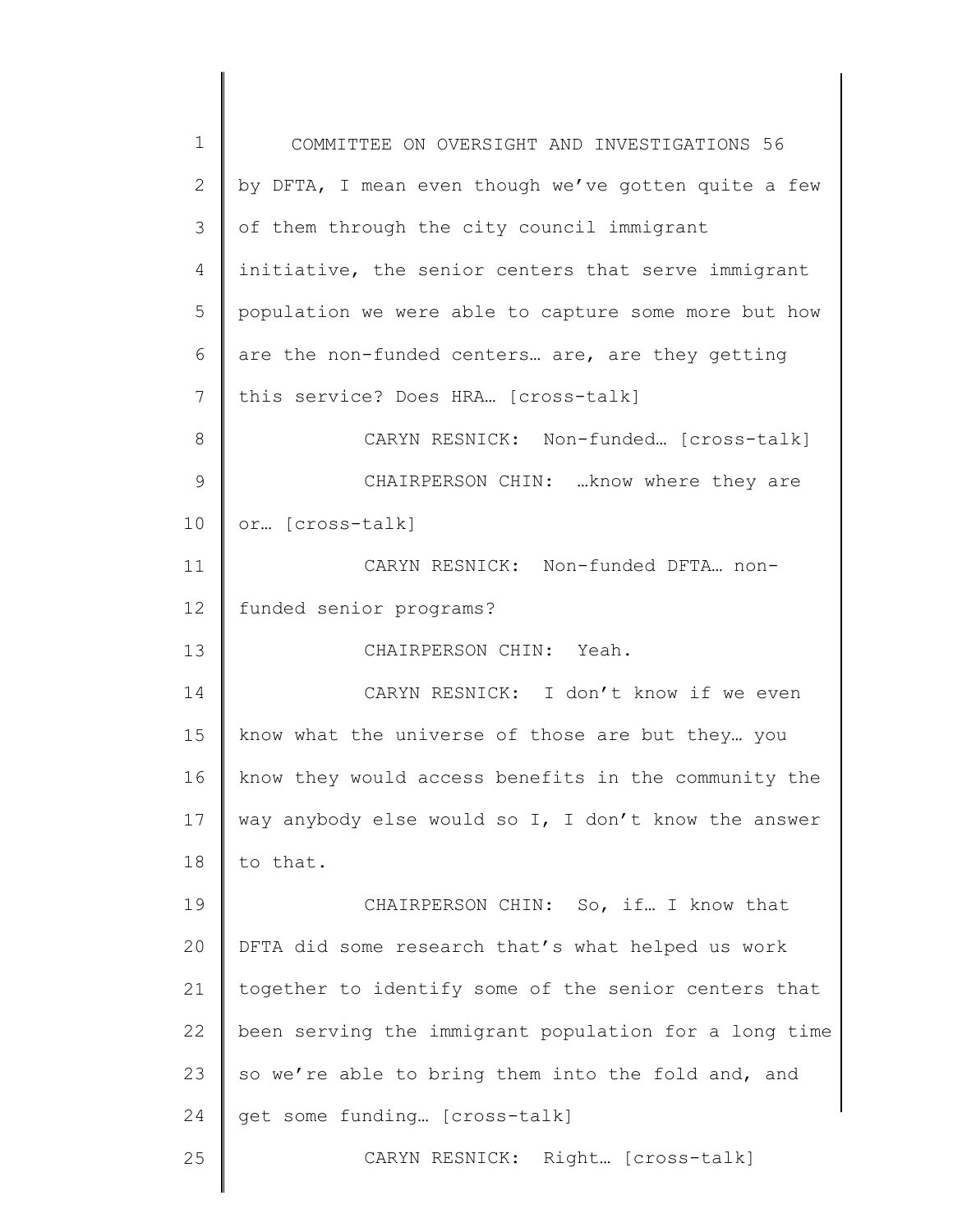by DFTA, I mean even though we've gotten quite a few of them through the city council immigrant initiative, the senior centers that serve immigrant population we were able to capture some more but how are the non-funded centers… are, are they getting this service? Does HRA… [cross-talk]

CARYN RESNICK: Non-funded… [cross-talk]

CHAIRPERSON CHIN: …know where they are or… [cross-talk]

CARYN RESNICK: Non-funded DFTA… non-funded senior programs?

CHAIRPERSON CHIN: Yeah.

CARYN RESNICK: I don't know if we even know what the universe of those are but they… you know they would access benefits in the community the way anybody else would so I, I don't know the answer to that.

CHAIRPERSON CHIN: So, if… I know that DFTA did some research that's what helped us work together to identify some of the senior centers that been serving the immigrant population for a long time so we're able to bring them into the fold and, and get some funding… [cross-talk]

CARYN RESNICK: Right… [cross-talk]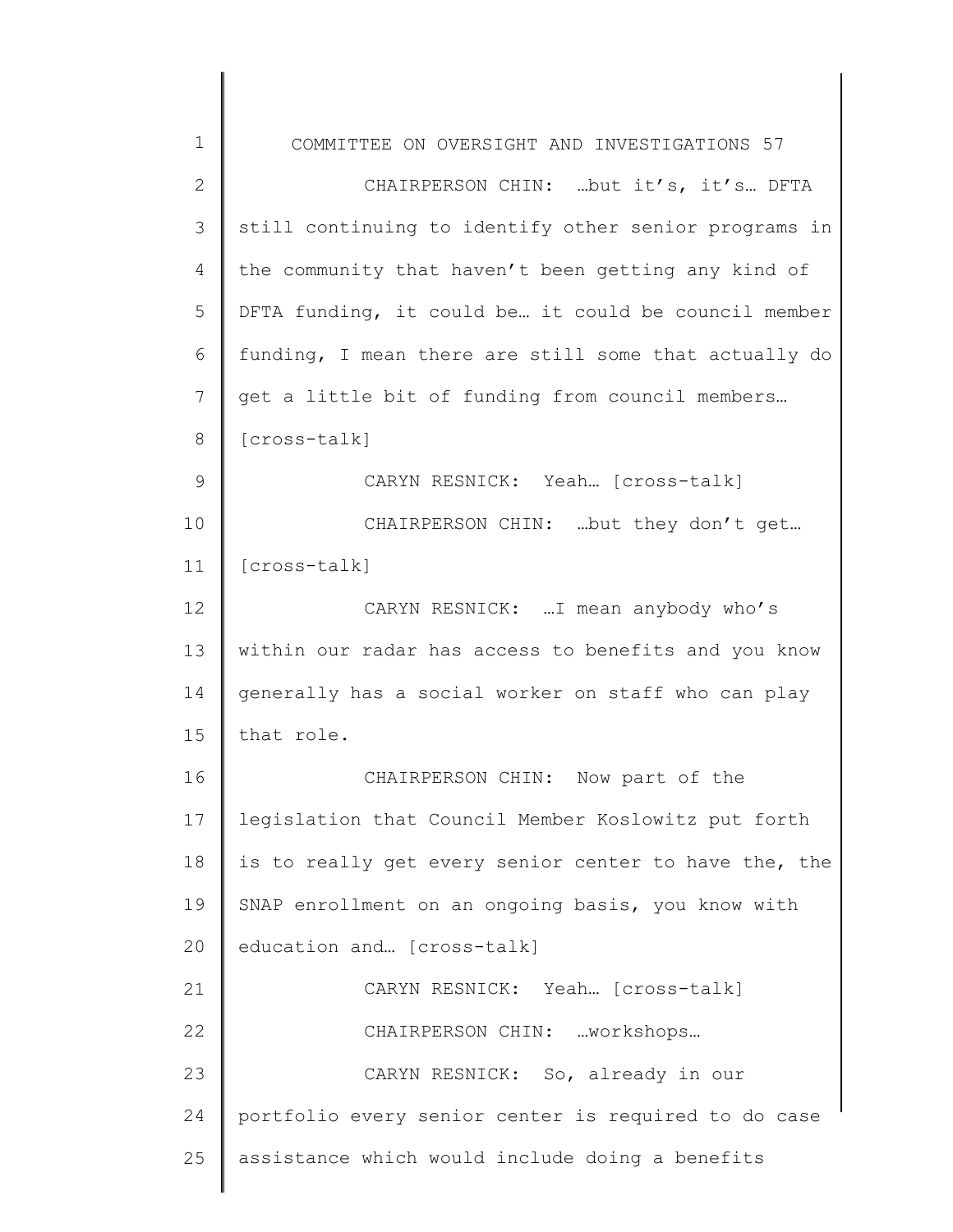CHAIRPERSON CHIN: …but it's, it's… DFTA still continuing to identify other senior programs in the community that haven't been getting any kind of DFTA funding, it could be… it could be council member funding, I mean there are still some that actually do get a little bit of funding from council members… [cross-talk]

CARYN RESNICK: Yeah… [cross-talk]

CHAIRPERSON CHIN: …but they don't get… [cross-talk]

CARYN RESNICK: …I mean anybody who's within our radar has access to benefits and you know generally has a social worker on staff who can play that role.

CHAIRPERSON CHIN: Now part of the legislation that Council Member Koslowitz put forth is to really get every senior center to have the, the SNAP enrollment on an ongoing basis, you know with education and… [cross-talk]

CARYN RESNICK: Yeah… [cross-talk]

CHAIRPERSON CHIN: …workshops…

CARYN RESNICK: So, already in our portfolio every senior center is required to do case assistance which would include doing a benefits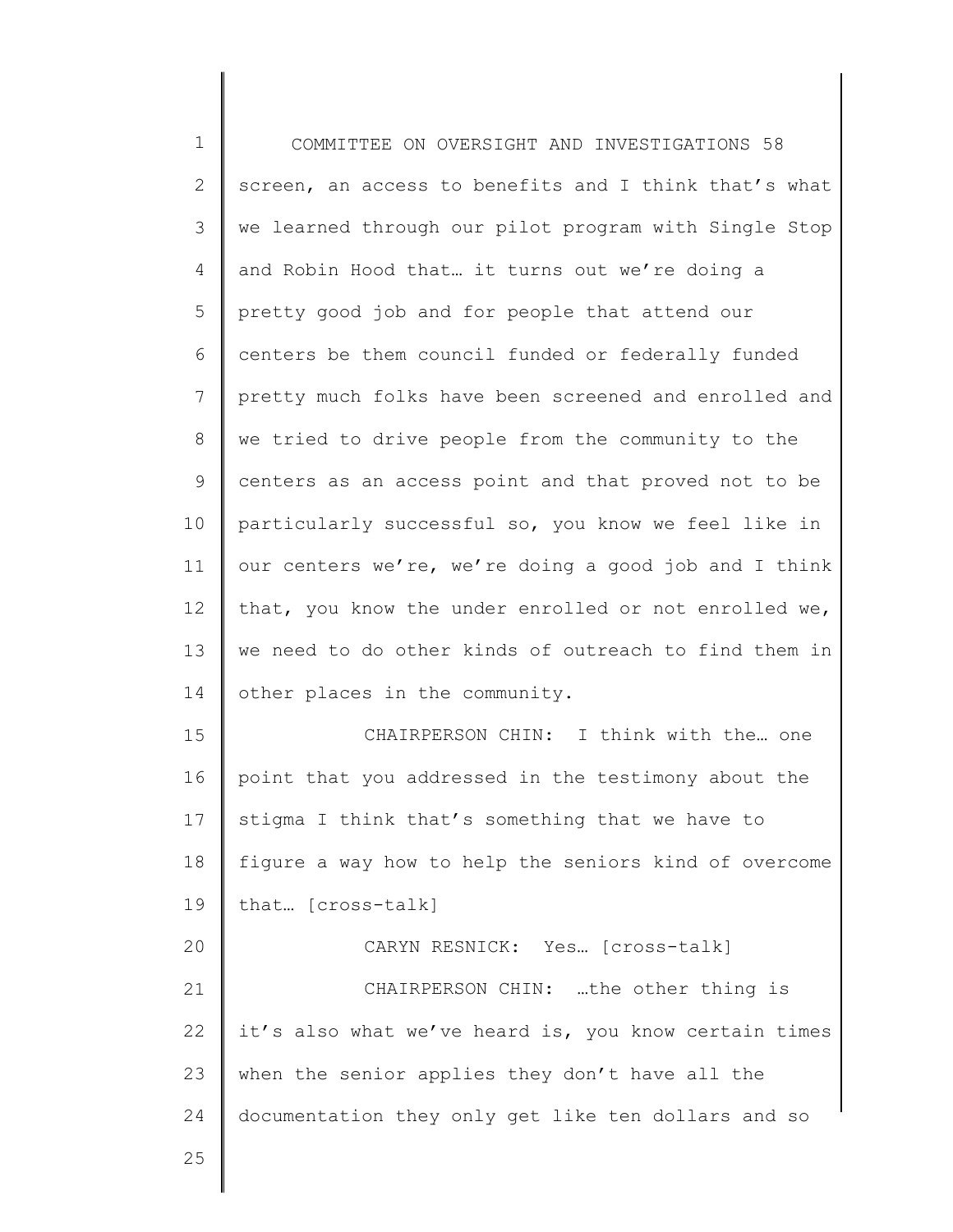screen, an access to benefits and I think that's what we learned through our pilot program with Single Stop and Robin Hood that… it turns out we're doing a pretty good job and for people that attend our centers be them council funded or federally funded pretty much folks have been screened and enrolled and we tried to drive people from the community to the centers as an access point and that proved not to be particularly successful so, you know we feel like in our centers we're, we're doing a good job and I think that, you know the under enrolled or not enrolled we, we need to do other kinds of outreach to find them in other places in the community.

CHAIRPERSON CHIN: I think with the… one point that you addressed in the testimony about the stigma I think that's something that we have to figure a way how to help the seniors kind of overcome that… [cross-talk]

CARYN RESNICK: Yes… [cross-talk]

CHAIRPERSON CHIN: …the other thing is it's also what we've heard is, you know certain times when the senior applies they don't have all the documentation they only get like ten dollars and so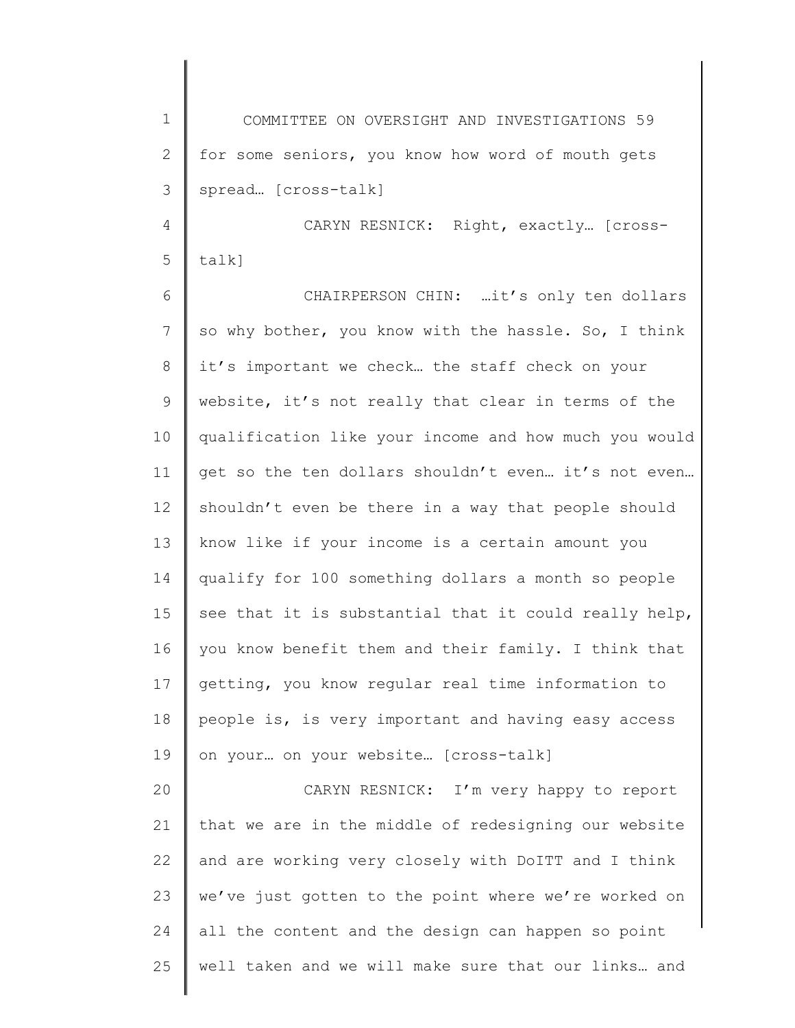for some seniors, you know how word of mouth gets spread… [cross-talk]

CARYN RESNICK: Right, exactly… [cross-talk]

CHAIRPERSON CHIN: …it's only ten dollars so why bother, you know with the hassle. So, I think it's important we check… the staff check on your website, it's not really that clear in terms of the qualification like your income and how much you would get so the ten dollars shouldn't even… it's not even… shouldn't even be there in a way that people should know like if your income is a certain amount you qualify for 100 something dollars a month so people see that it is substantial that it could really help, you know benefit them and their family. I think that getting, you know regular real time information to people is, is very important and having easy access on your… on your website… [cross-talk]

CARYN RESNICK: I'm very happy to report that we are in the middle of redesigning our website and are working very closely with DoITT and I think we've just gotten to the point where we're worked on all the content and the design can happen so point well taken and we will make sure that our links… and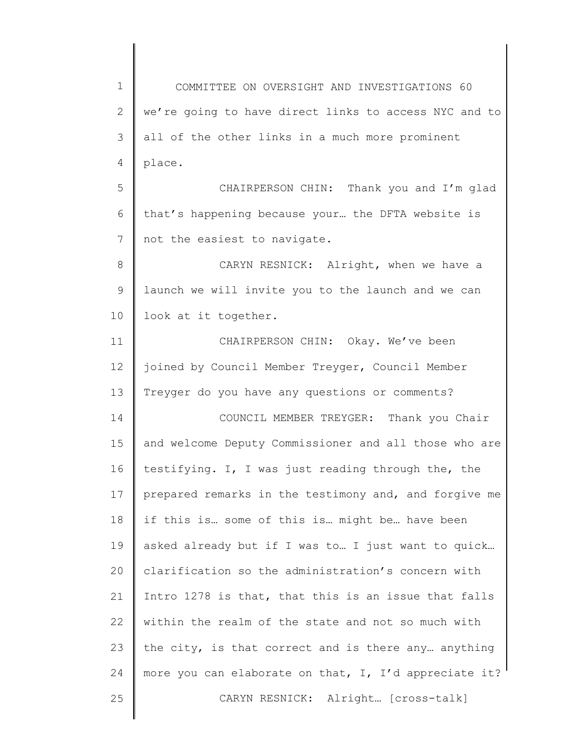we're going to have direct links to access NYC and to all of the other links in a much more prominent place.

CHAIRPERSON CHIN: Thank you and I'm glad that's happening because your… the DFTA website is not the easiest to navigate.

CARYN RESNICK: Alright, when we have a launch we will invite you to the launch and we can look at it together.

CHAIRPERSON CHIN: Okay. We've been joined by Council Member Treyger, Council Member Treyger do you have any questions or comments?

COUNCIL MEMBER TREYGER: Thank you Chair and welcome Deputy Commissioner and all those who are testifying. I, I was just reading through the, the prepared remarks in the testimony and, and forgive me if this is… some of this is… might be… have been asked already but if I was to… I just want to quick… clarification so the administration's concern with Intro 1278 is that, that this is an issue that falls within the realm of the state and not so much with the city, is that correct and is there any… anything more you can elaborate on that, I, I'd appreciate it?

CARYN RESNICK: Alright… [cross-talk]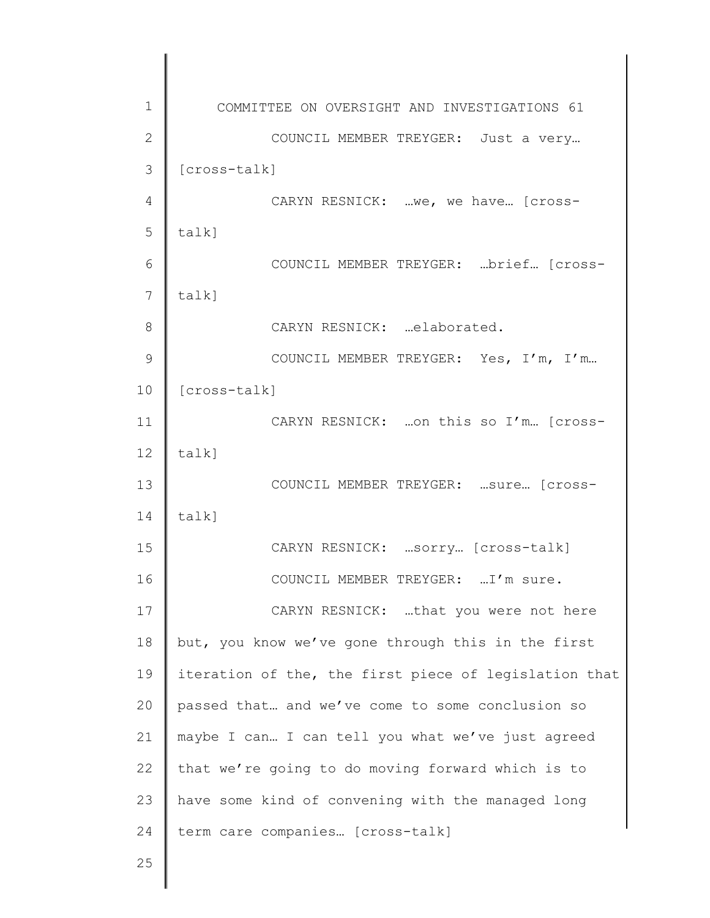COUNCIL MEMBER TREYGER: Just a very… [cross-talk]

CARYN RESNICK: …we, we have… [cross-talk]

COUNCIL MEMBER TREYGER: …brief… [cross-talk]

CARYN RESNICK: …elaborated.

COUNCIL MEMBER TREYGER: Yes, I'm, I'm… [cross-talk]

CARYN RESNICK: …on this so I'm… [cross-talk]

COUNCIL MEMBER TREYGER: …sure… [cross-talk]

CARYN RESNICK: …sorry… [cross-talk]

COUNCIL MEMBER TREYGER: …I'm sure.

CARYN RESNICK: …that you were not here but, you know we've gone through this in the first iteration of the, the first piece of legislation that passed that… and we've come to some conclusion so maybe I can… I can tell you what we've just agreed that we're going to do moving forward which is to have some kind of convening with the managed long term care companies… [cross-talk]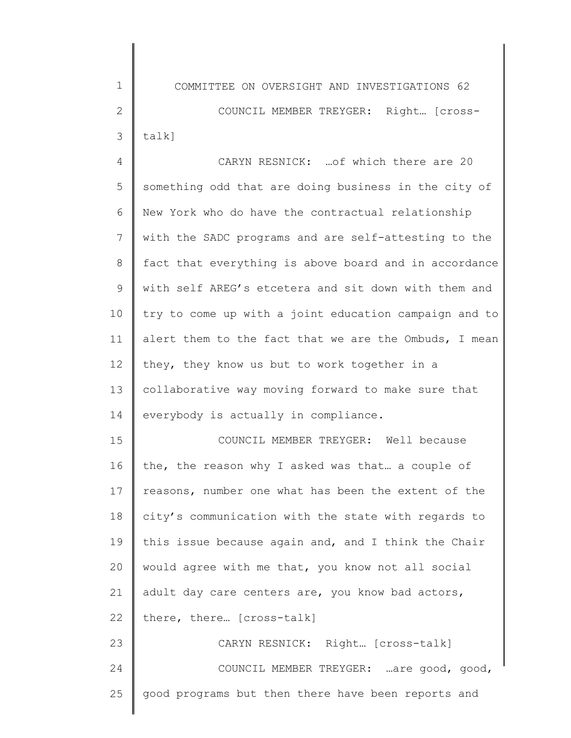COUNCIL MEMBER TREYGER: Right… [cross-talk]

CARYN RESNICK: …of which there are 20 something odd that are doing business in the city of New York who do have the contractual relationship with the SADC programs and are self-attesting to the fact that everything is above board and in accordance with self AREG's etcetera and sit down with them and try to come up with a joint education campaign and to alert them to the fact that we are the Ombuds, I mean they, they know us but to work together in a collaborative way moving forward to make sure that everybody is actually in compliance.

COUNCIL MEMBER TREYGER: Well because the, the reason why I asked was that… a couple of reasons, number one what has been the extent of the city's communication with the state with regards to this issue because again and, and I think the Chair would agree with me that, you know not all social adult day care centers are, you know bad actors, there, there… [cross-talk]

CARYN RESNICK: Right… [cross-talk]

COUNCIL MEMBER TREYGER: …are good, good, good programs but then there have been reports and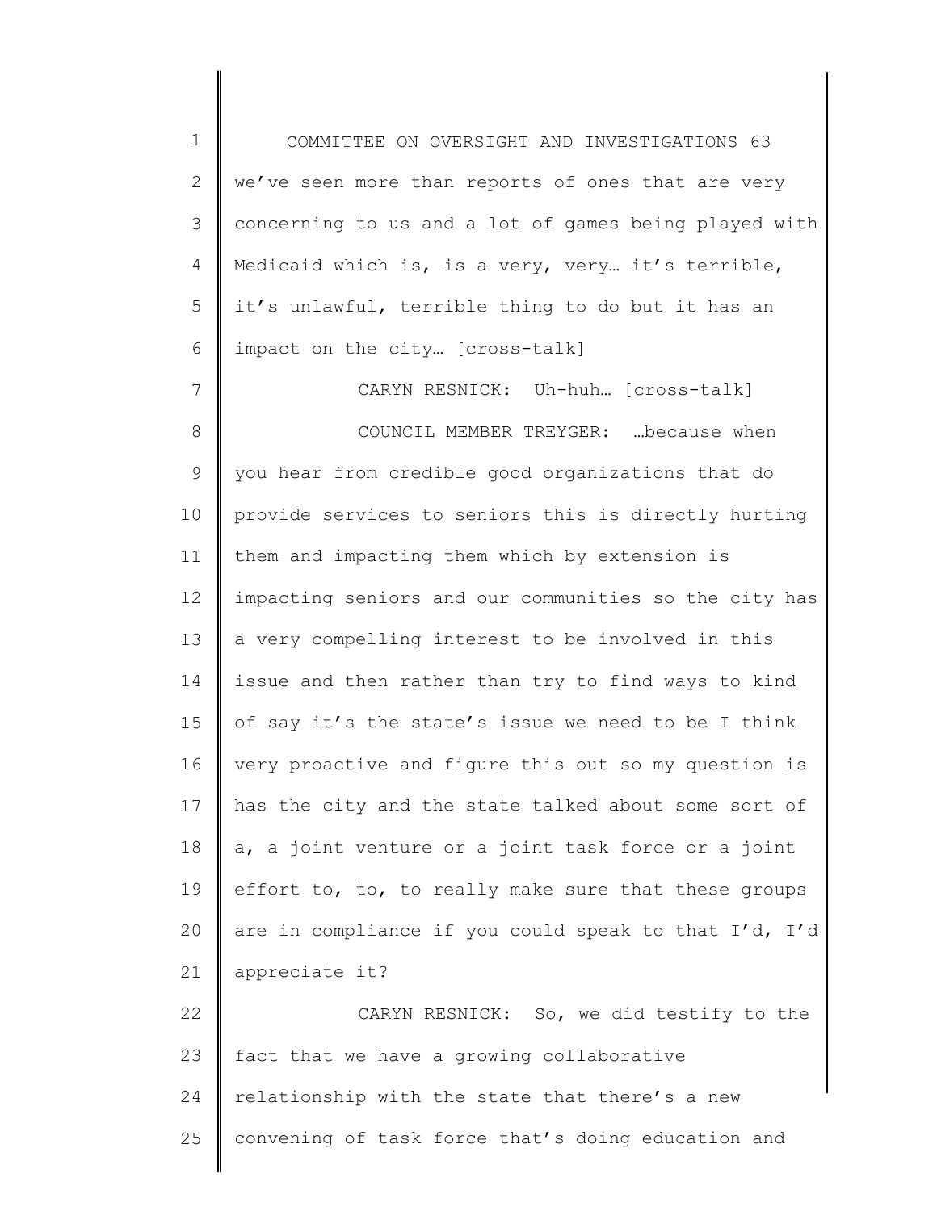we've seen more than reports of ones that are very concerning to us and a lot of games being played with Medicaid which is, is a very, very… it's terrible, it's unlawful, terrible thing to do but it has an impact on the city… [cross-talk]

CARYN RESNICK: Uh-huh… [cross-talk]

COUNCIL MEMBER TREYGER: …because when you hear from credible good organizations that do provide services to seniors this is directly hurting them and impacting them which by extension is impacting seniors and our communities so the city has a very compelling interest to be involved in this issue and then rather than try to find ways to kind of say it's the state's issue we need to be I think very proactive and figure this out so my question is has the city and the state talked about some sort of a, a joint venture or a joint task force or a joint effort to, to, to really make sure that these groups are in compliance if you could speak to that I'd, I'd appreciate it?

CARYN RESNICK: So, we did testify to the fact that we have a growing collaborative relationship with the state that there's a new convening of task force that's doing education and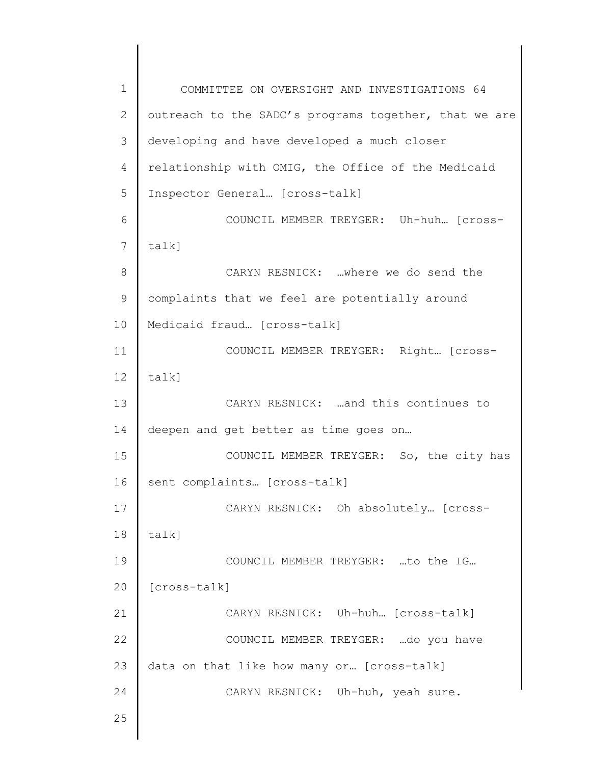outreach to the SADC's programs together, that we are developing and have developed a much closer relationship with OMIG, the Office of the Medicaid Inspector General… [cross-talk]

COUNCIL MEMBER TREYGER: Uh-huh… [cross-talk]

CARYN RESNICK: …where we do send the complaints that we feel are potentially around Medicaid fraud… [cross-talk]

COUNCIL MEMBER TREYGER: Right… [cross-talk]

CARYN RESNICK: …and this continues to deepen and get better as time goes on…

COUNCIL MEMBER TREYGER: So, the city has sent complaints… [cross-talk]

CARYN RESNICK: Oh absolutely… [cross-talk]

COUNCIL MEMBER TREYGER: …to the IG… [cross-talk]

CARYN RESNICK: Uh-huh… [cross-talk]

COUNCIL MEMBER TREYGER: …do you have data on that like how many or… [cross-talk]

CARYN RESNICK: Uh-huh, yeah sure.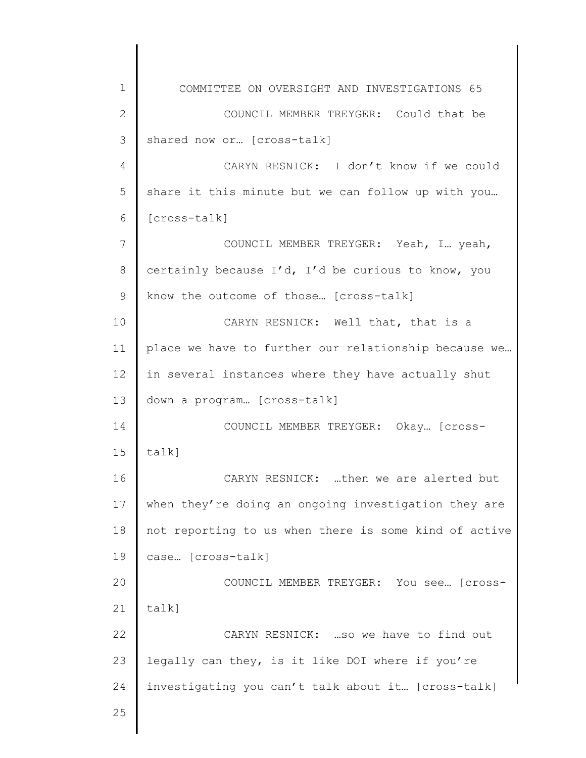COUNCIL MEMBER TREYGER: Could that be shared now or… [cross-talk]

CARYN RESNICK: I don't know if we could share it this minute but we can follow up with you… [cross-talk]

COUNCIL MEMBER TREYGER: Yeah, I… yeah, certainly because I'd, I'd be curious to know, you know the outcome of those… [cross-talk]

CARYN RESNICK: Well that, that is a place we have to further our relationship because we… in several instances where they have actually shut down a program… [cross-talk]

COUNCIL MEMBER TREYGER: Okay… [cross-talk]

CARYN RESNICK: …then we are alerted but when they're doing an ongoing investigation they are not reporting to us when there is some kind of active case… [cross-talk]

COUNCIL MEMBER TREYGER: You see… [cross-talk]

CARYN RESNICK: …so we have to find out legally can they, is it like DOI where if you're investigating you can't talk about it… [cross-talk]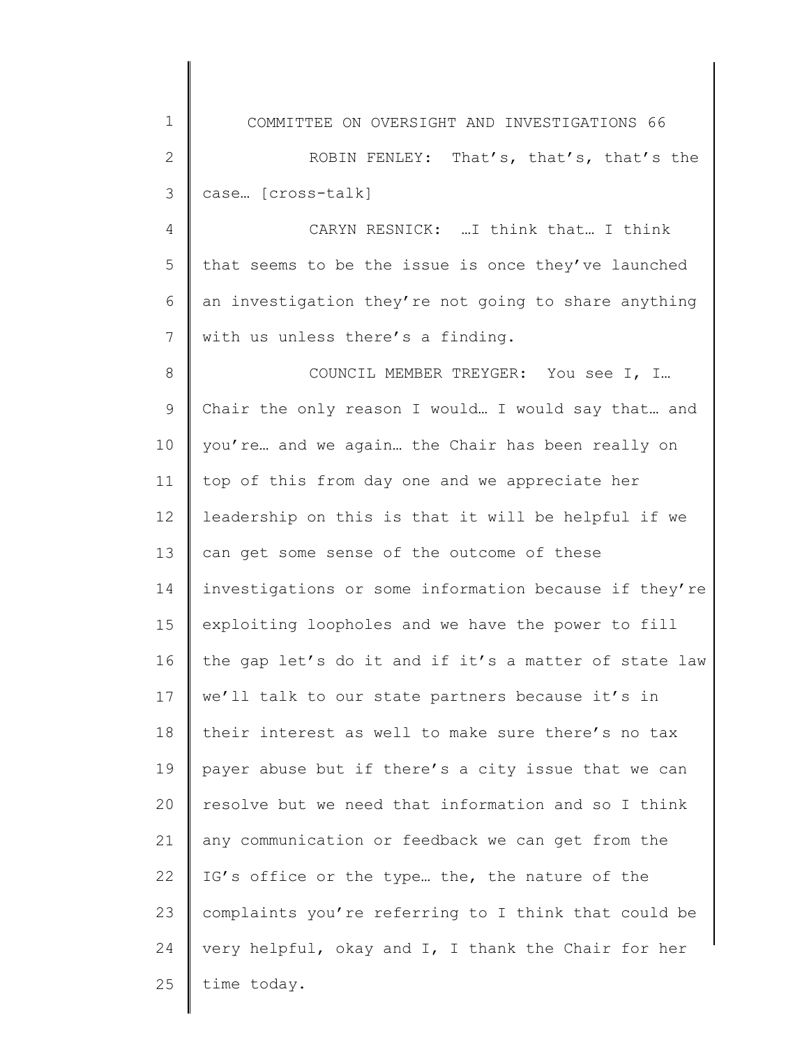ROBIN FENLEY: That's, that's, that's the case… [cross-talk]

CARYN RESNICK: …I think that… I think that seems to be the issue is once they've launched an investigation they're not going to share anything with us unless there's a finding.

COUNCIL MEMBER TREYGER: You see I, I… Chair the only reason I would… I would say that… and you're… and we again… the Chair has been really on top of this from day one and we appreciate her leadership on this is that it will be helpful if we can get some sense of the outcome of these investigations or some information because if they're exploiting loopholes and we have the power to fill the gap let's do it and if it's a matter of state law we'll talk to our state partners because it's in their interest as well to make sure there's no tax payer abuse but if there's a city issue that we can resolve but we need that information and so I think any communication or feedback we can get from the IG's office or the type… the, the nature of the complaints you're referring to I think that could be very helpful, okay and I, I thank the Chair for her time today.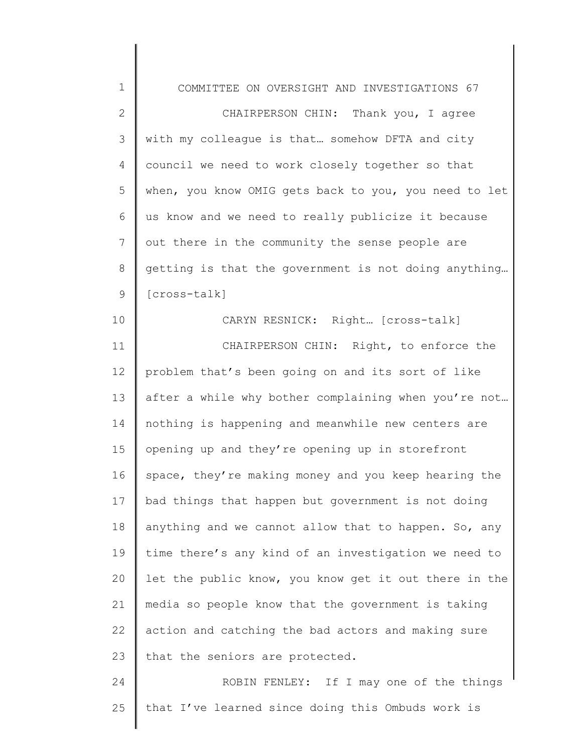CHAIRPERSON CHIN: Thank you, I agree with my colleague is that… somehow DFTA and city council we need to work closely together so that when, you know OMIG gets back to you, you need to let us know and we need to really publicize it because out there in the community the sense people are getting is that the government is not doing anything… [cross-talk]

CARYN RESNICK: Right… [cross-talk]

CHAIRPERSON CHIN: Right, to enforce the problem that's been going on and its sort of like after a while why bother complaining when you're not… nothing is happening and meanwhile new centers are opening up and they're opening up in storefront space, they're making money and you keep hearing the bad things that happen but government is not doing anything and we cannot allow that to happen. So, any time there's any kind of an investigation we need to let the public know, you know get it out there in the media so people know that the government is taking action and catching the bad actors and making sure that the seniors are protected.

ROBIN FENLEY: If I may one of the things that I've learned since doing this Ombuds work is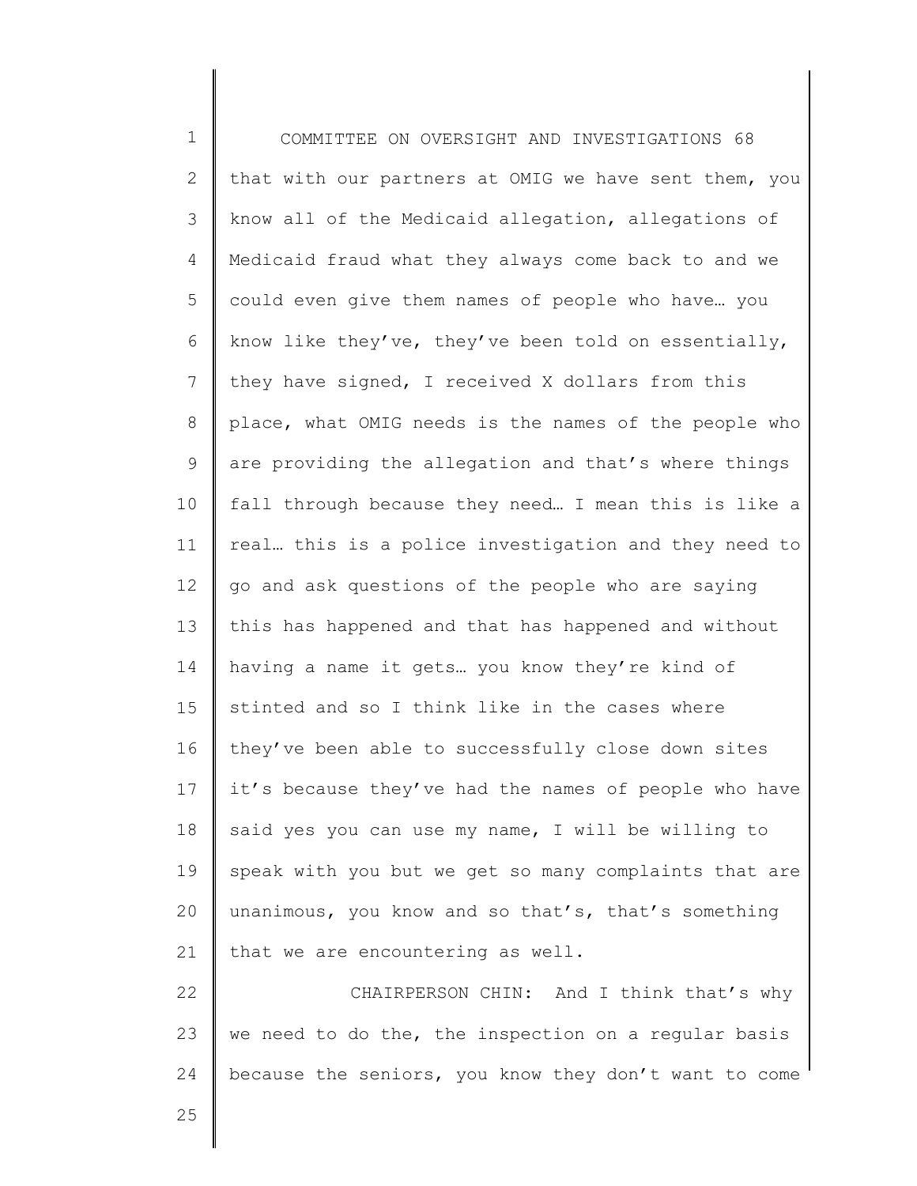that with our partners at OMIG we have sent them, you know all of the Medicaid allegation, allegations of Medicaid fraud what they always come back to and we could even give them names of people who have… you know like they've, they've been told on essentially, they have signed, I received X dollars from this place, what OMIG needs is the names of the people who are providing the allegation and that's where things fall through because they need… I mean this is like a real… this is a police investigation and they need to go and ask questions of the people who are saying this has happened and that has happened and without having a name it gets… you know they're kind of stinted and so I think like in the cases where they've been able to successfully close down sites it's because they've had the names of people who have said yes you can use my name, I will be willing to speak with you but we get so many complaints that are unanimous, you know and so that's, that's something that we are encountering as well.

CHAIRPERSON CHIN: And I think that's why we need to do the, the inspection on a regular basis because the seniors, you know they don't want to come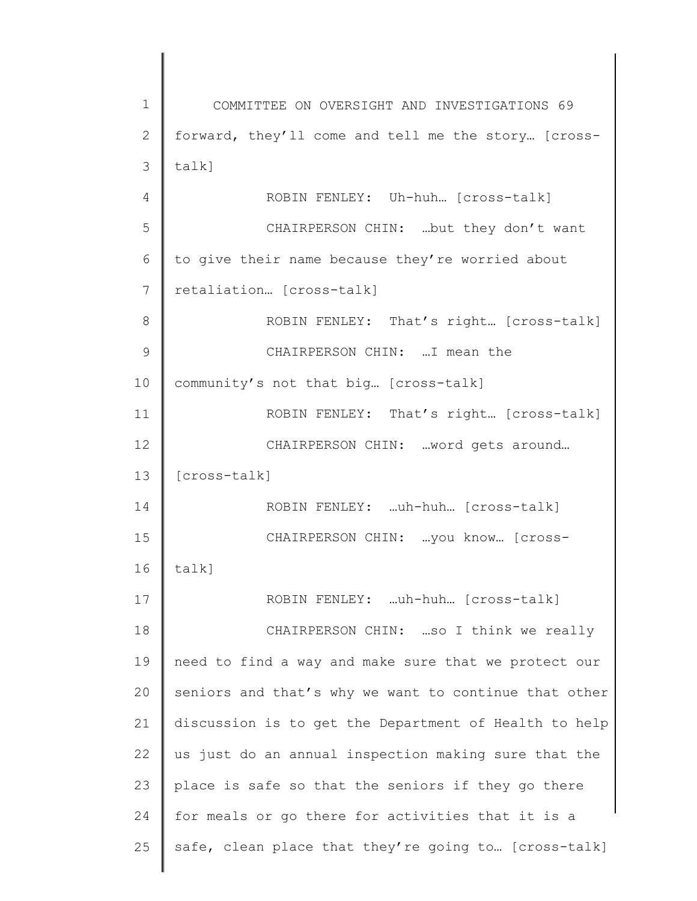forward, they'll come and tell me the story… [cross-talk]

ROBIN FENLEY: Uh-huh… [cross-talk]

CHAIRPERSON CHIN: …but they don't want to give their name because they're worried about retaliation… [cross-talk]

ROBIN FENLEY: That's right… [cross-talk]

CHAIRPERSON CHIN: …I mean the community's not that big… [cross-talk]

ROBIN FENLEY: That's right… [cross-talk]

CHAIRPERSON CHIN: …word gets around… [cross-talk]

ROBIN FENLEY: …uh-huh… [cross-talk]

CHAIRPERSON CHIN: …you know… [cross-talk]

ROBIN FENLEY: …uh-huh… [cross-talk]

CHAIRPERSON CHIN: …so I think we really need to find a way and make sure that we protect our seniors and that's why we want to continue that other discussion is to get the Department of Health to help us just do an annual inspection making sure that the place is safe so that the seniors if they go there for meals or go there for activities that it is a safe, clean place that they're going to… [cross-talk]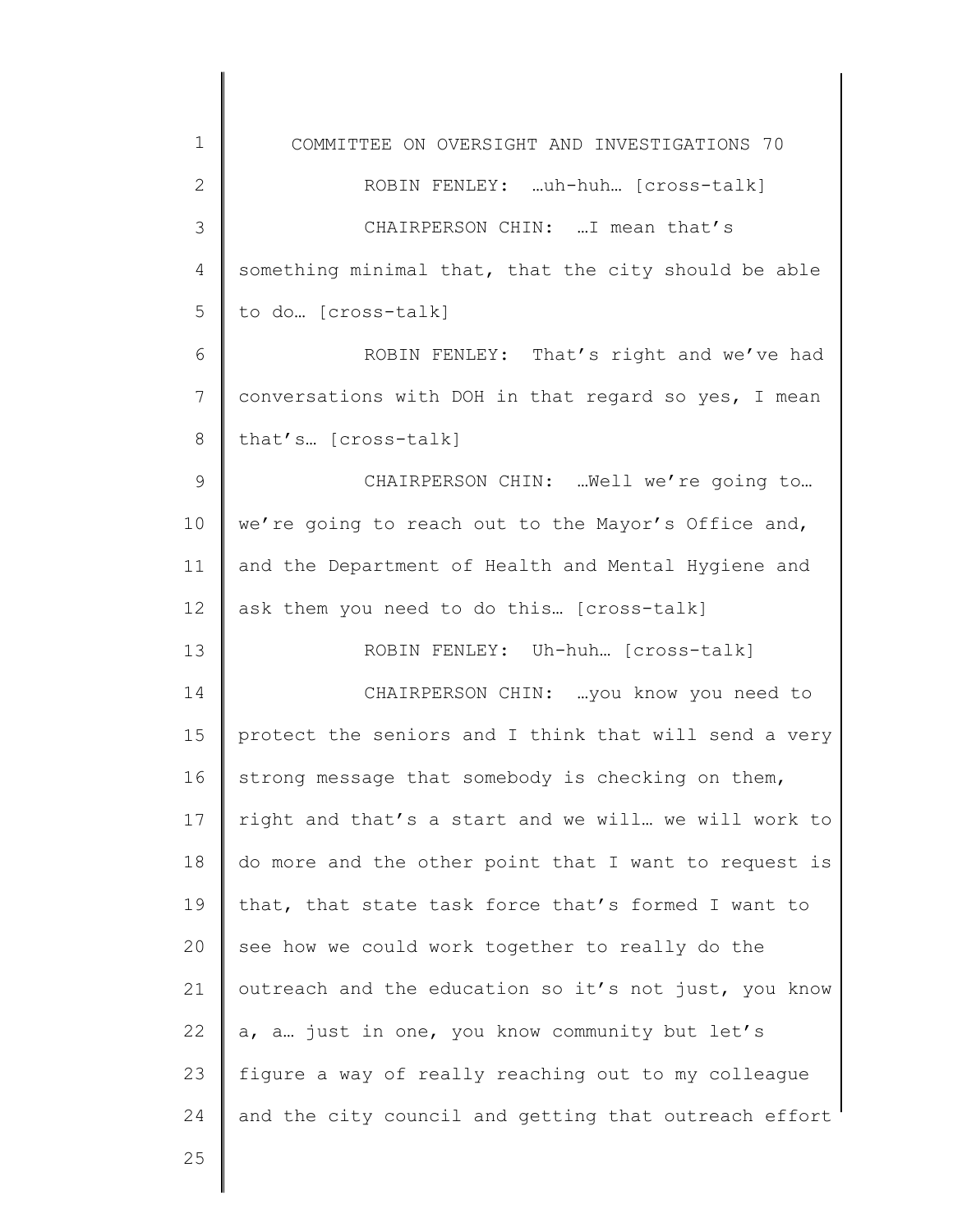ROBIN FENLEY: …uh-huh… [cross-talk]

CHAIRPERSON CHIN: …I mean that's something minimal that, that the city should be able to do… [cross-talk]

ROBIN FENLEY: That's right and we've had conversations with DOH in that regard so yes, I mean that's… [cross-talk]

CHAIRPERSON CHIN: …Well we're going to… we're going to reach out to the Mayor's Office and, and the Department of Health and Mental Hygiene and ask them you need to do this… [cross-talk]

ROBIN FENLEY: Uh-huh… [cross-talk]

CHAIRPERSON CHIN: …you know you need to protect the seniors and I think that will send a very strong message that somebody is checking on them, right and that's a start and we will… we will work to do more and the other point that I want to request is that, that state task force that's formed I want to see how we could work together to really do the outreach and the education so it's not just, you know a, a… just in one, you know community but let's figure a way of really reaching out to my colleague and the city council and getting that outreach effort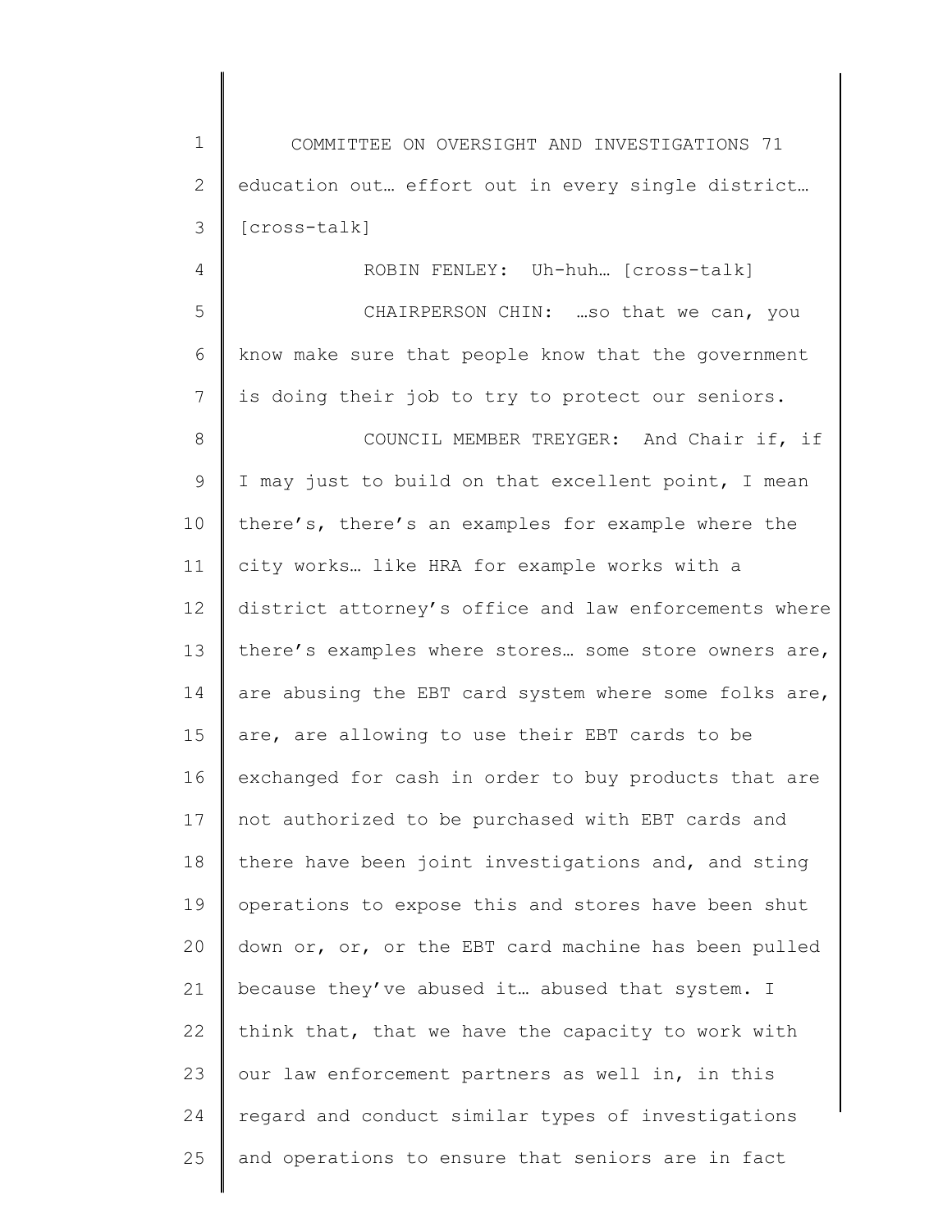education out… effort out in every single district… [cross-talk]

ROBIN FENLEY: Uh-huh… [cross-talk]

CHAIRPERSON CHIN: …so that we can, you know make sure that people know that the government is doing their job to try to protect our seniors.

COUNCIL MEMBER TREYGER: And Chair if, if I may just to build on that excellent point, I mean there's, there's an examples for example where the city works… like HRA for example works with a district attorney's office and law enforcements where there's examples where stores… some store owners are, are abusing the EBT card system where some folks are, are, are allowing to use their EBT cards to be exchanged for cash in order to buy products that are not authorized to be purchased with EBT cards and there have been joint investigations and, and sting operations to expose this and stores have been shut down or, or, or the EBT card machine has been pulled because they've abused it… abused that system. I think that, that we have the capacity to work with our law enforcement partners as well in, in this regard and conduct similar types of investigations and operations to ensure that seniors are in fact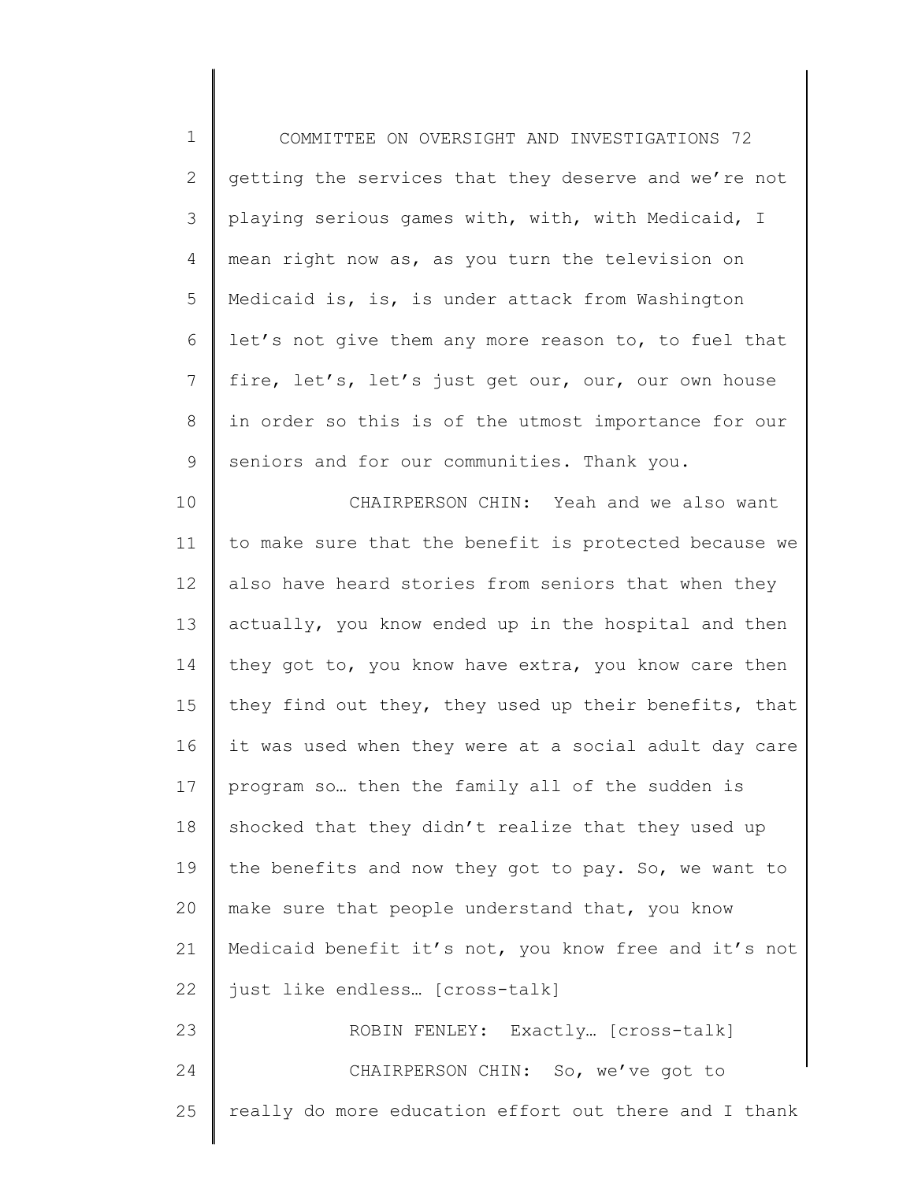getting the services that they deserve and we're not playing serious games with, with, with Medicaid, I mean right now as, as you turn the television on Medicaid is, is, is under attack from Washington let's not give them any more reason to, to fuel that fire, let's, let's just get our, our, our own house in order so this is of the utmost importance for our seniors and for our communities. Thank you.

CHAIRPERSON CHIN: Yeah and we also want to make sure that the benefit is protected because we also have heard stories from seniors that when they actually, you know ended up in the hospital and then they got to, you know have extra, you know care then they find out they, they used up their benefits, that it was used when they were at a social adult day care program so… then the family all of the sudden is shocked that they didn't realize that they used up the benefits and now they got to pay. So, we want to make sure that people understand that, you know Medicaid benefit it's not, you know free and it's not just like endless… [cross-talk]

ROBIN FENLEY: Exactly… [cross-talk]

CHAIRPERSON CHIN: So, we've got to really do more education effort out there and I thank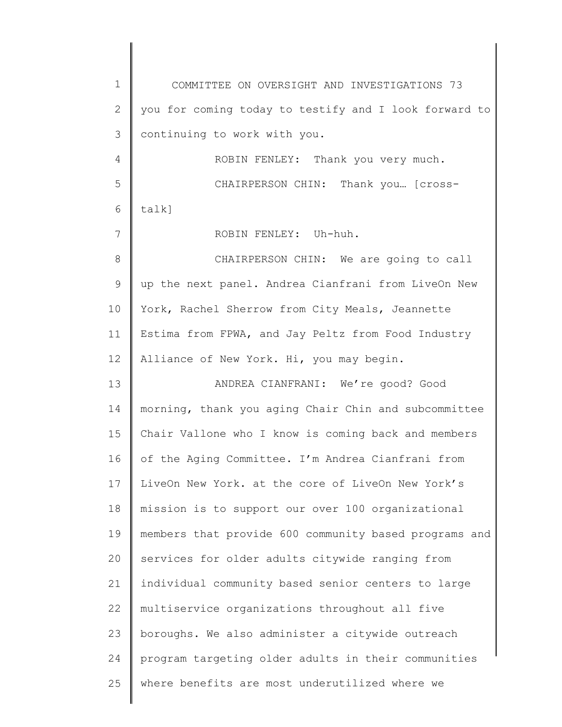you for coming today to testify and I look forward to continuing to work with you.

ROBIN FENLEY: Thank you very much.

CHAIRPERSON CHIN: Thank you… [cross-talk]

ROBIN FENLEY: Uh-huh.

CHAIRPERSON CHIN: We are going to call up the next panel. Andrea Cianfrani from LiveOn New York, Rachel Sherrow from City Meals, Jeannette Estima from FPWA, and Jay Peltz from Food Industry Alliance of New York. Hi, you may begin.

ANDREA CIANFRANI: We're good? Good morning, thank you aging Chair Chin and subcommittee Chair Vallone who I know is coming back and members of the Aging Committee. I'm Andrea Cianfrani from LiveOn New York. at the core of LiveOn New York's mission is to support our over 100 organizational members that provide 600 community based programs and services for older adults citywide ranging from individual community based senior centers to large multiservice organizations throughout all five boroughs. We also administer a citywide outreach program targeting older adults in their communities where benefits are most underutilized where we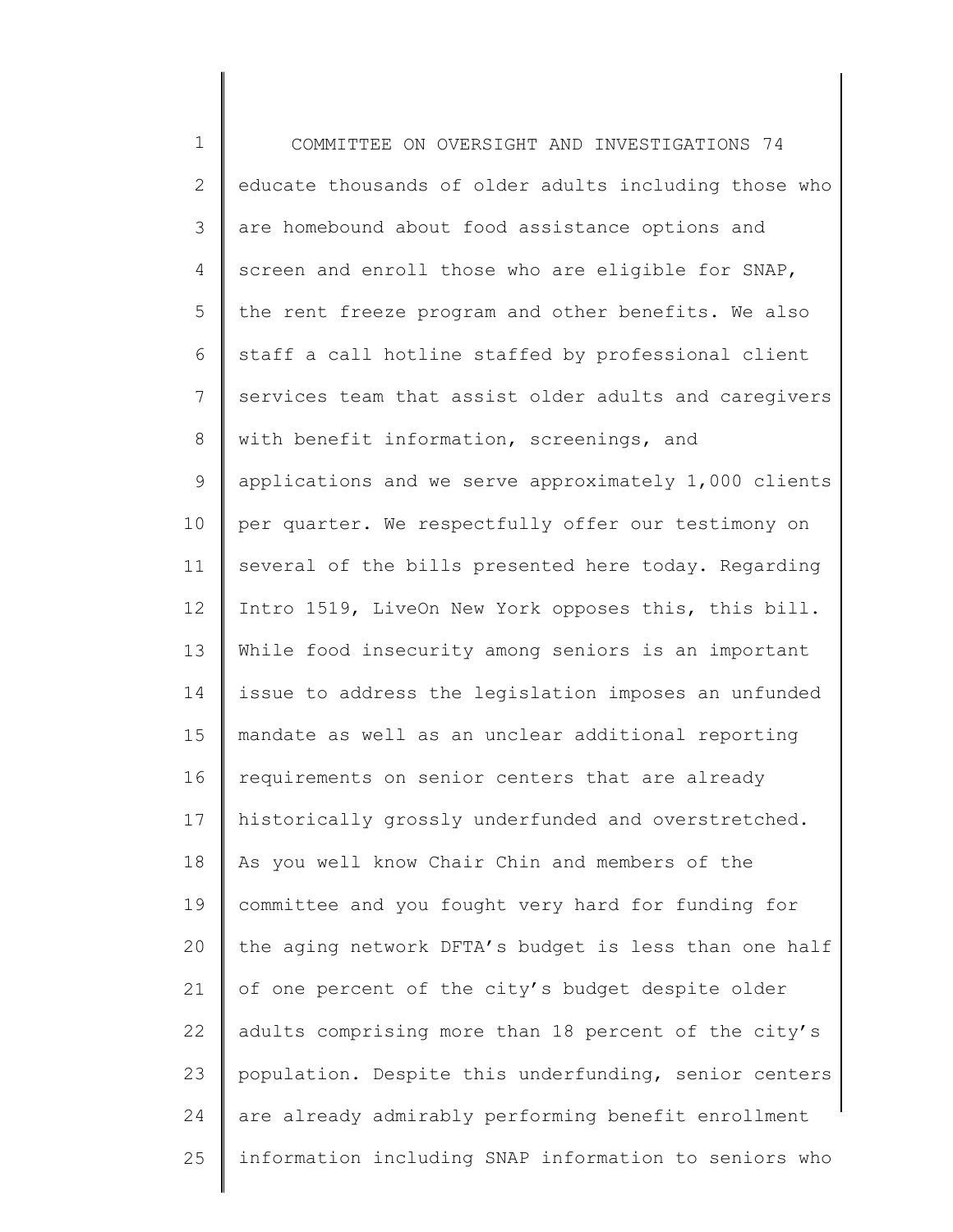educate thousands of older adults including those who are homebound about food assistance options and screen and enroll those who are eligible for SNAP, the rent freeze program and other benefits. We also staff a call hotline staffed by professional client services team that assist older adults and caregivers with benefit information, screenings, and applications and we serve approximately 1,000 clients per quarter. We respectfully offer our testimony on several of the bills presented here today. Regarding Intro 1519, LiveOn New York opposes this, this bill. While food insecurity among seniors is an important issue to address the legislation imposes an unfunded mandate as well as an unclear additional reporting requirements on senior centers that are already historically grossly underfunded and overstretched. As you well know Chair Chin and members of the committee and you fought very hard for funding for the aging network DFTA's budget is less than one half of one percent of the city's budget despite older adults comprising more than 18 percent of the city's population. Despite this underfunding, senior centers are already admirably performing benefit enrollment information including SNAP information to seniors who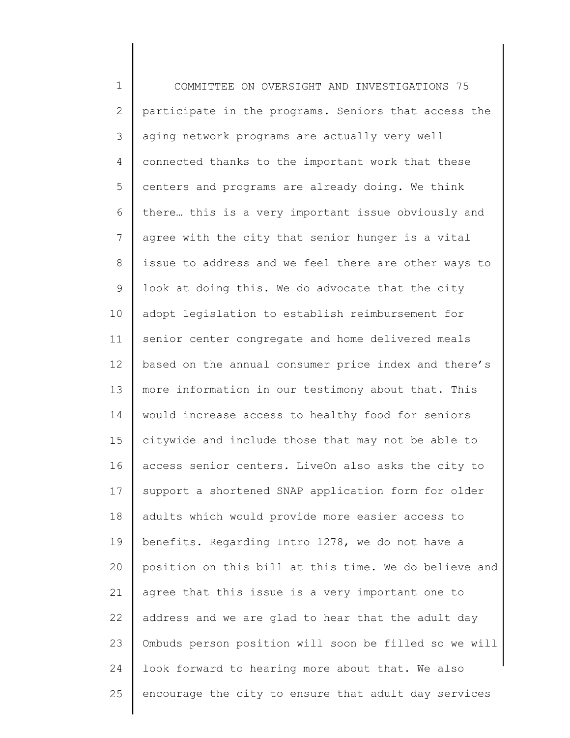participate in the programs. Seniors that access the aging network programs are actually very well connected thanks to the important work that these centers and programs are already doing. We think there… this is a very important issue obviously and agree with the city that senior hunger is a vital issue to address and we feel there are other ways to look at doing this. We do advocate that the city adopt legislation to establish reimbursement for senior center congregate and home delivered meals based on the annual consumer price index and there's more information in our testimony about that. This would increase access to healthy food for seniors citywide and include those that may not be able to access senior centers. LiveOn also asks the city to support a shortened SNAP application form for older adults which would provide more easier access to benefits. Regarding Intro 1278, we do not have a position on this bill at this time. We do believe and agree that this issue is a very important one to address and we are glad to hear that the adult day Ombuds person position will soon be filled so we will look forward to hearing more about that. We also encourage the city to ensure that adult day services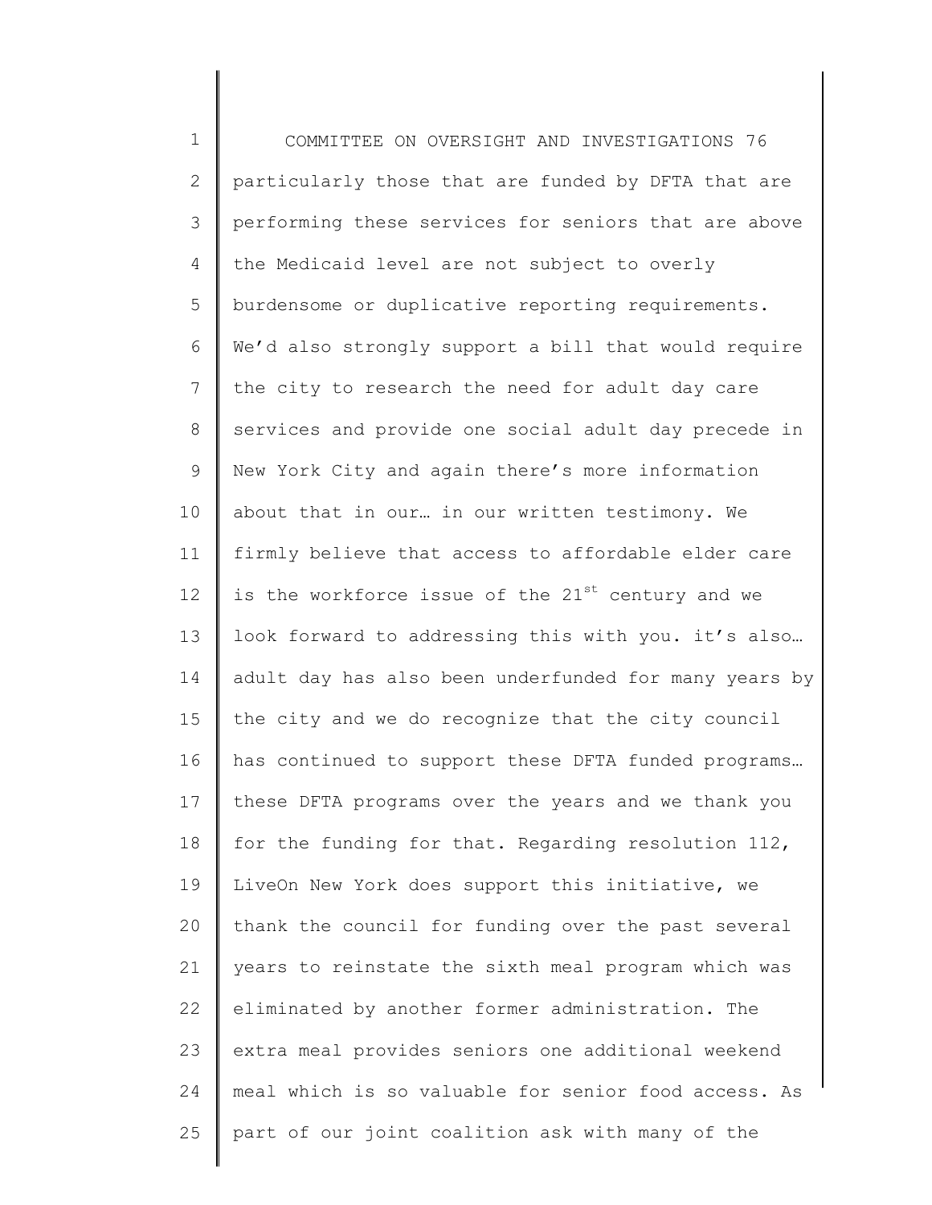particularly those that are funded by DFTA that are performing these services for seniors that are above the Medicaid level are not subject to overly burdensome or duplicative reporting requirements. We'd also strongly support a bill that would require the city to research the need for adult day care services and provide one social adult day precede in New York City and again there's more information about that in our… in our written testimony. We firmly believe that access to affordable elder care is the workforce issue of the 21st century and we look forward to addressing this with you. it's also… adult day has also been underfunded for many years by the city and we do recognize that the city council has continued to support these DFTA funded programs… these DFTA programs over the years and we thank you for the funding for that. Regarding resolution 112, LiveOn New York does support this initiative, we thank the council for funding over the past several years to reinstate the sixth meal program which was eliminated by another former administration. The extra meal provides seniors one additional weekend meal which is so valuable for senior food access. As part of our joint coalition ask with many of the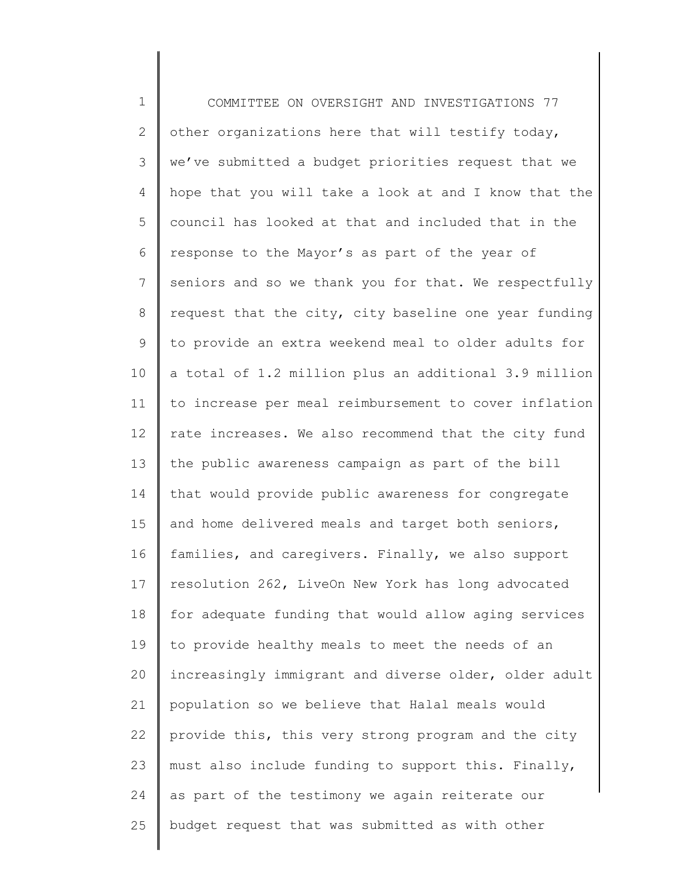other organizations here that will testify today, we've submitted a budget priorities request that we hope that you will take a look at and I know that the council has looked at that and included that in the response to the Mayor's as part of the year of seniors and so we thank you for that. We respectfully request that the city, city baseline one year funding to provide an extra weekend meal to older adults for a total of 1.2 million plus an additional 3.9 million to increase per meal reimbursement to cover inflation rate increases. We also recommend that the city fund the public awareness campaign as part of the bill that would provide public awareness for congregate and home delivered meals and target both seniors, families, and caregivers. Finally, we also support resolution 262, LiveOn New York has long advocated for adequate funding that would allow aging services to provide healthy meals to meet the needs of an increasingly immigrant and diverse older, older adult population so we believe that Halal meals would provide this, this very strong program and the city must also include funding to support this. Finally, as part of the testimony we again reiterate our budget request that was submitted as with other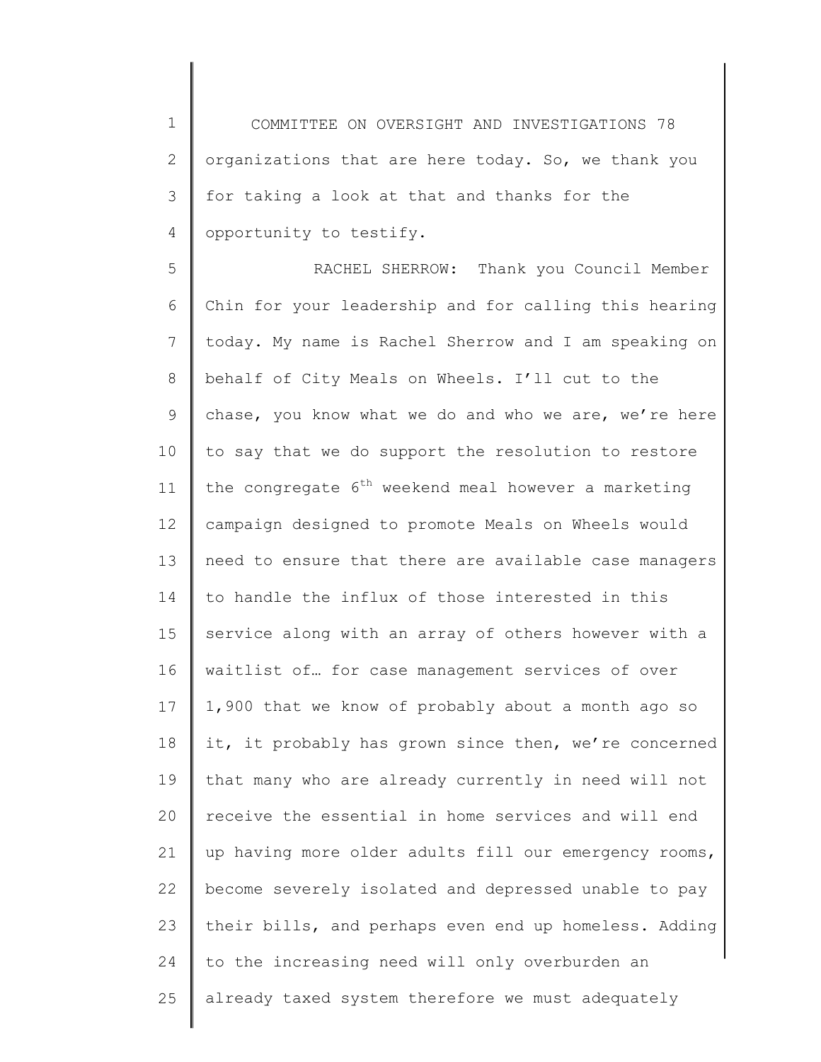organizations that are here today. So, we thank you for taking a look at that and thanks for the opportunity to testify.

RACHEL SHERROW: Thank you Council Member Chin for your leadership and for calling this hearing today. My name is Rachel Sherrow and I am speaking on behalf of City Meals on Wheels. I'll cut to the chase, you know what we do and who we are, we're here to say that we do support the resolution to restore the congregate 6th weekend meal however a marketing campaign designed to promote Meals on Wheels would need to ensure that there are available case managers to handle the influx of those interested in this service along with an array of others however with a waitlist of… for case management services of over 1,900 that we know of probably about a month ago so it, it probably has grown since then, we're concerned that many who are already currently in need will not receive the essential in home services and will end up having more older adults fill our emergency rooms, become severely isolated and depressed unable to pay their bills, and perhaps even end up homeless. Adding to the increasing need will only overburden an already taxed system therefore we must adequately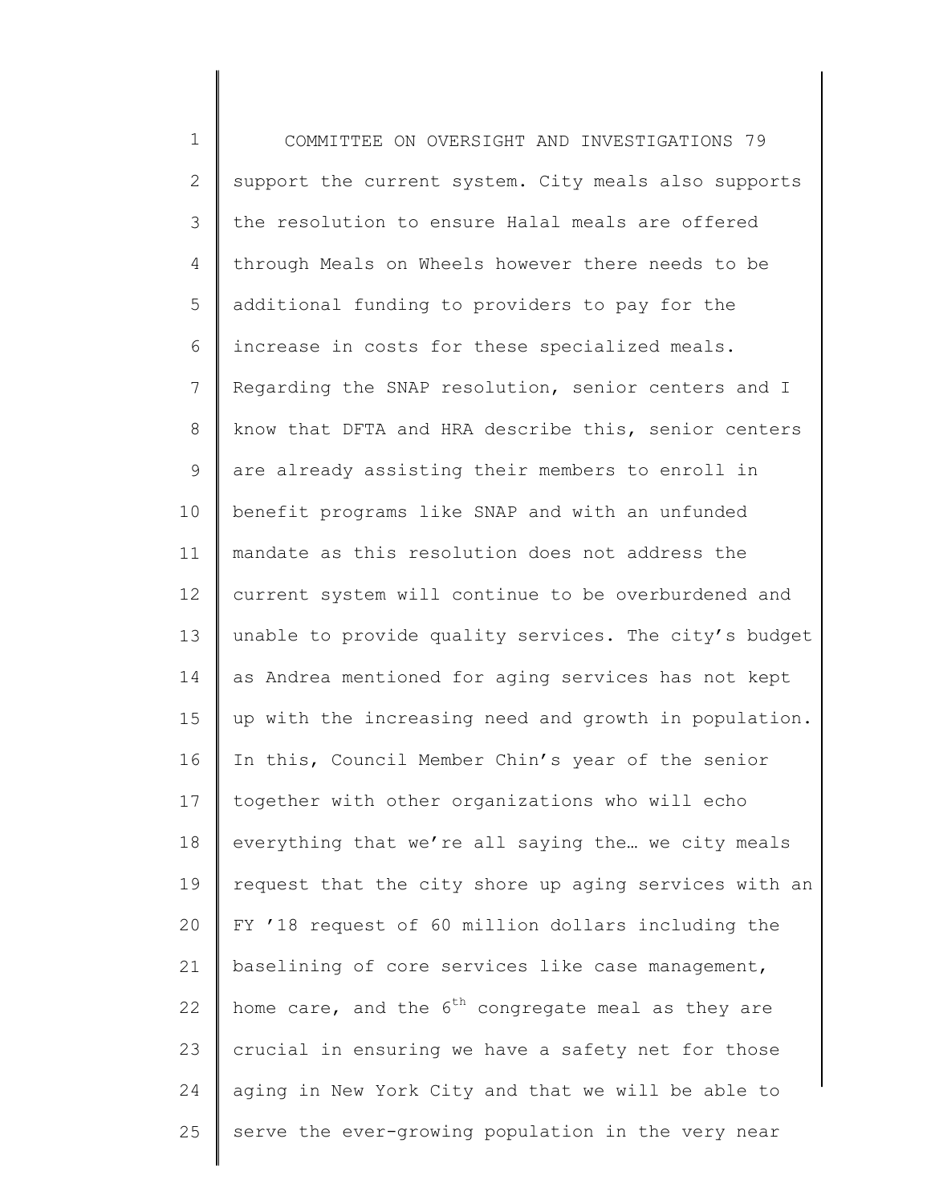support the current system. City meals also supports the resolution to ensure Halal meals are offered through Meals on Wheels however there needs to be additional funding to providers to pay for the increase in costs for these specialized meals. Regarding the SNAP resolution, senior centers and I know that DFTA and HRA describe this, senior centers are already assisting their members to enroll in benefit programs like SNAP and with an unfunded mandate as this resolution does not address the current system will continue to be overburdened and unable to provide quality services. The city's budget as Andrea mentioned for aging services has not kept up with the increasing need and growth in population. In this, Council Member Chin's year of the senior together with other organizations who will echo everything that we're all saying the… we city meals request that the city shore up aging services with an FY '18 request of 60 million dollars including the baselining of core services like case management, home care, and the 6th congregate meal as they are crucial in ensuring we have a safety net for those aging in New York City and that we will be able to serve the ever-growing population in the very near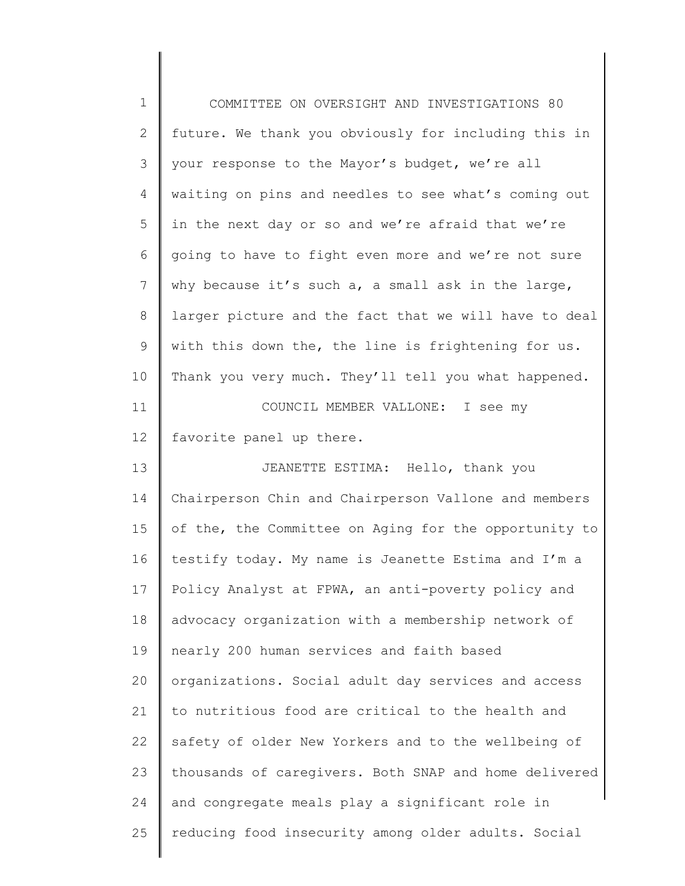future. We thank you obviously for including this in your response to the Mayor's budget, we're all waiting on pins and needles to see what's coming out in the next day or so and we're afraid that we're going to have to fight even more and we're not sure why because it's such a, a small ask in the large, larger picture and the fact that we will have to deal with this down the, the line is frightening for us. Thank you very much. They'll tell you what happened.

COUNCIL MEMBER VALLONE: I see my favorite panel up there.

JEANETTE ESTIMA: Hello, thank you Chairperson Chin and Chairperson Vallone and members of the, the Committee on Aging for the opportunity to testify today. My name is Jeanette Estima and I'm a Policy Analyst at FPWA, an anti-poverty policy and advocacy organization with a membership network of nearly 200 human services and faith based organizations. Social adult day services and access to nutritious food are critical to the health and safety of older New Yorkers and to the wellbeing of thousands of caregivers. Both SNAP and home delivered and congregate meals play a significant role in reducing food insecurity among older adults. Social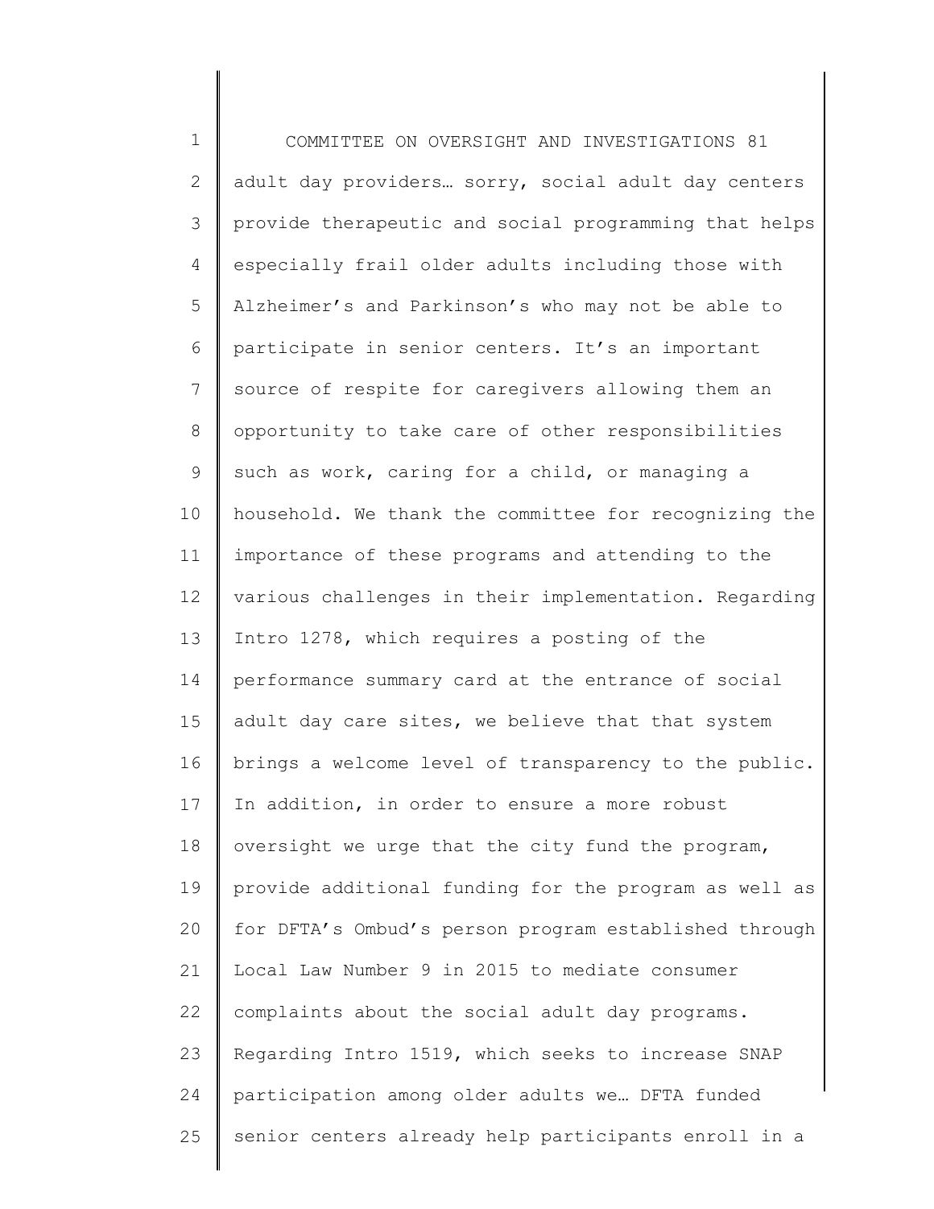adult day providers… sorry, social adult day centers provide therapeutic and social programming that helps especially frail older adults including those with Alzheimer's and Parkinson's who may not be able to participate in senior centers. It's an important source of respite for caregivers allowing them an opportunity to take care of other responsibilities such as work, caring for a child, or managing a household. We thank the committee for recognizing the importance of these programs and attending to the various challenges in their implementation. Regarding Intro 1278, which requires a posting of the performance summary card at the entrance of social adult day care sites, we believe that that system brings a welcome level of transparency to the public. In addition, in order to ensure a more robust oversight we urge that the city fund the program, provide additional funding for the program as well as for DFTA's Ombud's person program established through Local Law Number 9 in 2015 to mediate consumer complaints about the social adult day programs. Regarding Intro 1519, which seeks to increase SNAP participation among older adults we… DFTA funded senior centers already help participants enroll in a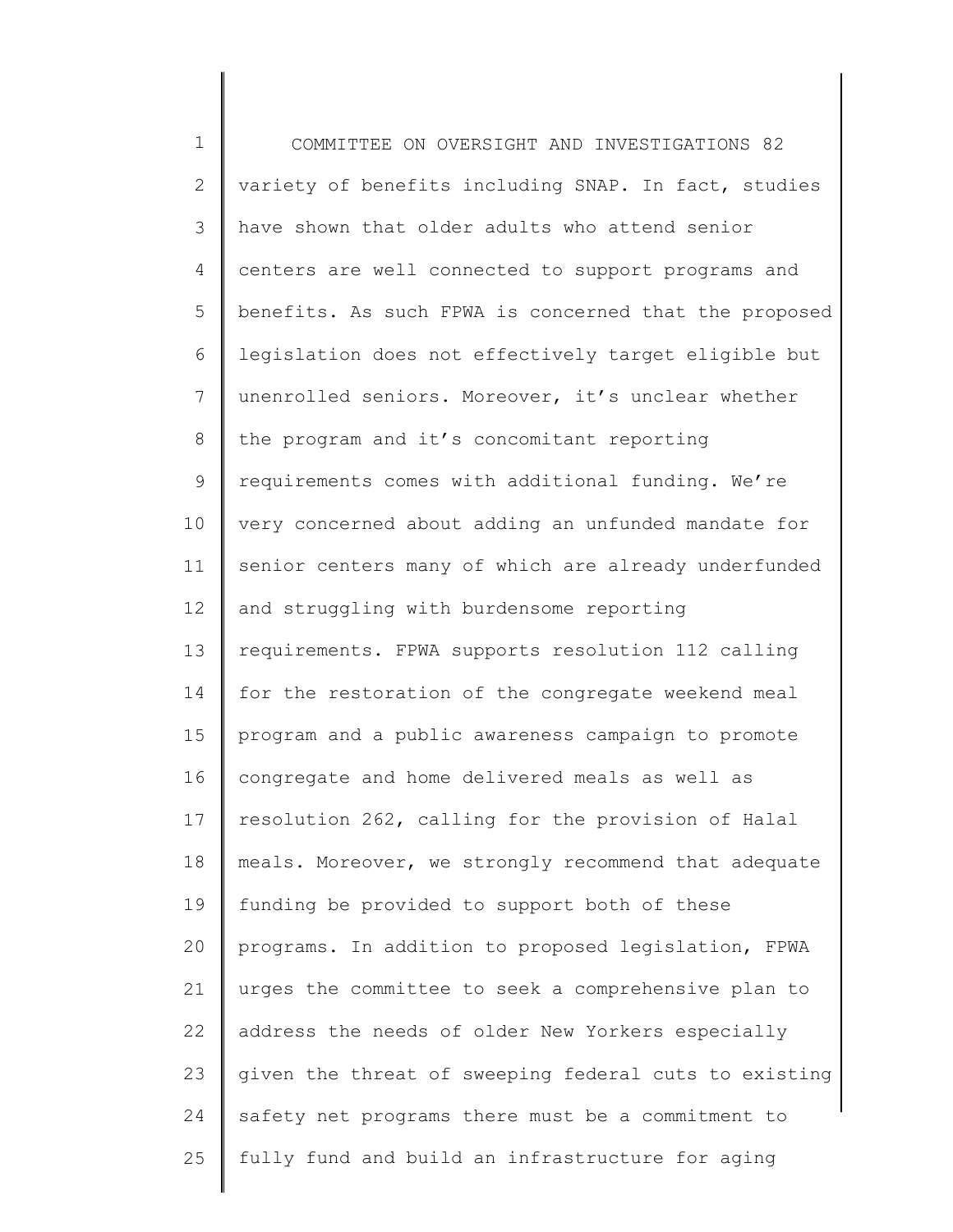variety of benefits including SNAP. In fact, studies have shown that older adults who attend senior centers are well connected to support programs and benefits. As such FPWA is concerned that the proposed legislation does not effectively target eligible but unenrolled seniors. Moreover, it's unclear whether the program and it's concomitant reporting requirements comes with additional funding. We're very concerned about adding an unfunded mandate for senior centers many of which are already underfunded and struggling with burdensome reporting requirements. FPWA supports resolution 112 calling for the restoration of the congregate weekend meal program and a public awareness campaign to promote congregate and home delivered meals as well as resolution 262, calling for the provision of Halal meals. Moreover, we strongly recommend that adequate funding be provided to support both of these programs. In addition to proposed legislation, FPWA urges the committee to seek a comprehensive plan to address the needs of older New Yorkers especially given the threat of sweeping federal cuts to existing safety net programs there must be a commitment to fully fund and build an infrastructure for aging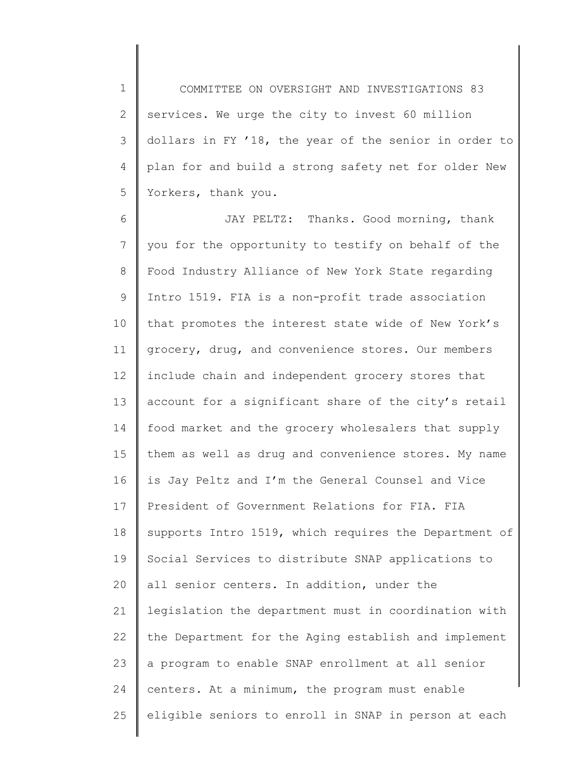services. We urge the city to invest 60 million dollars in FY '18, the year of the senior in order to plan for and build a strong safety net for older New Yorkers, thank you.

JAY PELTZ: Thanks. Good morning, thank you for the opportunity to testify on behalf of the Food Industry Alliance of New York State regarding Intro 1519. FIA is a non-profit trade association that promotes the interest state wide of New York's grocery, drug, and convenience stores. Our members include chain and independent grocery stores that account for a significant share of the city's retail food market and the grocery wholesalers that supply them as well as drug and convenience stores. My name is Jay Peltz and I'm the General Counsel and Vice President of Government Relations for FIA. FIA supports Intro 1519, which requires the Department of Social Services to distribute SNAP applications to all senior centers. In addition, under the legislation the department must in coordination with the Department for the Aging establish and implement a program to enable SNAP enrollment at all senior centers. At a minimum, the program must enable eligible seniors to enroll in SNAP in person at each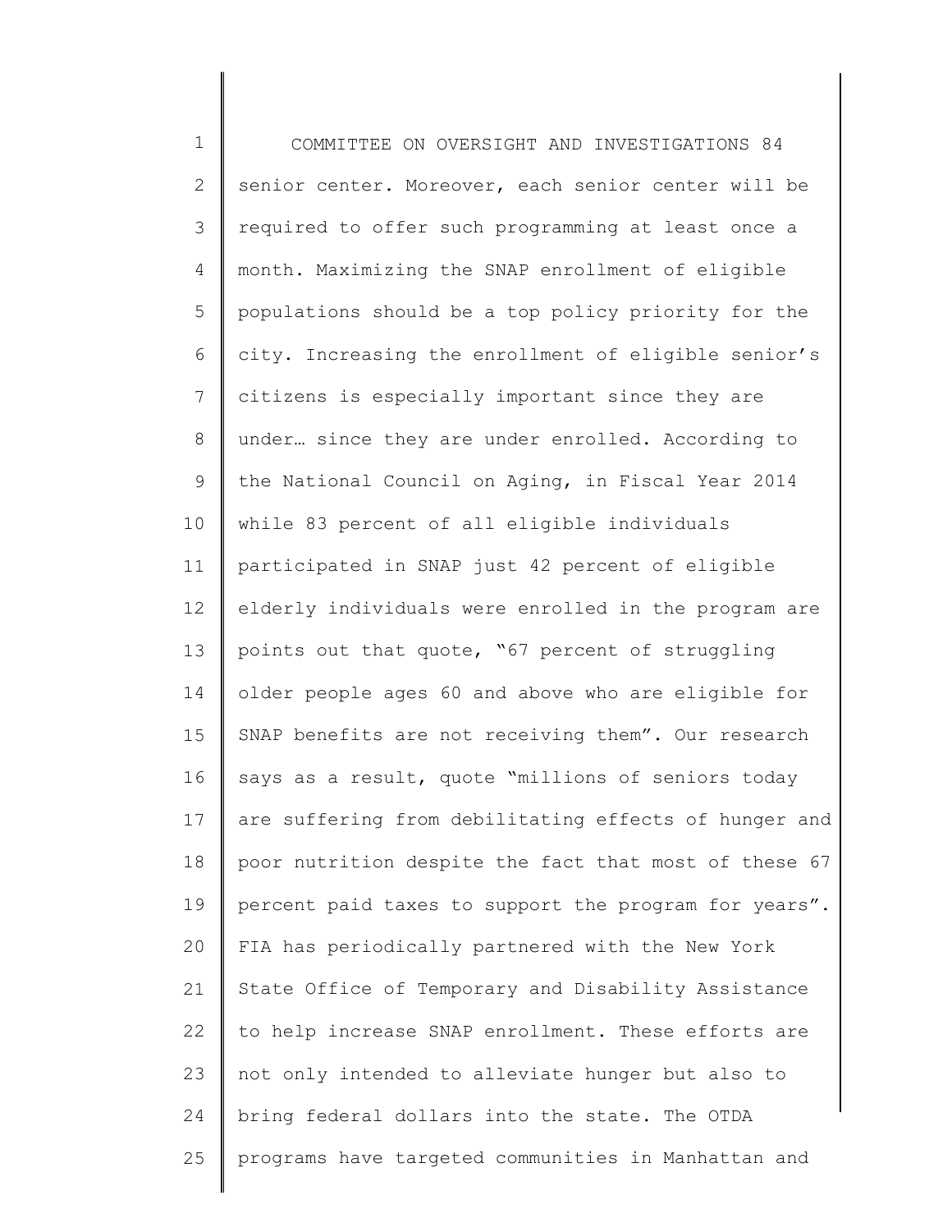senior center. Moreover, each senior center will be required to offer such programming at least once a month. Maximizing the SNAP enrollment of eligible populations should be a top policy priority for the city. Increasing the enrollment of eligible senior's citizens is especially important since they are under… since they are under enrolled. According to the National Council on Aging, in Fiscal Year 2014 while 83 percent of all eligible individuals participated in SNAP just 42 percent of eligible elderly individuals were enrolled in the program are points out that quote, "67 percent of struggling older people ages 60 and above who are eligible for SNAP benefits are not receiving them". Our research says as a result, quote "millions of seniors today are suffering from debilitating effects of hunger and poor nutrition despite the fact that most of these 67 percent paid taxes to support the program for years". FIA has periodically partnered with the New York State Office of Temporary and Disability Assistance to help increase SNAP enrollment. These efforts are not only intended to alleviate hunger but also to bring federal dollars into the state. The OTDA programs have targeted communities in Manhattan and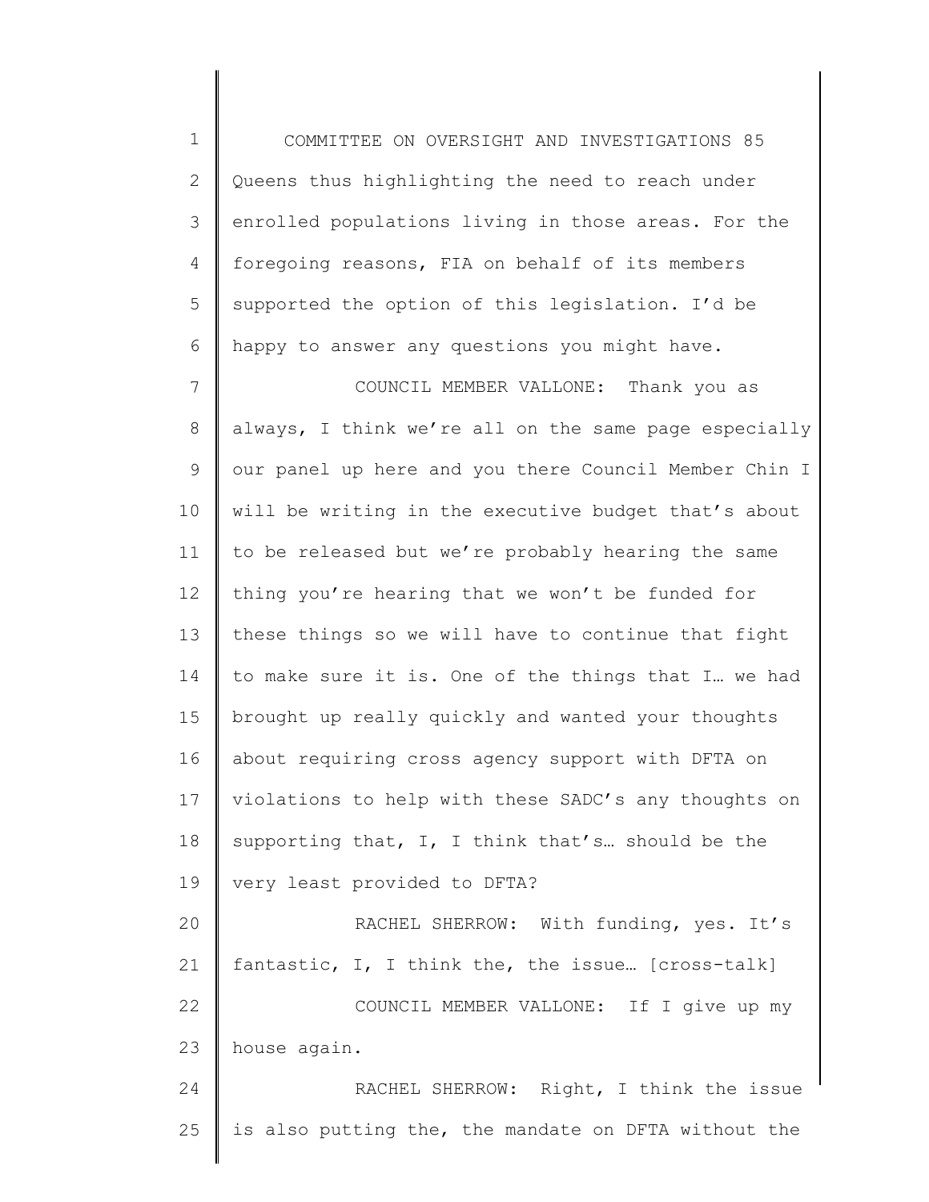Queens thus highlighting the need to reach under enrolled populations living in those areas. For the foregoing reasons, FIA on behalf of its members supported the option of this legislation. I'd be happy to answer any questions you might have.

COUNCIL MEMBER VALLONE: Thank you as always, I think we're all on the same page especially our panel up here and you there Council Member Chin I will be writing in the executive budget that's about to be released but we're probably hearing the same thing you're hearing that we won't be funded for these things so we will have to continue that fight to make sure it is. One of the things that I… we had brought up really quickly and wanted your thoughts about requiring cross agency support with DFTA on violations to help with these SADC's any thoughts on supporting that, I, I think that's… should be the very least provided to DFTA?

RACHEL SHERROW: With funding, yes. It's fantastic, I, I think the, the issue… [cross-talk]

COUNCIL MEMBER VALLONE: If I give up my house again.

RACHEL SHERROW: Right, I think the issue is also putting the, the mandate on DFTA without the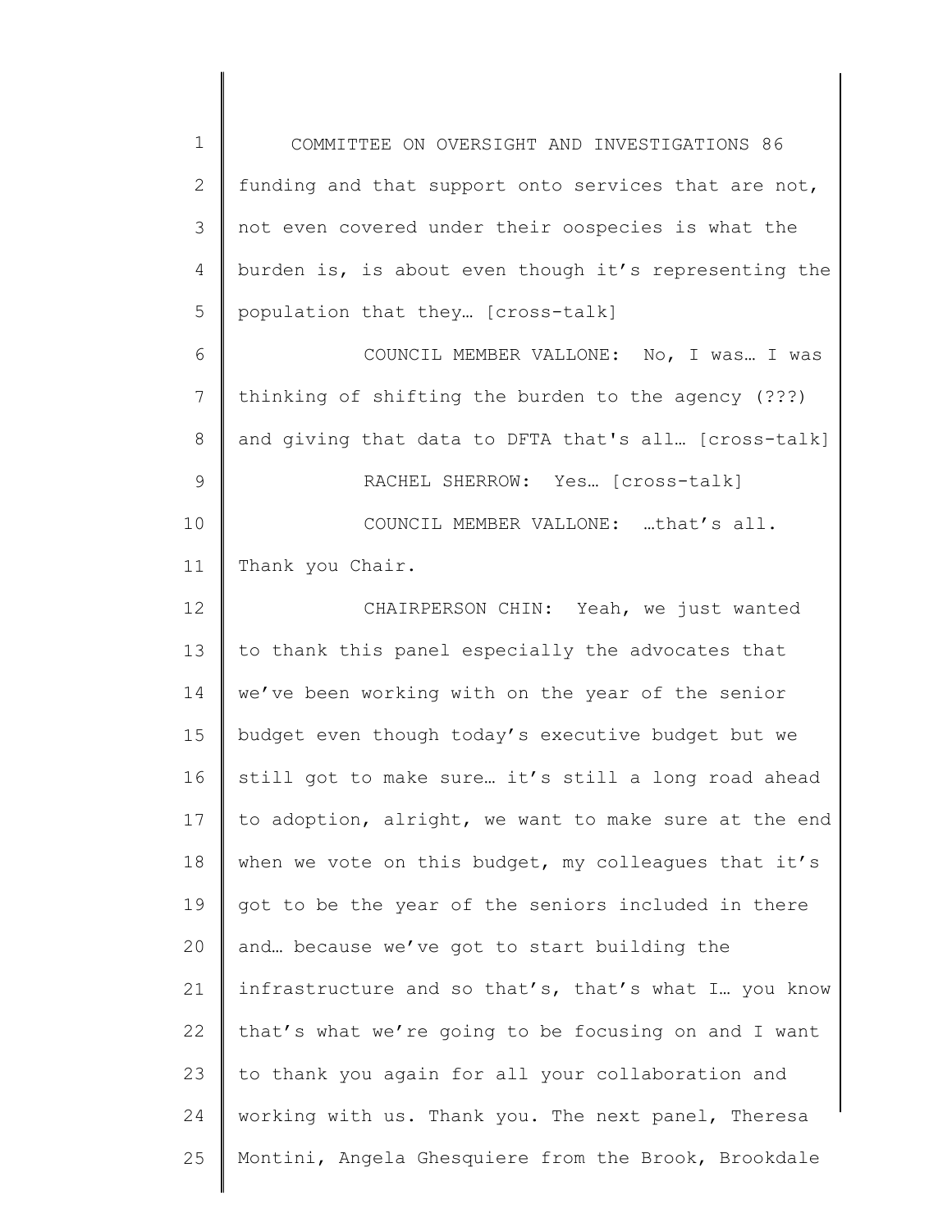funding and that support onto services that are not, not even covered under their oospecies is what the burden is, is about even though it's representing the population that they… [cross-talk]

COUNCIL MEMBER VALLONE: No, I was… I was thinking of shifting the burden to the agency (???) and giving that data to DFTA that's all… [cross-talk]

RACHEL SHERROW: Yes… [cross-talk]

COUNCIL MEMBER VALLONE: …that's all. Thank you Chair.

CHAIRPERSON CHIN: Yeah, we just wanted to thank this panel especially the advocates that we've been working with on the year of the senior budget even though today's executive budget but we still got to make sure… it's still a long road ahead to adoption, alright, we want to make sure at the end when we vote on this budget, my colleagues that it's got to be the year of the seniors included in there and… because we've got to start building the infrastructure and so that's, that's what I… you know that's what we're going to be focusing on and I want to thank you again for all your collaboration and working with us. Thank you. The next panel, Theresa Montini, Angela Ghesquiere from the Brook, Brookdale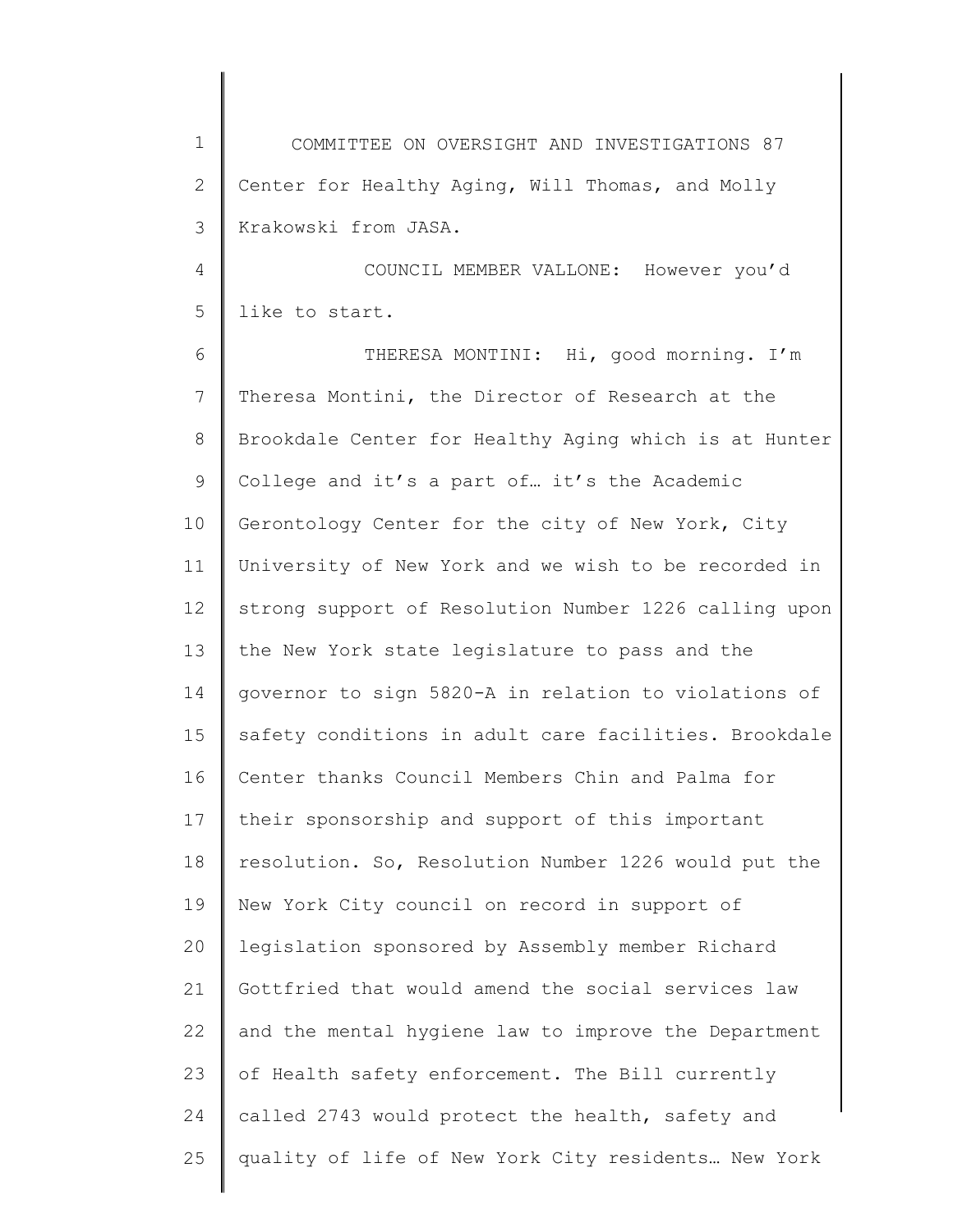Center for Healthy Aging, Will Thomas, and Molly Krakowski from JASA.

COUNCIL MEMBER VALLONE: However you'd like to start.

THERESA MONTINI: Hi, good morning. I'm Theresa Montini, the Director of Research at the Brookdale Center for Healthy Aging which is at Hunter College and it's a part of… it's the Academic Gerontology Center for the city of New York, City University of New York and we wish to be recorded in strong support of Resolution Number 1226 calling upon the New York state legislature to pass and the governor to sign 5820-A in relation to violations of safety conditions in adult care facilities. Brookdale Center thanks Council Members Chin and Palma for their sponsorship and support of this important resolution. So, Resolution Number 1226 would put the New York City council on record in support of legislation sponsored by Assembly member Richard Gottfried that would amend the social services law and the mental hygiene law to improve the Department of Health safety enforcement. The Bill currently called 2743 would protect the health, safety and quality of life of New York City residents… New York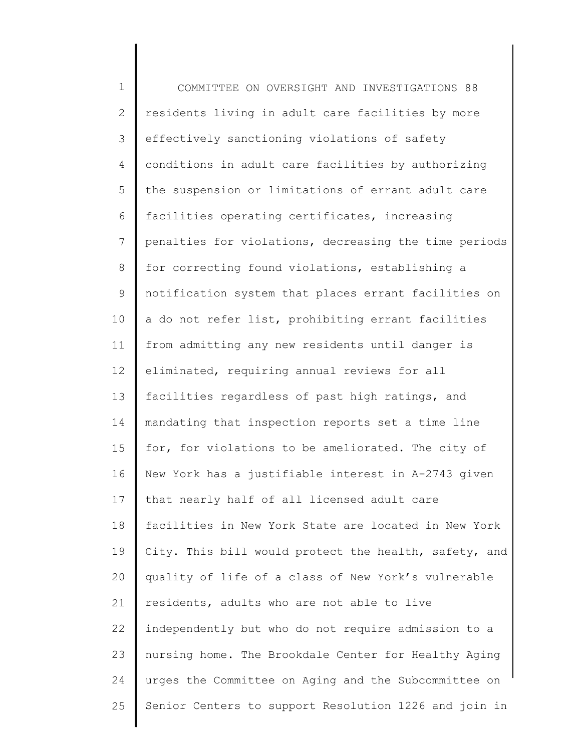residents living in adult care facilities by more effectively sanctioning violations of safety conditions in adult care facilities by authorizing the suspension or limitations of errant adult care facilities operating certificates, increasing penalties for violations, decreasing the time periods for correcting found violations, establishing a notification system that places errant facilities on a do not refer list, prohibiting errant facilities from admitting any new residents until danger is eliminated, requiring annual reviews for all facilities regardless of past high ratings, and mandating that inspection reports set a time line for, for violations to be ameliorated. The city of New York has a justifiable interest in A-2743 given that nearly half of all licensed adult care facilities in New York State are located in New York City. This bill would protect the health, safety, and quality of life of a class of New York's vulnerable residents, adults who are not able to live independently but who do not require admission to a nursing home. The Brookdale Center for Healthy Aging urges the Committee on Aging and the Subcommittee on Senior Centers to support Resolution 1226 and join in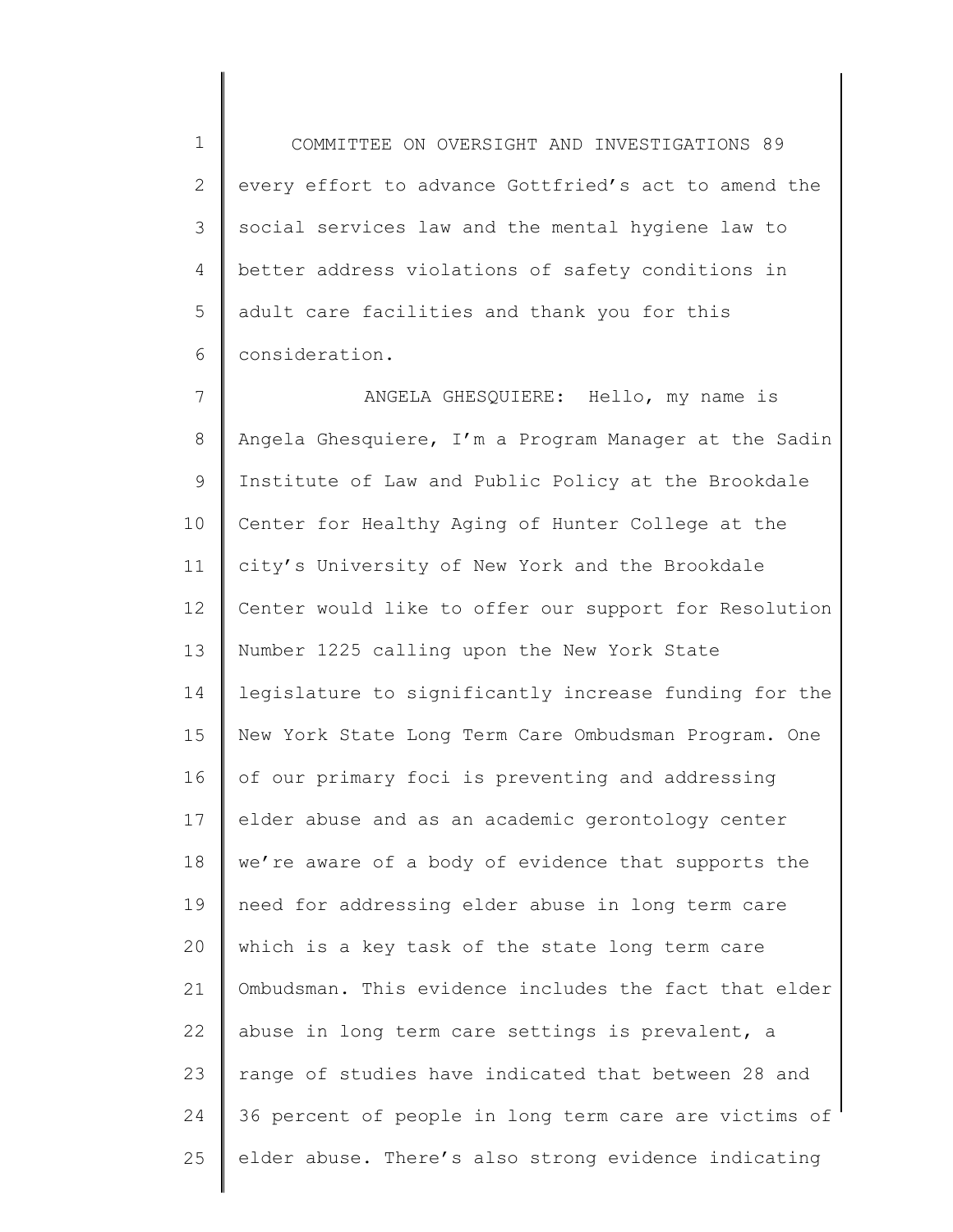every effort to advance Gottfried's act to amend the social services law and the mental hygiene law to better address violations of safety conditions in adult care facilities and thank you for this consideration.

ANGELA GHESQUIERE: Hello, my name is Angela Ghesquiere, I'm a Program Manager at the Sadin Institute of Law and Public Policy at the Brookdale Center for Healthy Aging of Hunter College at the city's University of New York and the Brookdale Center would like to offer our support for Resolution Number 1225 calling upon the New York State legislature to significantly increase funding for the New York State Long Term Care Ombudsman Program. One of our primary foci is preventing and addressing elder abuse and as an academic gerontology center we're aware of a body of evidence that supports the need for addressing elder abuse in long term care which is a key task of the state long term care Ombudsman. This evidence includes the fact that elder abuse in long term care settings is prevalent, a range of studies have indicated that between 28 and 36 percent of people in long term care are victims of elder abuse. There's also strong evidence indicating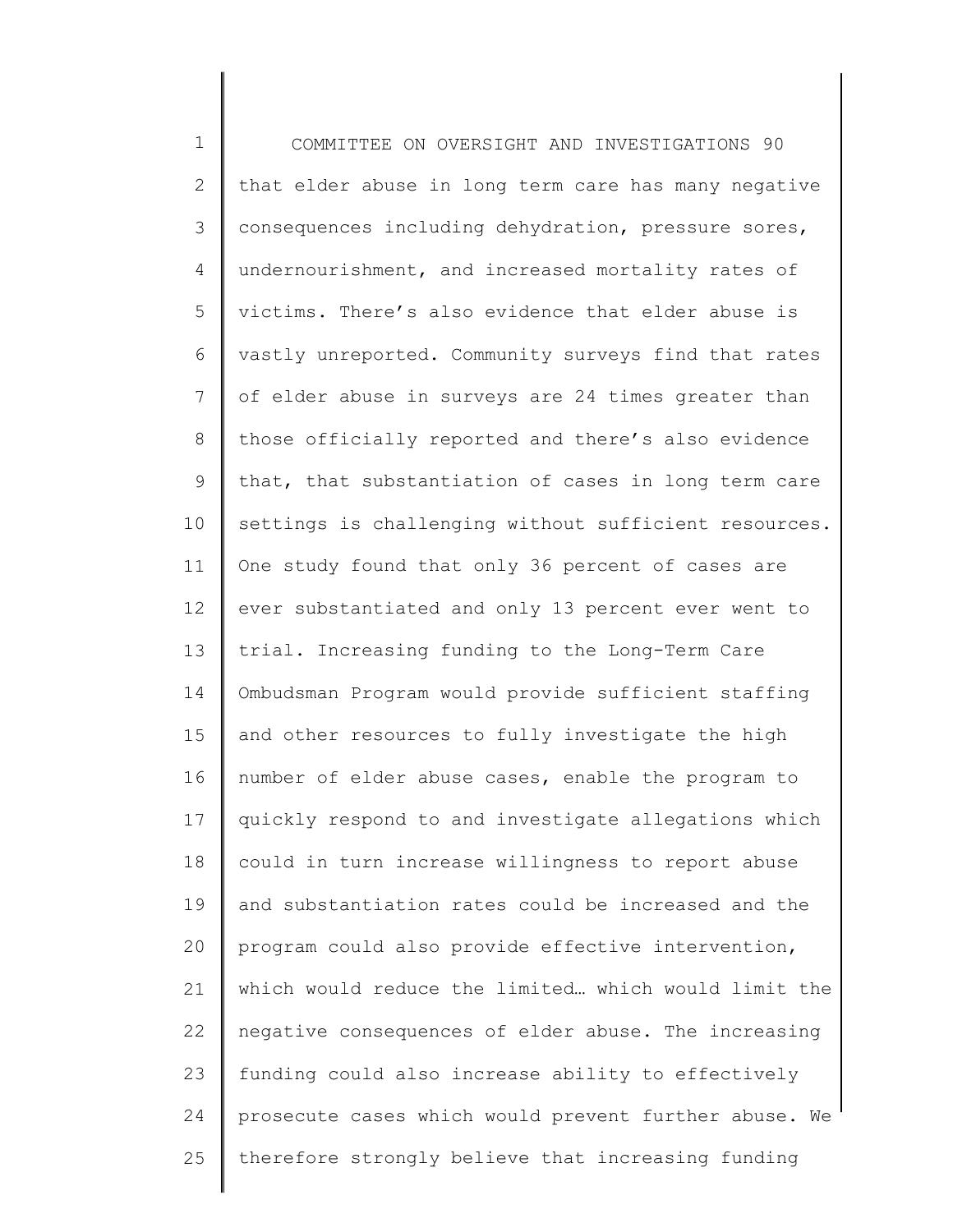that elder abuse in long term care has many negative consequences including dehydration, pressure sores, undernourishment, and increased mortality rates of victims. There's also evidence that elder abuse is vastly unreported. Community surveys find that rates of elder abuse in surveys are 24 times greater than those officially reported and there's also evidence that, that substantiation of cases in long term care settings is challenging without sufficient resources. One study found that only 36 percent of cases are ever substantiated and only 13 percent ever went to trial. Increasing funding to the Long-Term Care Ombudsman Program would provide sufficient staffing and other resources to fully investigate the high number of elder abuse cases, enable the program to quickly respond to and investigate allegations which could in turn increase willingness to report abuse and substantiation rates could be increased and the program could also provide effective intervention, which would reduce the limited… which would limit the negative consequences of elder abuse. The increasing funding could also increase ability to effectively prosecute cases which would prevent further abuse. We therefore strongly believe that increasing funding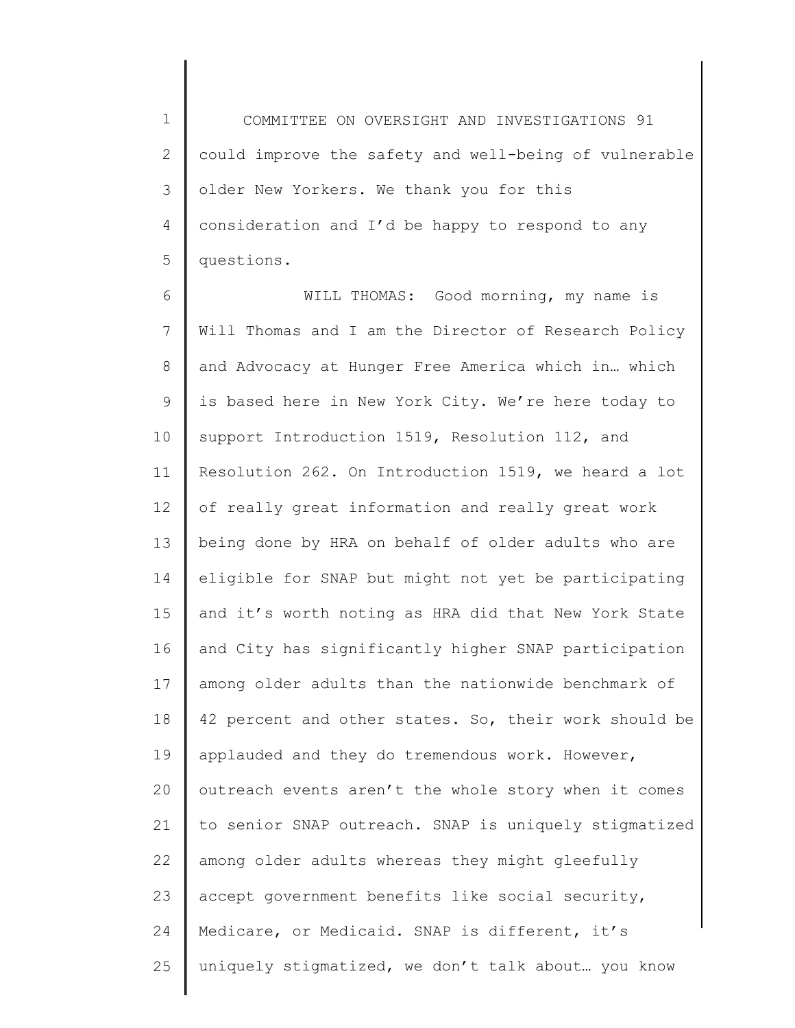could improve the safety and well-being of vulnerable older New Yorkers. We thank you for this consideration and I'd be happy to respond to any questions.

WILL THOMAS: Good morning, my name is Will Thomas and I am the Director of Research Policy and Advocacy at Hunger Free America which in… which is based here in New York City. We're here today to support Introduction 1519, Resolution 112, and Resolution 262. On Introduction 1519, we heard a lot of really great information and really great work being done by HRA on behalf of older adults who are eligible for SNAP but might not yet be participating and it's worth noting as HRA did that New York State and City has significantly higher SNAP participation among older adults than the nationwide benchmark of 42 percent and other states. So, their work should be applauded and they do tremendous work. However, outreach events aren't the whole story when it comes to senior SNAP outreach. SNAP is uniquely stigmatized among older adults whereas they might gleefully accept government benefits like social security, Medicare, or Medicaid. SNAP is different, it's uniquely stigmatized, we don't talk about… you know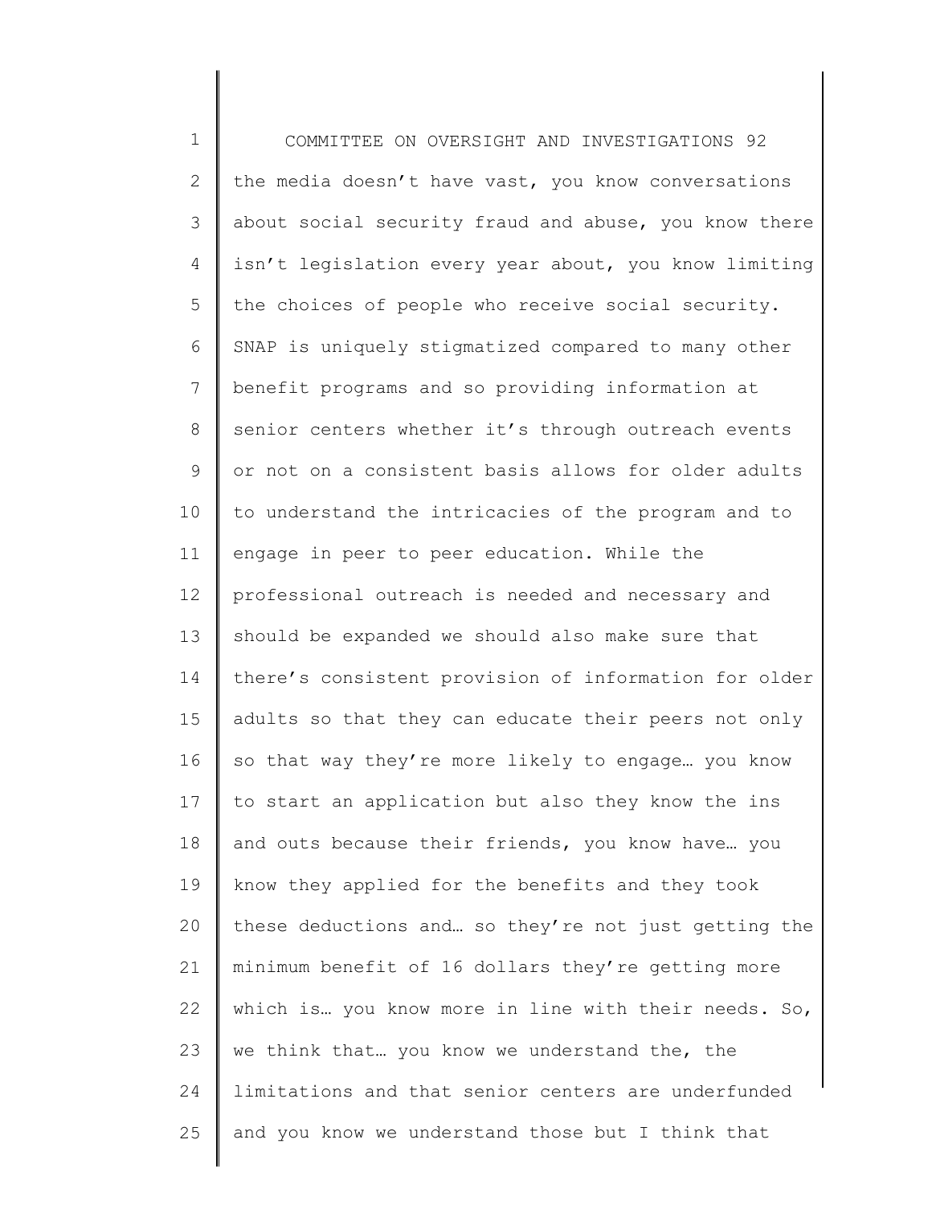the media doesn't have vast, you know conversations about social security fraud and abuse, you know there isn't legislation every year about, you know limiting the choices of people who receive social security. SNAP is uniquely stigmatized compared to many other benefit programs and so providing information at senior centers whether it's through outreach events or not on a consistent basis allows for older adults to understand the intricacies of the program and to engage in peer to peer education. While the professional outreach is needed and necessary and should be expanded we should also make sure that there's consistent provision of information for older adults so that they can educate their peers not only so that way they're more likely to engage… you know to start an application but also they know the ins and outs because their friends, you know have… you know they applied for the benefits and they took these deductions and… so they're not just getting the minimum benefit of 16 dollars they're getting more which is… you know more in line with their needs. So, we think that… you know we understand the, the limitations and that senior centers are underfunded and you know we understand those but I think that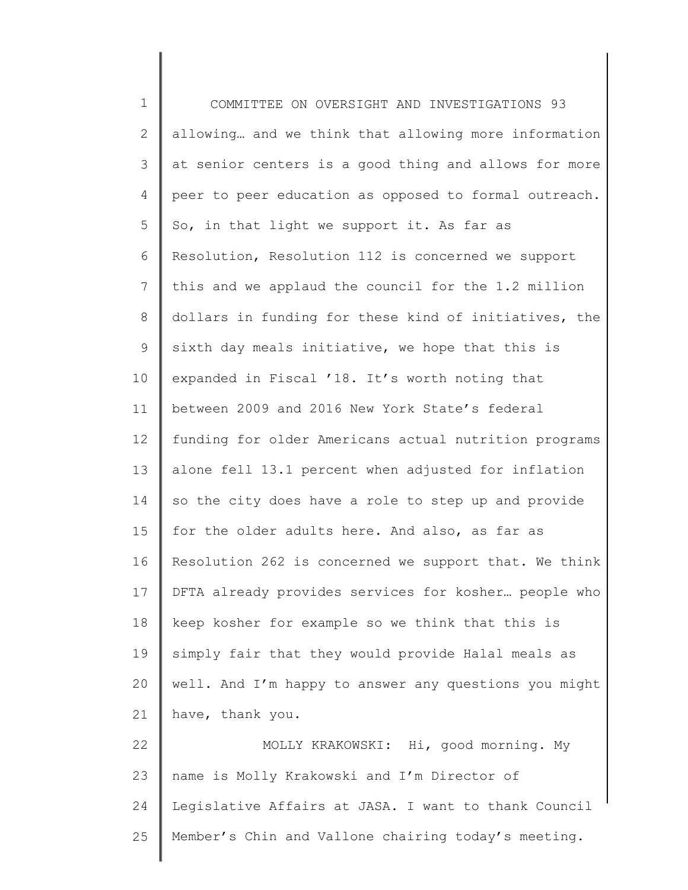allowing… and we think that allowing more information at senior centers is a good thing and allows for more peer to peer education as opposed to formal outreach. So, in that light we support it. As far as Resolution, Resolution 112 is concerned we support this and we applaud the council for the 1.2 million dollars in funding for these kind of initiatives, the sixth day meals initiative, we hope that this is expanded in Fiscal '18. It's worth noting that between 2009 and 2016 New York State's federal funding for older Americans actual nutrition programs alone fell 13.1 percent when adjusted for inflation so the city does have a role to step up and provide for the older adults here. And also, as far as Resolution 262 is concerned we support that. We think DFTA already provides services for kosher… people who keep kosher for example so we think that this is simply fair that they would provide Halal meals as well. And I'm happy to answer any questions you might have, thank you.

MOLLY KRAKOWSKI: Hi, good morning. My name is Molly Krakowski and I'm Director of Legislative Affairs at JASA. I want to thank Council Member's Chin and Vallone chairing today's meeting.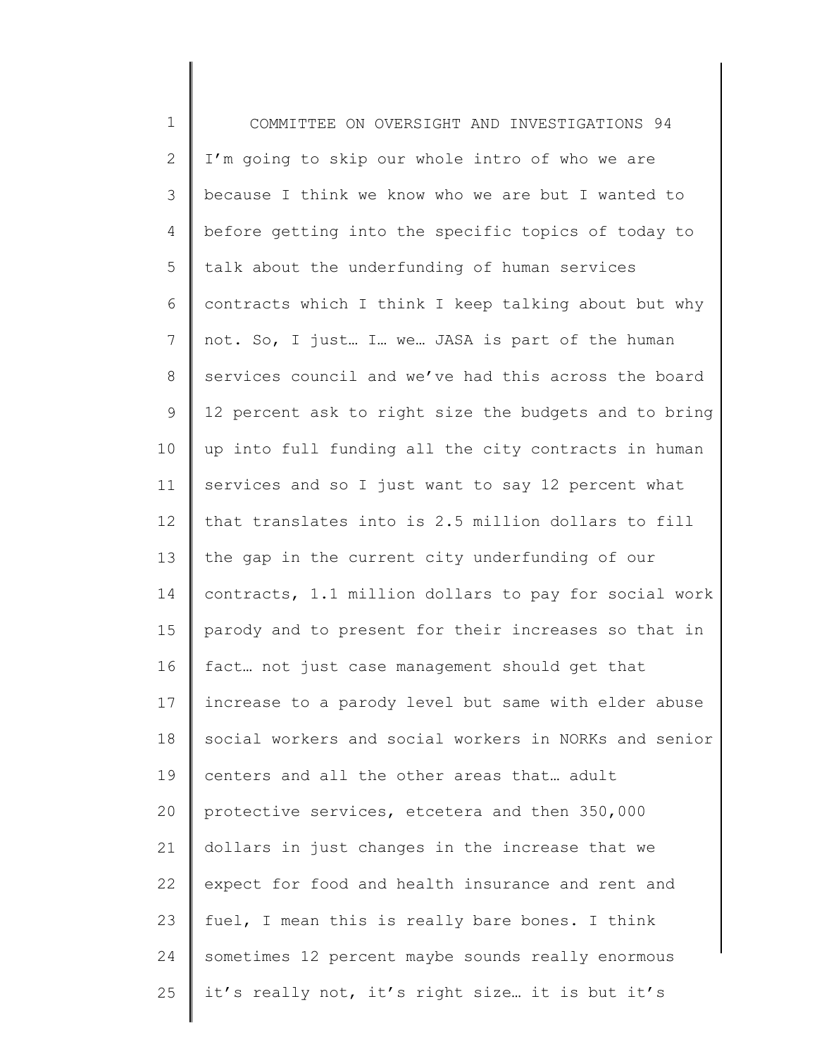I'm going to skip our whole intro of who we are because I think we know who we are but I wanted to before getting into the specific topics of today to talk about the underfunding of human services contracts which I think I keep talking about but why not. So, I just… I… we… JASA is part of the human services council and we've had this across the board 12 percent ask to right size the budgets and to bring up into full funding all the city contracts in human services and so I just want to say 12 percent what that translates into is 2.5 million dollars to fill the gap in the current city underfunding of our contracts, 1.1 million dollars to pay for social work parody and to present for their increases so that in fact… not just case management should get that increase to a parody level but same with elder abuse social workers and social workers in NORKs and senior centers and all the other areas that… adult protective services, etcetera and then 350,000 dollars in just changes in the increase that we expect for food and health insurance and rent and fuel, I mean this is really bare bones. I think sometimes 12 percent maybe sounds really enormous it's really not, it's right size… it is but it's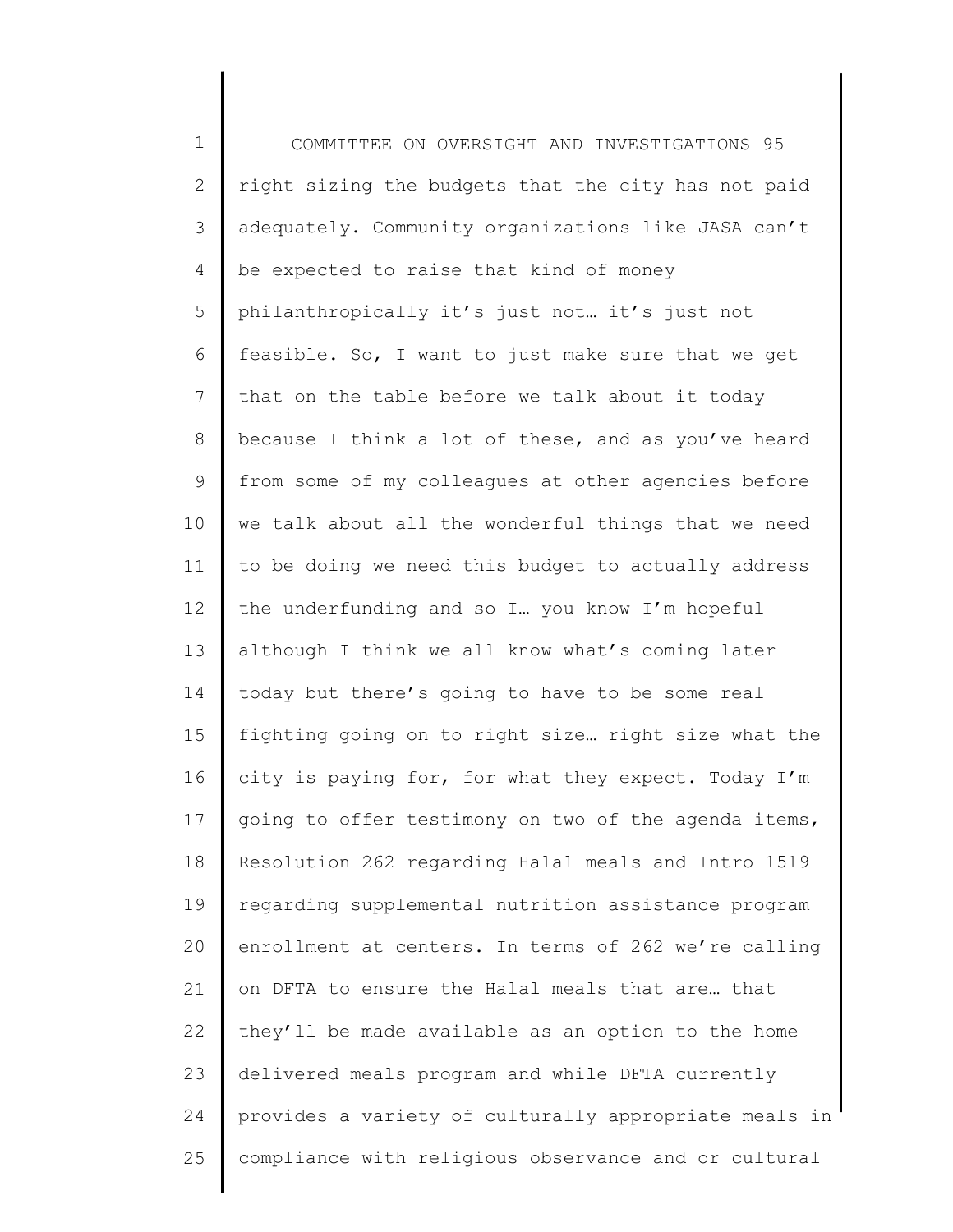right sizing the budgets that the city has not paid adequately. Community organizations like JASA can't be expected to raise that kind of money philanthropically it's just not… it's just not feasible. So, I want to just make sure that we get that on the table before we talk about it today because I think a lot of these, and as you've heard from some of my colleagues at other agencies before we talk about all the wonderful things that we need to be doing we need this budget to actually address the underfunding and so I… you know I'm hopeful although I think we all know what's coming later today but there's going to have to be some real fighting going on to right size… right size what the city is paying for, for what they expect. Today I'm going to offer testimony on two of the agenda items, Resolution 262 regarding Halal meals and Intro 1519 regarding supplemental nutrition assistance program enrollment at centers. In terms of 262 we're calling on DFTA to ensure the Halal meals that are… that they'll be made available as an option to the home delivered meals program and while DFTA currently provides a variety of culturally appropriate meals in compliance with religious observance and or cultural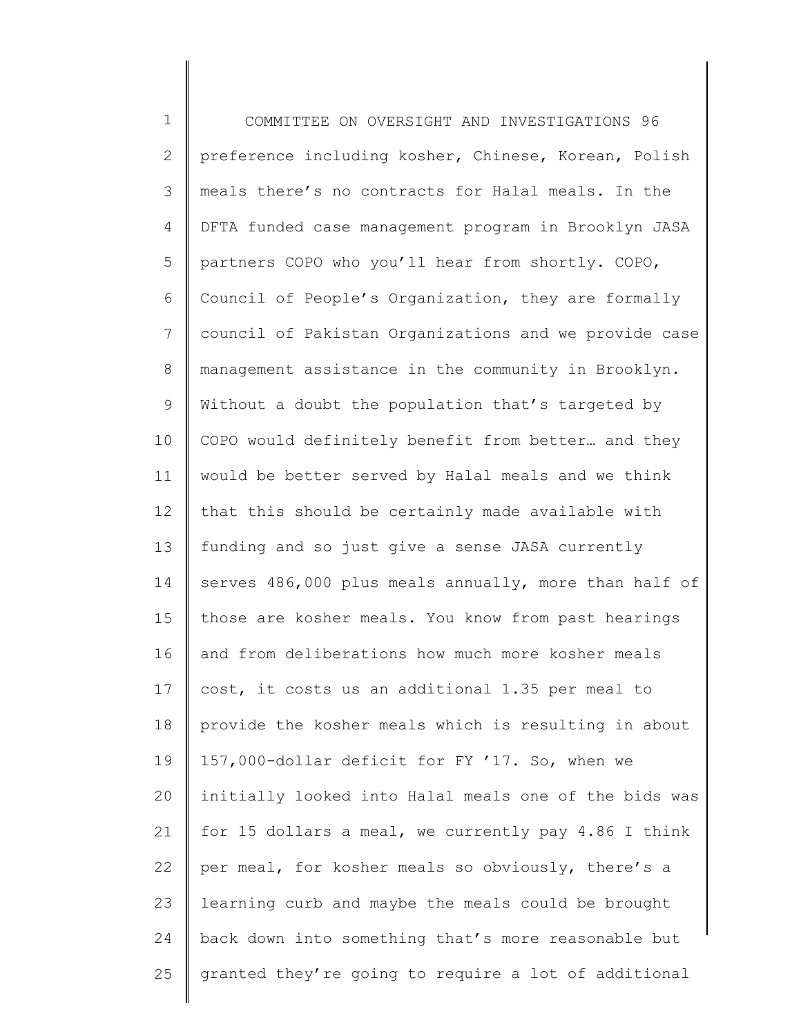preference including kosher, Chinese, Korean, Polish meals there's no contracts for Halal meals. In the DFTA funded case management program in Brooklyn JASA partners COPO who you'll hear from shortly. COPO, Council of People's Organization, they are formally council of Pakistan Organizations and we provide case management assistance in the community in Brooklyn. Without a doubt the population that's targeted by COPO would definitely benefit from better… and they would be better served by Halal meals and we think that this should be certainly made available with funding and so just give a sense JASA currently serves 486,000 plus meals annually, more than half of those are kosher meals. You know from past hearings and from deliberations how much more kosher meals cost, it costs us an additional 1.35 per meal to provide the kosher meals which is resulting in about 157,000-dollar deficit for FY '17. So, when we initially looked into Halal meals one of the bids was for 15 dollars a meal, we currently pay 4.86 I think per meal, for kosher meals so obviously, there's a learning curb and maybe the meals could be brought back down into something that's more reasonable but granted they're going to require a lot of additional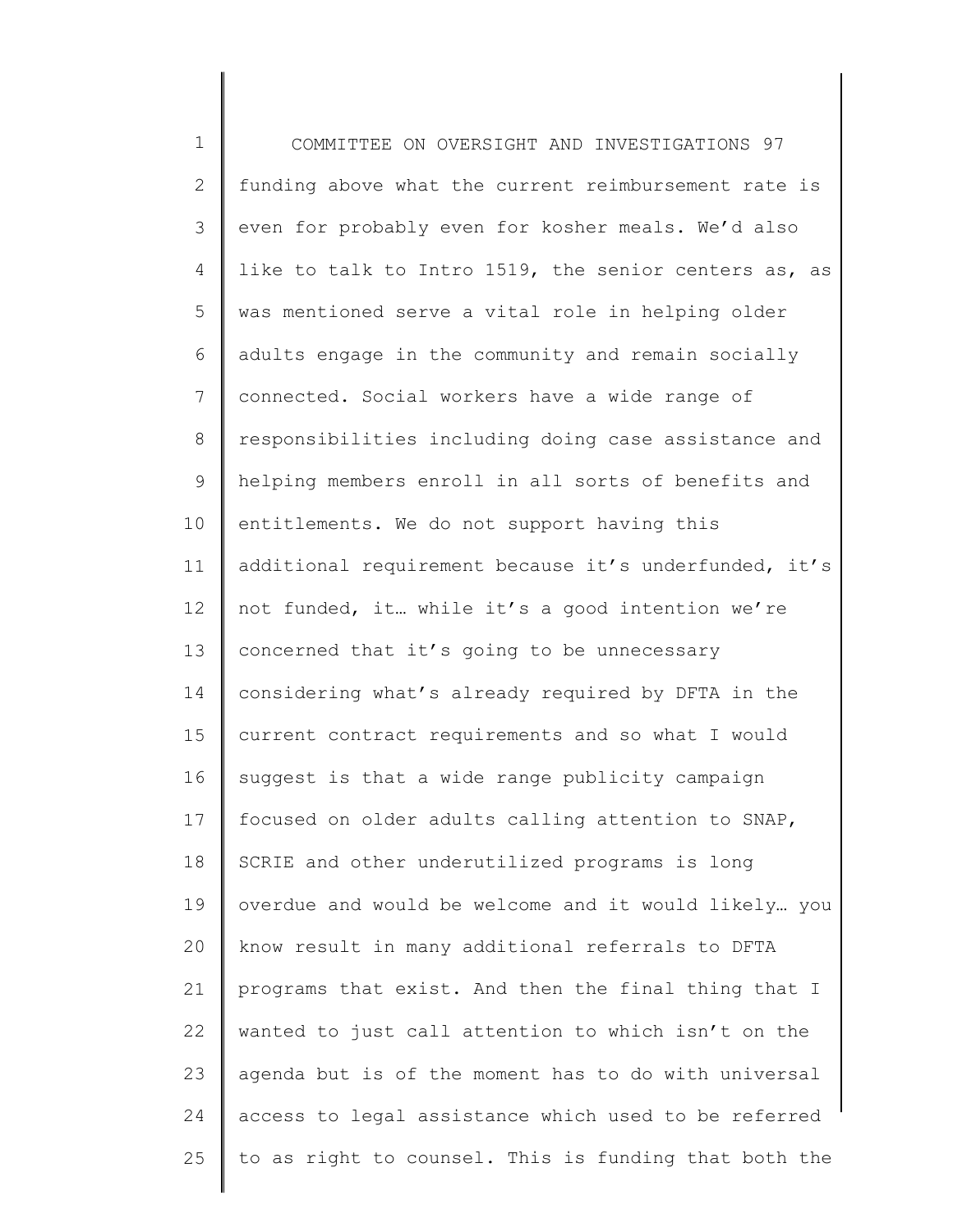funding above what the current reimbursement rate is even for probably even for kosher meals. We'd also like to talk to Intro 1519, the senior centers as, as was mentioned serve a vital role in helping older adults engage in the community and remain socially connected. Social workers have a wide range of responsibilities including doing case assistance and helping members enroll in all sorts of benefits and entitlements. We do not support having this additional requirement because it's underfunded, it's not funded, it… while it's a good intention we're concerned that it's going to be unnecessary considering what's already required by DFTA in the current contract requirements and so what I would suggest is that a wide range publicity campaign focused on older adults calling attention to SNAP, SCRIE and other underutilized programs is long overdue and would be welcome and it would likely… you know result in many additional referrals to DFTA programs that exist. And then the final thing that I wanted to just call attention to which isn't on the agenda but is of the moment has to do with universal access to legal assistance which used to be referred to as right to counsel. This is funding that both the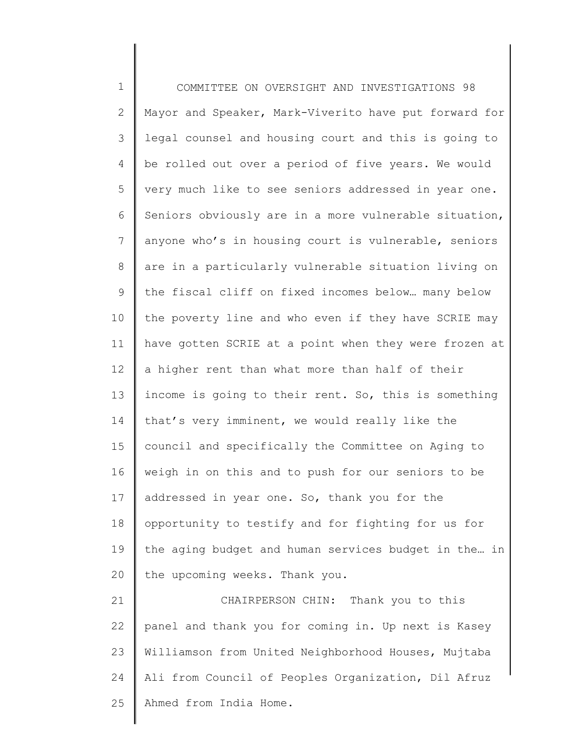Mayor and Speaker, Mark-Viverito have put forward for legal counsel and housing court and this is going to be rolled out over a period of five years. We would very much like to see seniors addressed in year one. Seniors obviously are in a more vulnerable situation, anyone who's in housing court is vulnerable, seniors are in a particularly vulnerable situation living on the fiscal cliff on fixed incomes below… many below the poverty line and who even if they have SCRIE may have gotten SCRIE at a point when they were frozen at a higher rent than what more than half of their income is going to their rent. So, this is something that's very imminent, we would really like the council and specifically the Committee on Aging to weigh in on this and to push for our seniors to be addressed in year one. So, thank you for the opportunity to testify and for fighting for us for the aging budget and human services budget in the… in the upcoming weeks. Thank you.

CHAIRPERSON CHIN: Thank you to this panel and thank you for coming in. Up next is Kasey Williamson from United Neighborhood Houses, Mujtaba Ali from Council of Peoples Organization, Dil Afruz Ahmed from India Home.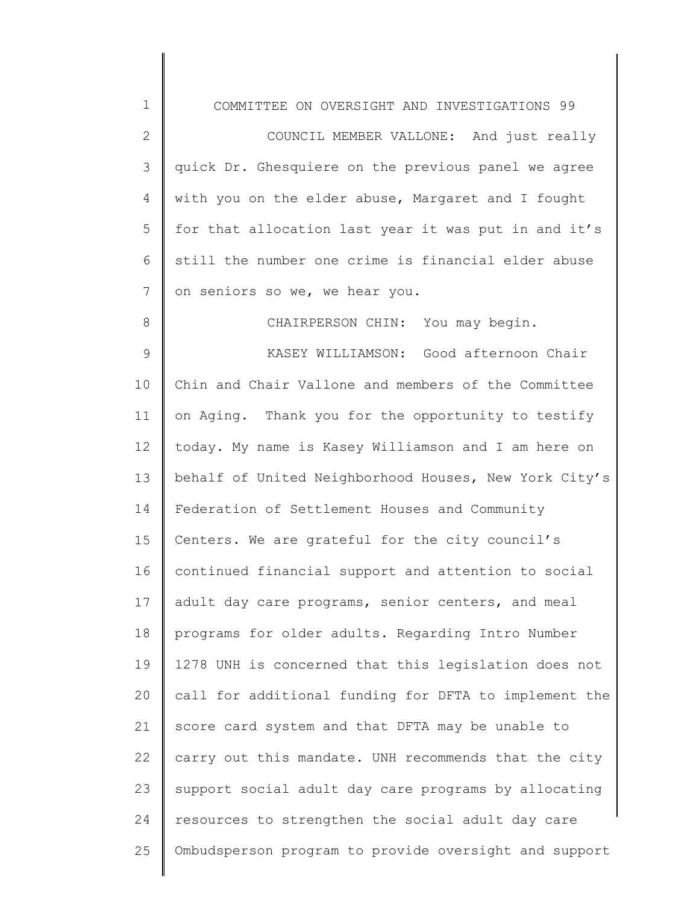COUNCIL MEMBER VALLONE: And just really quick Dr. Ghesquiere on the previous panel we agree with you on the elder abuse, Margaret and I fought for that allocation last year it was put in and it's still the number one crime is financial elder abuse on seniors so we, we hear you.

CHAIRPERSON CHIN: You may begin.

KASEY WILLIAMSON: Good afternoon Chair Chin and Chair Vallone and members of the Committee on Aging. Thank you for the opportunity to testify today. My name is Kasey Williamson and I am here on behalf of United Neighborhood Houses, New York City's Federation of Settlement Houses and Community Centers. We are grateful for the city council's continued financial support and attention to social adult day care programs, senior centers, and meal programs for older adults. Regarding Intro Number 1278 UNH is concerned that this legislation does not call for additional funding for DFTA to implement the score card system and that DFTA may be unable to carry out this mandate. UNH recommends that the city support social adult day care programs by allocating resources to strengthen the social adult day care Ombudsperson program to provide oversight and support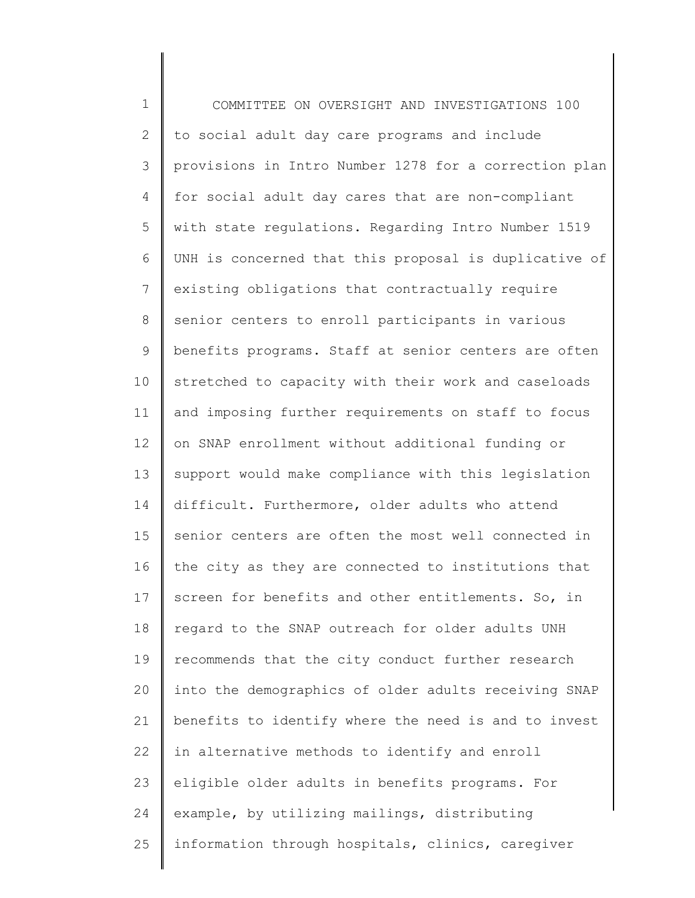to social adult day care programs and include provisions in Intro Number 1278 for a correction plan for social adult day cares that are non-compliant with state regulations. Regarding Intro Number 1519 UNH is concerned that this proposal is duplicative of existing obligations that contractually require senior centers to enroll participants in various benefits programs. Staff at senior centers are often stretched to capacity with their work and caseloads and imposing further requirements on staff to focus on SNAP enrollment without additional funding or support would make compliance with this legislation difficult. Furthermore, older adults who attend senior centers are often the most well connected in the city as they are connected to institutions that screen for benefits and other entitlements. So, in regard to the SNAP outreach for older adults UNH recommends that the city conduct further research into the demographics of older adults receiving SNAP benefits to identify where the need is and to invest in alternative methods to identify and enroll eligible older adults in benefits programs. For example, by utilizing mailings, distributing information through hospitals, clinics, caregiver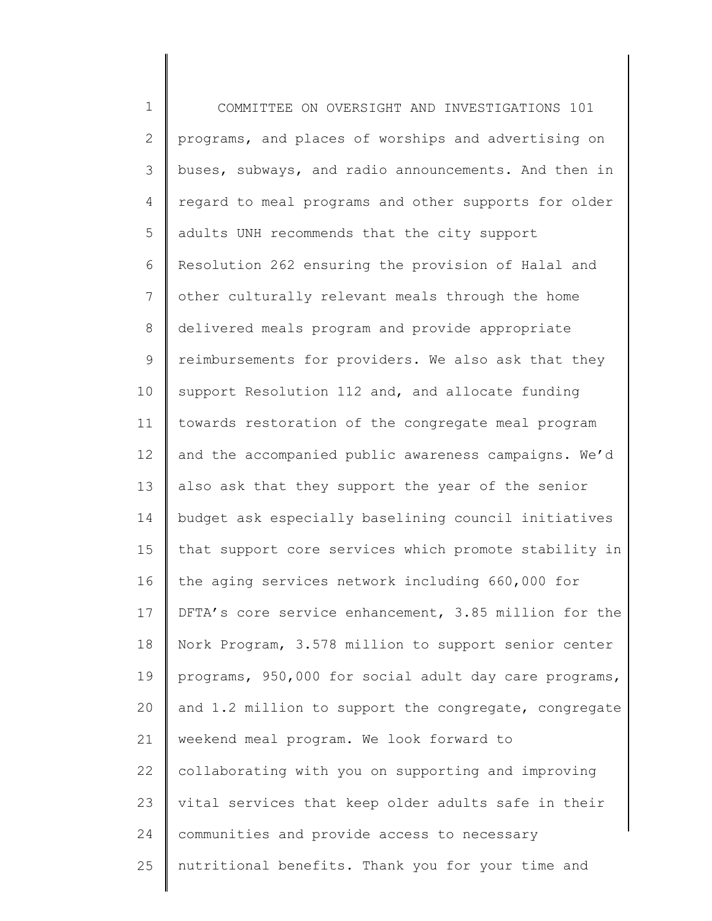programs, and places of worships and advertising on buses, subways, and radio announcements. And then in regard to meal programs and other supports for older adults UNH recommends that the city support Resolution 262 ensuring the provision of Halal and other culturally relevant meals through the home delivered meals program and provide appropriate reimbursements for providers. We also ask that they support Resolution 112 and, and allocate funding towards restoration of the congregate meal program and the accompanied public awareness campaigns. We'd also ask that they support the year of the senior budget ask especially baselining council initiatives that support core services which promote stability in the aging services network including 660,000 for DFTA's core service enhancement, 3.85 million for the Nork Program, 3.578 million to support senior center programs, 950,000 for social adult day care programs, and 1.2 million to support the congregate, congregate weekend meal program. We look forward to collaborating with you on supporting and improving vital services that keep older adults safe in their communities and provide access to necessary nutritional benefits. Thank you for your time and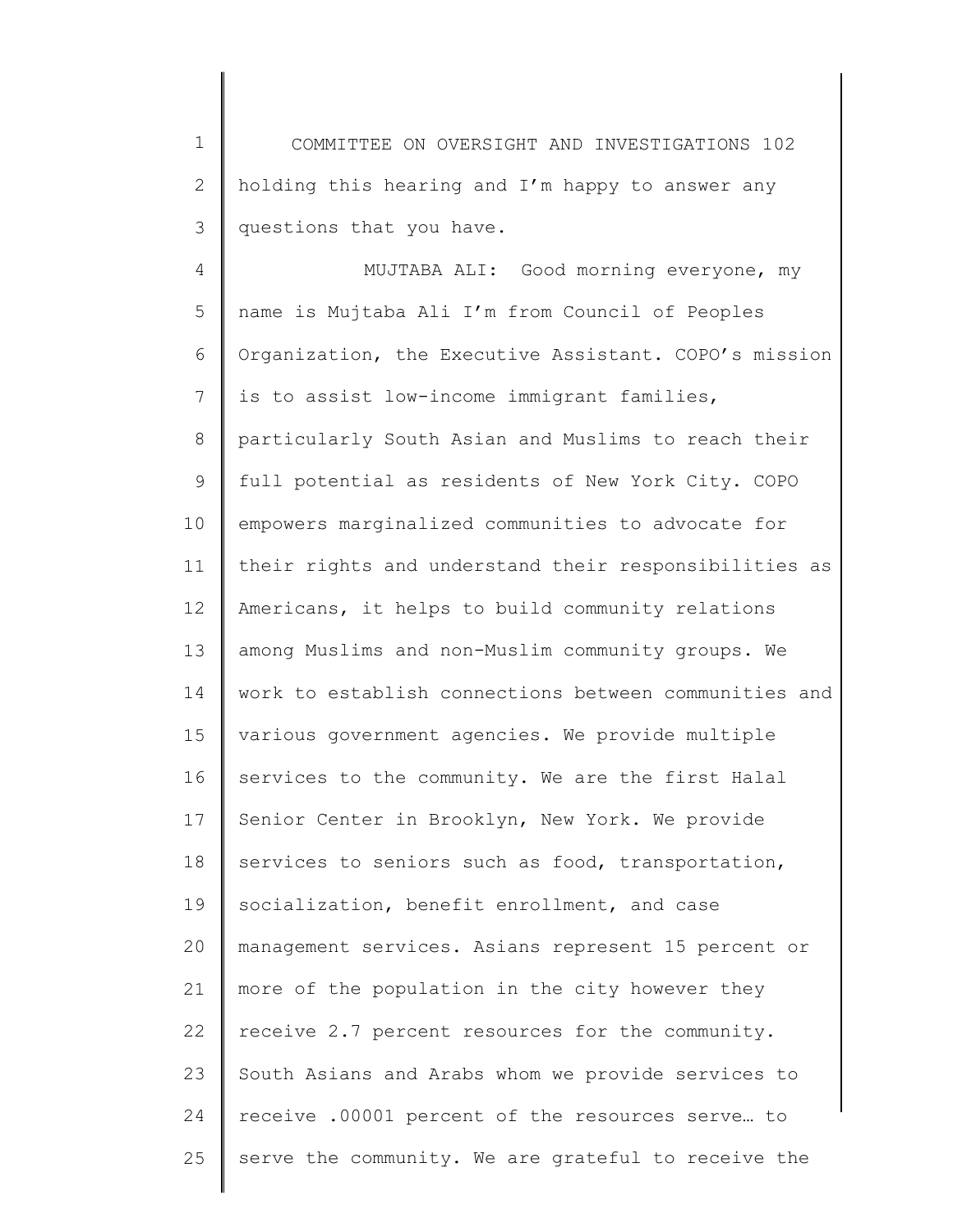holding this hearing and I'm happy to answer any questions that you have.

MUJTABA ALI: Good morning everyone, my name is Mujtaba Ali I'm from Council of Peoples Organization, the Executive Assistant. COPO's mission is to assist low-income immigrant families, particularly South Asian and Muslims to reach their full potential as residents of New York City. COPO empowers marginalized communities to advocate for their rights and understand their responsibilities as Americans, it helps to build community relations among Muslims and non-Muslim community groups. We work to establish connections between communities and various government agencies. We provide multiple services to the community. We are the first Halal Senior Center in Brooklyn, New York. We provide services to seniors such as food, transportation, socialization, benefit enrollment, and case management services. Asians represent 15 percent or more of the population in the city however they receive 2.7 percent resources for the community. South Asians and Arabs whom we provide services to receive .00001 percent of the resources serve… to serve the community. We are grateful to receive the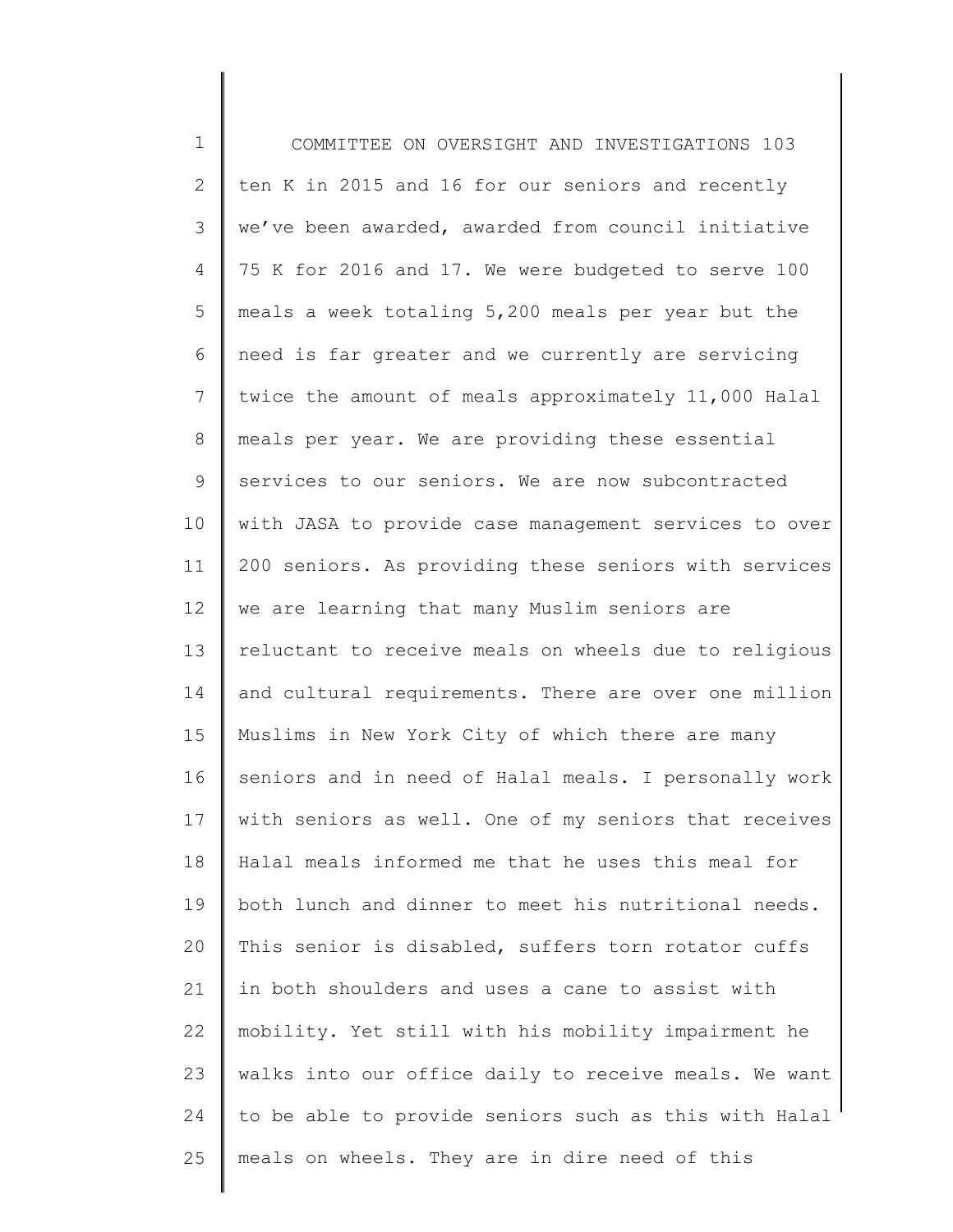ten K in 2015 and 16 for our seniors and recently we've been awarded, awarded from council initiative 75 K for 2016 and 17. We were budgeted to serve 100 meals a week totaling 5,200 meals per year but the need is far greater and we currently are servicing twice the amount of meals approximately 11,000 Halal meals per year. We are providing these essential services to our seniors. We are now subcontracted with JASA to provide case management services to over 200 seniors. As providing these seniors with services we are learning that many Muslim seniors are reluctant to receive meals on wheels due to religious and cultural requirements. There are over one million Muslims in New York City of which there are many seniors and in need of Halal meals. I personally work with seniors as well. One of my seniors that receives Halal meals informed me that he uses this meal for both lunch and dinner to meet his nutritional needs. This senior is disabled, suffers torn rotator cuffs in both shoulders and uses a cane to assist with mobility. Yet still with his mobility impairment he walks into our office daily to receive meals. We want to be able to provide seniors such as this with Halal meals on wheels. They are in dire need of this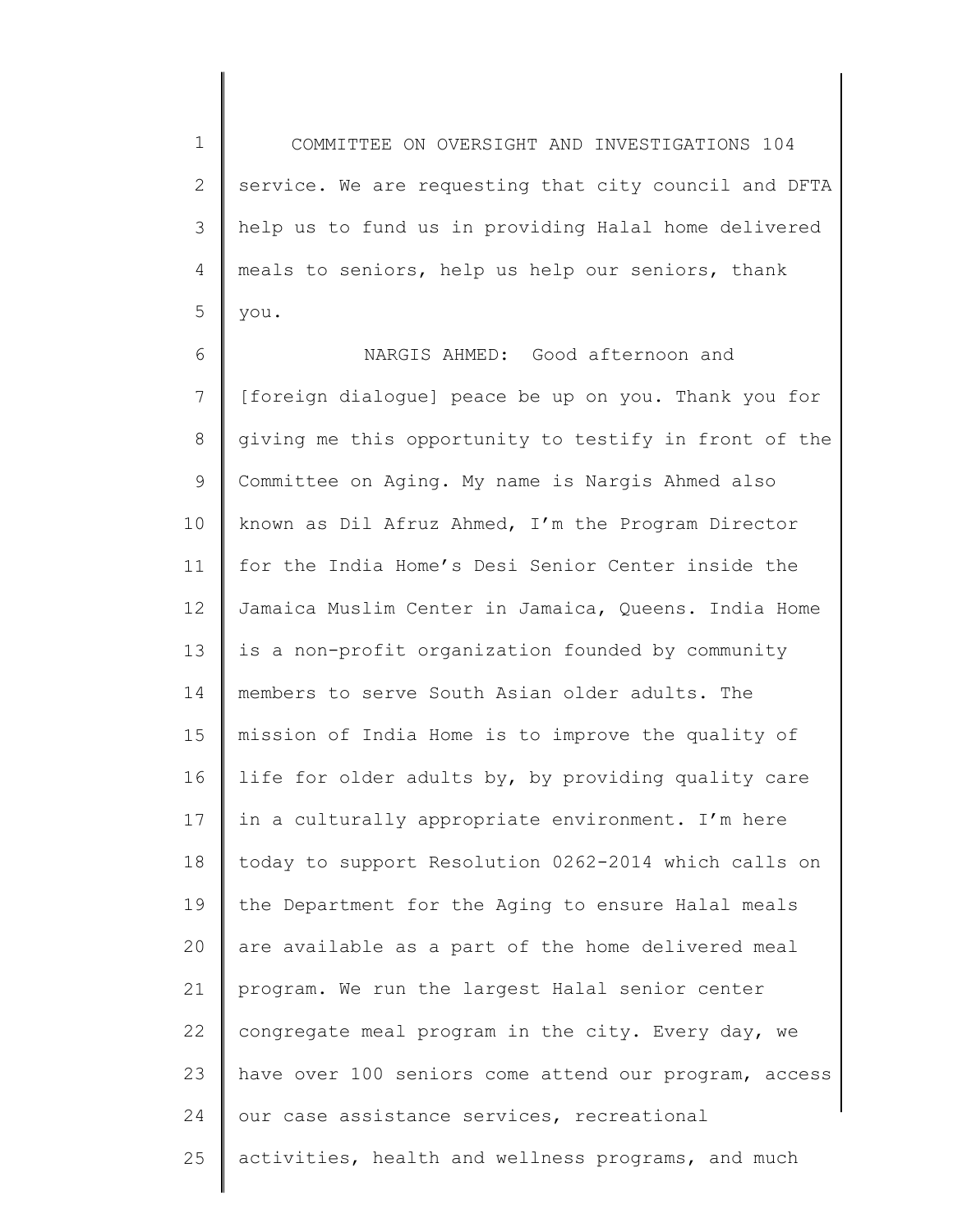service. We are requesting that city council and DFTA help us to fund us in providing Halal home delivered meals to seniors, help us help our seniors, thank you.

NARGIS AHMED: Good afternoon and [foreign dialogue] peace be up on you. Thank you for giving me this opportunity to testify in front of the Committee on Aging. My name is Nargis Ahmed also known as Dil Afruz Ahmed, I'm the Program Director for the India Home's Desi Senior Center inside the Jamaica Muslim Center in Jamaica, Queens. India Home is a non-profit organization founded by community members to serve South Asian older adults. The mission of India Home is to improve the quality of life for older adults by, by providing quality care in a culturally appropriate environment. I'm here today to support Resolution 0262-2014 which calls on the Department for the Aging to ensure Halal meals are available as a part of the home delivered meal program. We run the largest Halal senior center congregate meal program in the city. Every day, we have over 100 seniors come attend our program, access our case assistance services, recreational activities, health and wellness programs, and much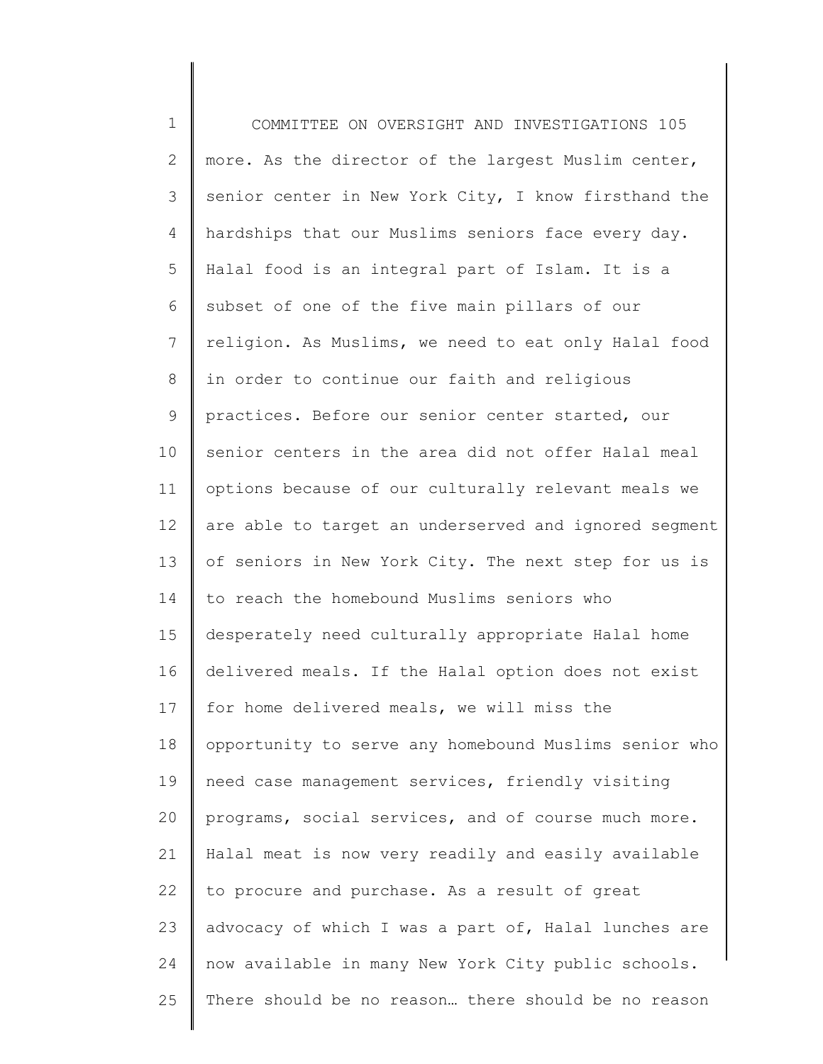more. As the director of the largest Muslim center, senior center in New York City, I know firsthand the hardships that our Muslims seniors face every day. Halal food is an integral part of Islam. It is a subset of one of the five main pillars of our religion. As Muslims, we need to eat only Halal food in order to continue our faith and religious practices. Before our senior center started, our senior centers in the area did not offer Halal meal options because of our culturally relevant meals we are able to target an underserved and ignored segment of seniors in New York City. The next step for us is to reach the homebound Muslims seniors who desperately need culturally appropriate Halal home delivered meals. If the Halal option does not exist for home delivered meals, we will miss the opportunity to serve any homebound Muslims senior who need case management services, friendly visiting programs, social services, and of course much more. Halal meat is now very readily and easily available to procure and purchase. As a result of great advocacy of which I was a part of, Halal lunches are now available in many New York City public schools. There should be no reason… there should be no reason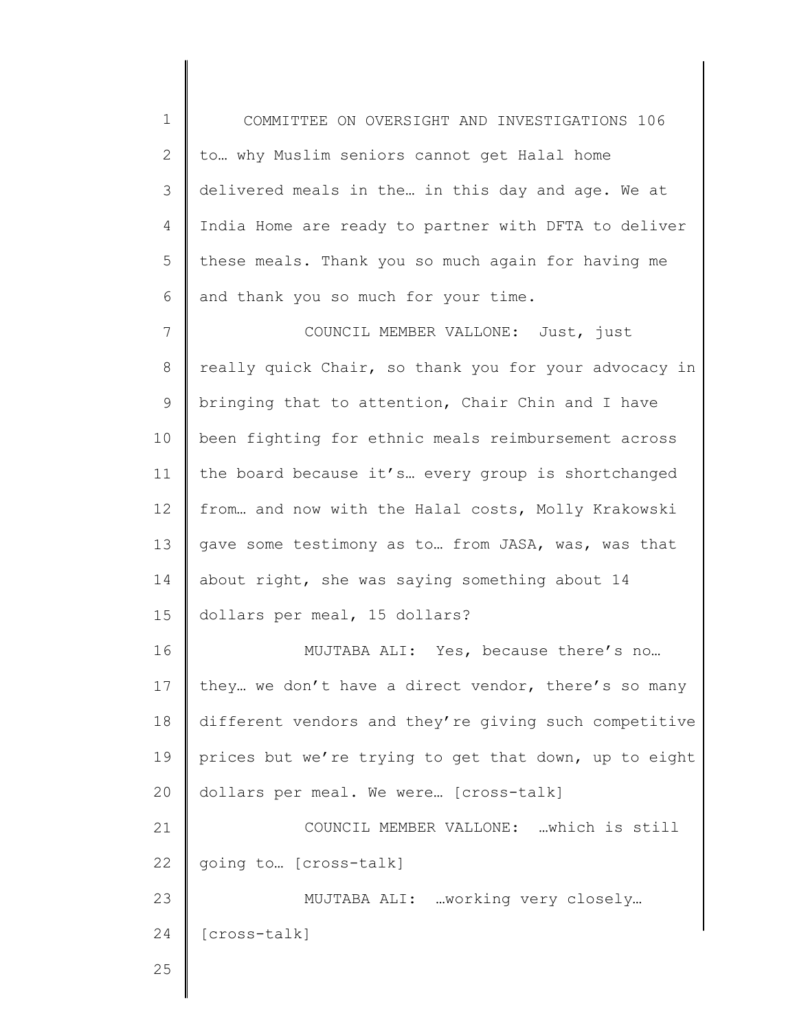to… why Muslim seniors cannot get Halal home delivered meals in the… in this day and age. We at India Home are ready to partner with DFTA to deliver these meals. Thank you so much again for having me and thank you so much for your time.

COUNCIL MEMBER VALLONE: Just, just really quick Chair, so thank you for your advocacy in bringing that to attention, Chair Chin and I have been fighting for ethnic meals reimbursement across the board because it's… every group is shortchanged from… and now with the Halal costs, Molly Krakowski gave some testimony as to… from JASA, was, was that about right, she was saying something about 14 dollars per meal, 15 dollars?

MUJTABA ALI: Yes, because there's no… they… we don't have a direct vendor, there's so many different vendors and they're giving such competitive prices but we're trying to get that down, up to eight dollars per meal. We were… [cross-talk]

COUNCIL MEMBER VALLONE: …which is still going to… [cross-talk]

MUJTABA ALI: …working very closely… [cross-talk]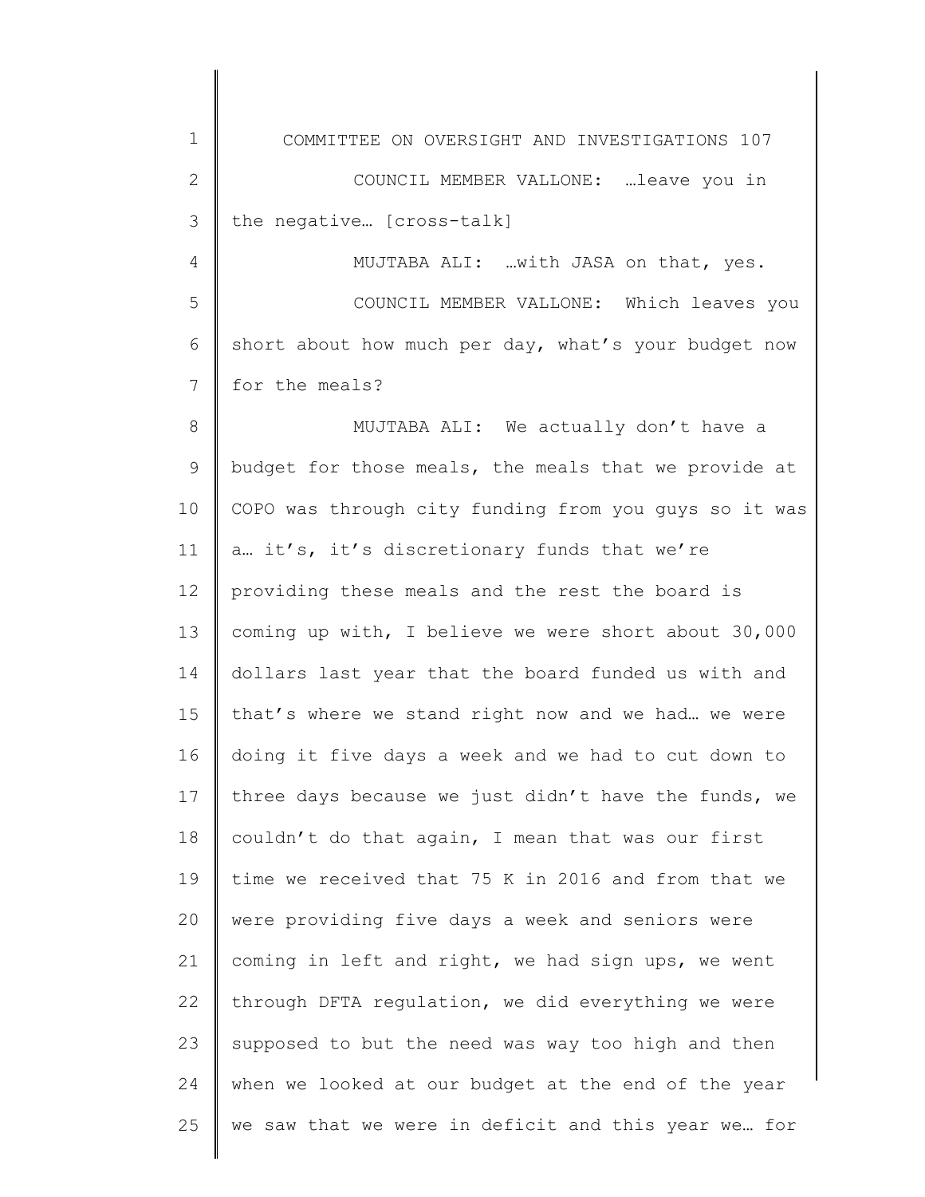COUNCIL MEMBER VALLONE: …leave you in the negative… [cross-talk]

MUJTABA ALI: …with JASA on that, yes.

COUNCIL MEMBER VALLONE: Which leaves you short about how much per day, what's your budget now for the meals?

MUJTABA ALI: We actually don't have a budget for those meals, the meals that we provide at COPO was through city funding from you guys so it was a… it's, it's discretionary funds that we're providing these meals and the rest the board is coming up with, I believe we were short about 30,000 dollars last year that the board funded us with and that's where we stand right now and we had… we were doing it five days a week and we had to cut down to three days because we just didn't have the funds, we couldn't do that again, I mean that was our first time we received that 75 K in 2016 and from that we were providing five days a week and seniors were coming in left and right, we had sign ups, we went through DFTA regulation, we did everything we were supposed to but the need was way too high and then when we looked at our budget at the end of the year we saw that we were in deficit and this year we… for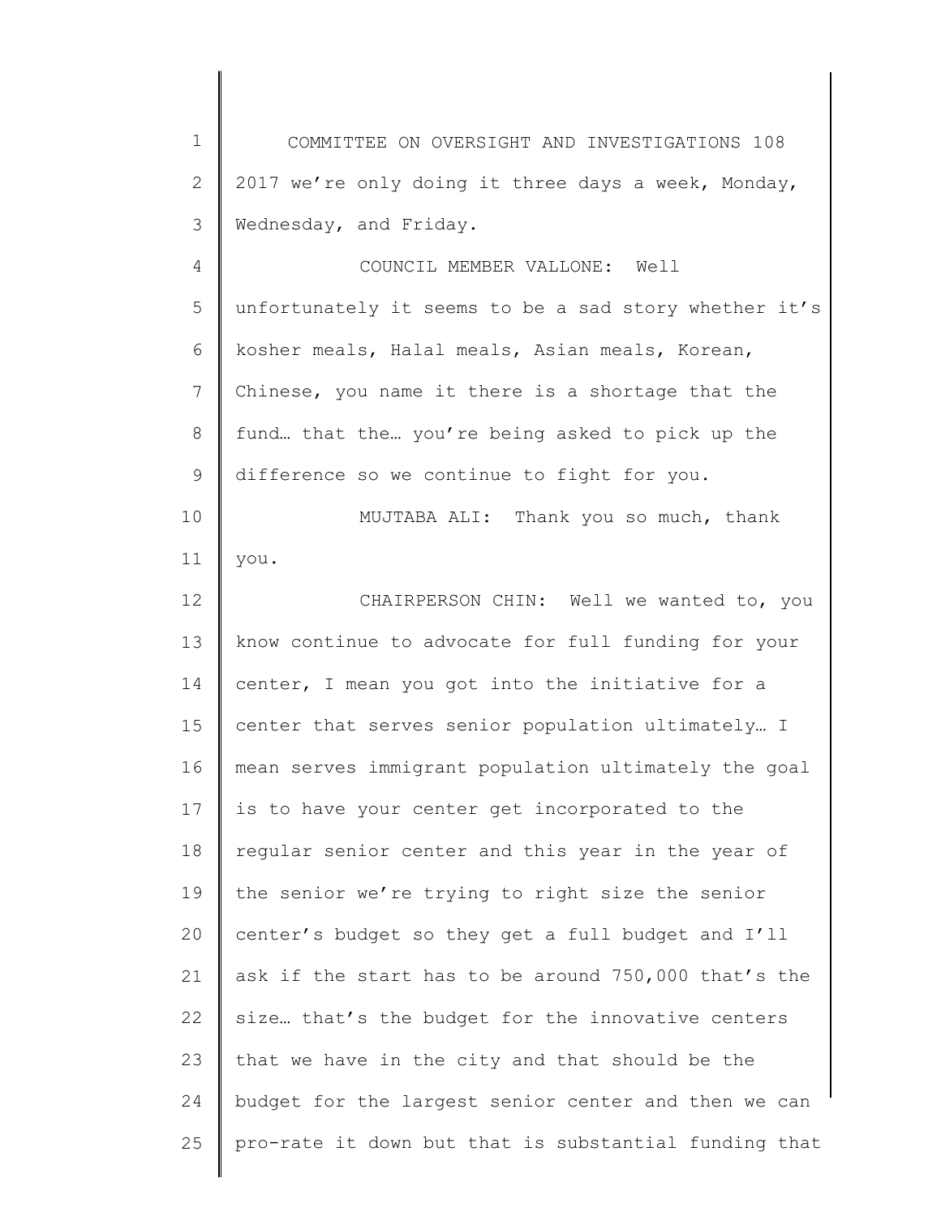2017 we're only doing it three days a week, Monday, Wednesday, and Friday.

COUNCIL MEMBER VALLONE: Well unfortunately it seems to be a sad story whether it's kosher meals, Halal meals, Asian meals, Korean, Chinese, you name it there is a shortage that the fund… that the… you're being asked to pick up the difference so we continue to fight for you.

MUJTABA ALI: Thank you so much, thank you.

CHAIRPERSON CHIN: Well we wanted to, you know continue to advocate for full funding for your center, I mean you got into the initiative for a center that serves senior population ultimately… I mean serves immigrant population ultimately the goal is to have your center get incorporated to the regular senior center and this year in the year of the senior we're trying to right size the senior center's budget so they get a full budget and I'll ask if the start has to be around 750,000 that's the size… that's the budget for the innovative centers that we have in the city and that should be the budget for the largest senior center and then we can pro-rate it down but that is substantial funding that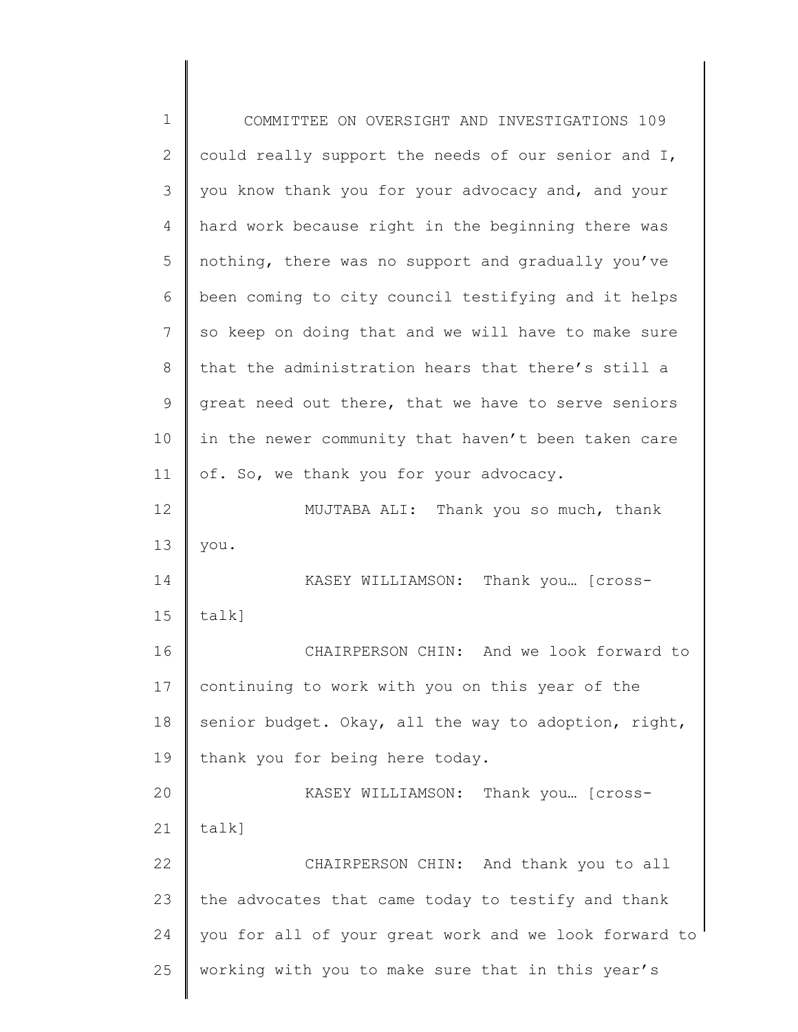could really support the needs of our senior and I, you know thank you for your advocacy and, and your hard work because right in the beginning there was nothing, there was no support and gradually you've been coming to city council testifying and it helps so keep on doing that and we will have to make sure that the administration hears that there's still a great need out there, that we have to serve seniors in the newer community that haven't been taken care of. So, we thank you for your advocacy.

MUJTABA ALI: Thank you so much, thank you.

KASEY WILLIAMSON: Thank you… [cross-talk]

CHAIRPERSON CHIN: And we look forward to continuing to work with you on this year of the senior budget. Okay, all the way to adoption, right, thank you for being here today.

KASEY WILLIAMSON: Thank you… [cross-talk]

CHAIRPERSON CHIN: And thank you to all the advocates that came today to testify and thank you for all of your great work and we look forward to working with you to make sure that in this year's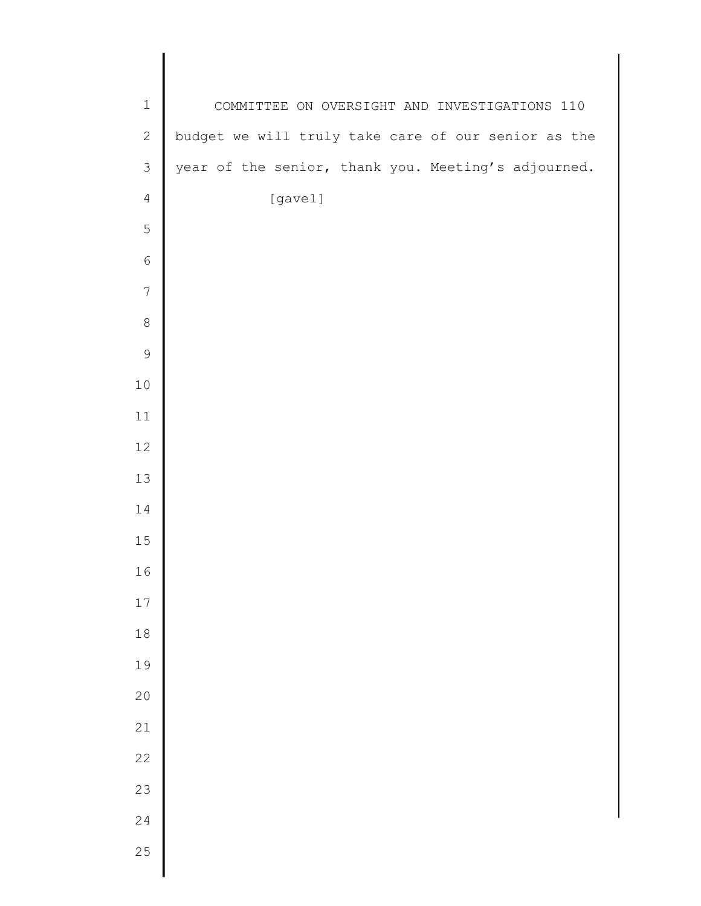budget we will truly take care of our senior as the year of the senior, thank you. Meeting's adjourned.

[gavel]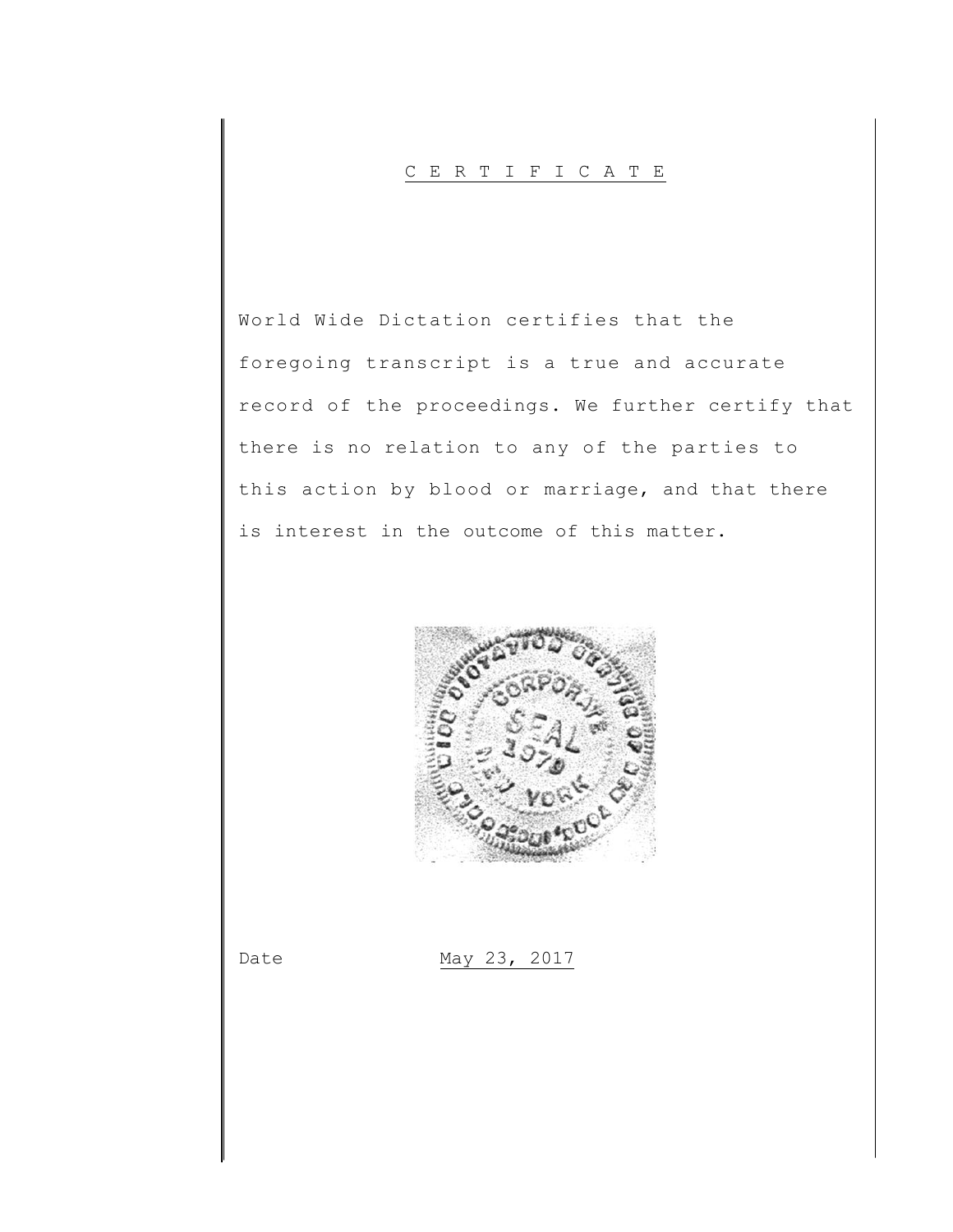# C E R T I F I C A T E

World Wide Dictation certifies that the foregoing transcript is a true and accurate record of the proceedings. We further certify that there is no relation to any of the parties to this action by blood or marriage, and that there is interest in the outcome of this matter.

Date May 23, 2017